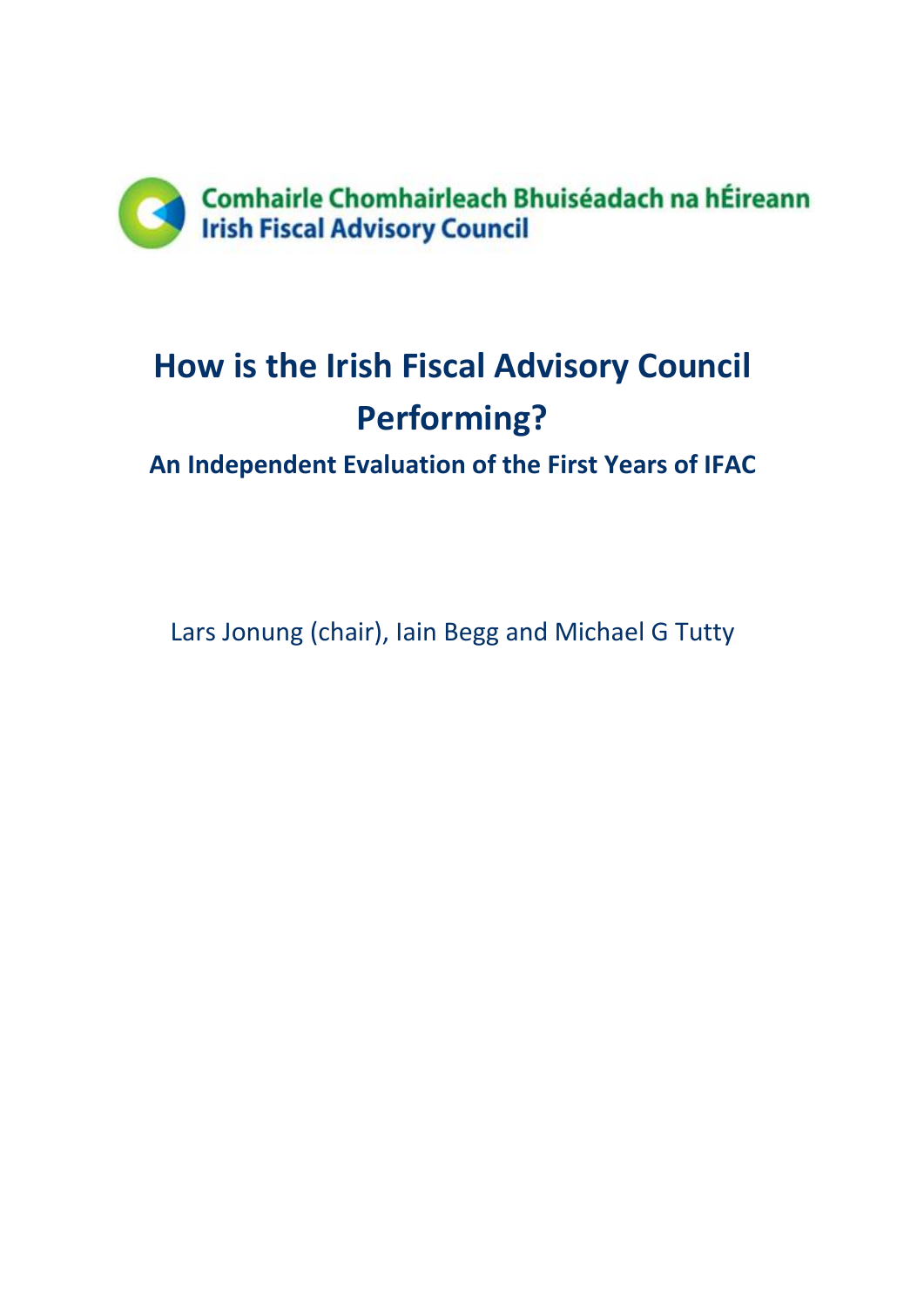Comhairle Chomhairleach Bhuiséadach na hÉireann
Irish Fiscal Advisory Council

# How is the Irish Fiscal Advisory Council Performing?

## An Independent Evaluation of the First Years of IFAC

Lars Jonung (chair), Iain Begg and Michael G Tutty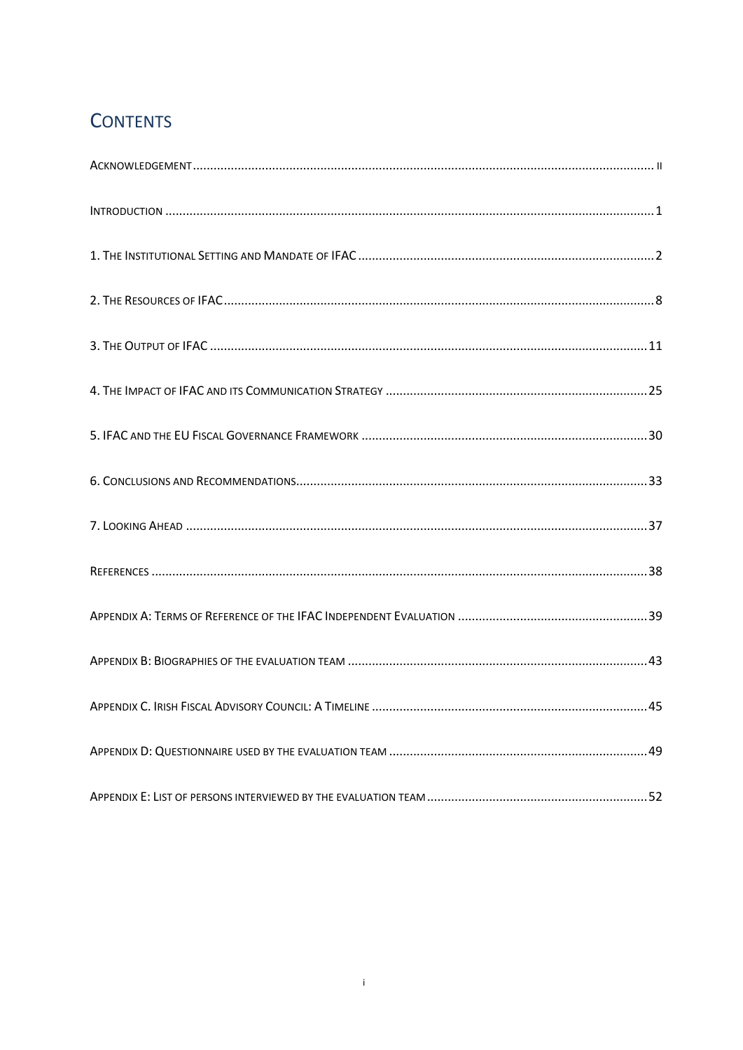# CONTENTS

ACKNOWLEDGEMENT ..... II

INTRODUCTION ..... 1

1. THE INSTITUTIONAL SETTING AND MANDATE OF IFAC ..... 2

2. THE RESOURCES OF IFAC ..... 8

3. THE OUTPUT OF IFAC ..... 11

4. THE IMPACT OF IFAC AND ITS COMMUNICATION STRATEGY ..... 25

5. IFAC AND THE EU FISCAL GOVERNANCE FRAMEWORK ..... 30

6. CONCLUSIONS AND RECOMMENDATIONS ..... 33

7. LOOKING AHEAD ..... 37

REFERENCES ..... 38

APPENDIX A: TERMS OF REFERENCE OF THE IFAC INDEPENDENT EVALUATION ..... 39

APPENDIX B: BIOGRAPHIES OF THE EVALUATION TEAM ..... 43

APPENDIX C. IRISH FISCAL ADVISORY COUNCIL: A TIMELINE ..... 45

APPENDIX D: QUESTIONNAIRE USED BY THE EVALUATION TEAM ..... 49

APPENDIX E: LIST OF PERSONS INTERVIEWED BY THE EVALUATION TEAM ..... 52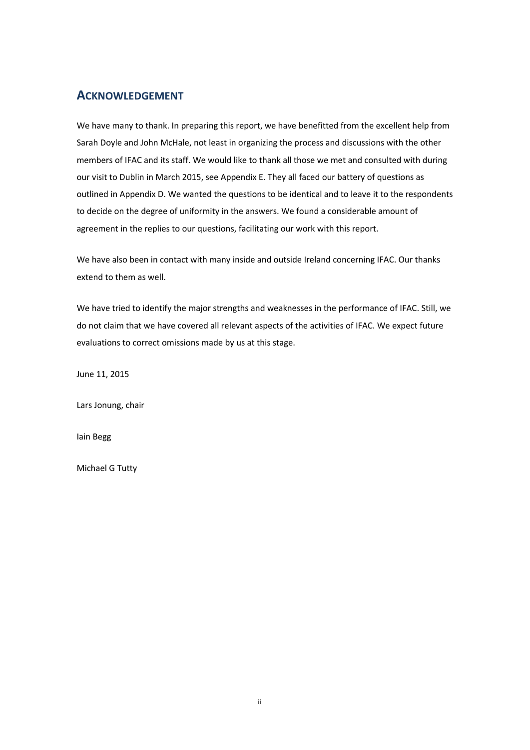## ACKNOWLEDGEMENT

We have many to thank. In preparing this report, we have benefitted from the excellent help from Sarah Doyle and John McHale, not least in organizing the process and discussions with the other members of IFAC and its staff. We would like to thank all those we met and consulted with during our visit to Dublin in March 2015, see Appendix E. They all faced our battery of questions as outlined in Appendix D. We wanted the questions to be identical and to leave it to the respondents to decide on the degree of uniformity in the answers. We found a considerable amount of agreement in the replies to our questions, facilitating our work with this report.

We have also been in contact with many inside and outside Ireland concerning IFAC. Our thanks extend to them as well.

We have tried to identify the major strengths and weaknesses in the performance of IFAC. Still, we do not claim that we have covered all relevant aspects of the activities of IFAC. We expect future evaluations to correct omissions made by us at this stage.

June 11, 2015

Lars Jonung, chair

Iain Begg

Michael G Tutty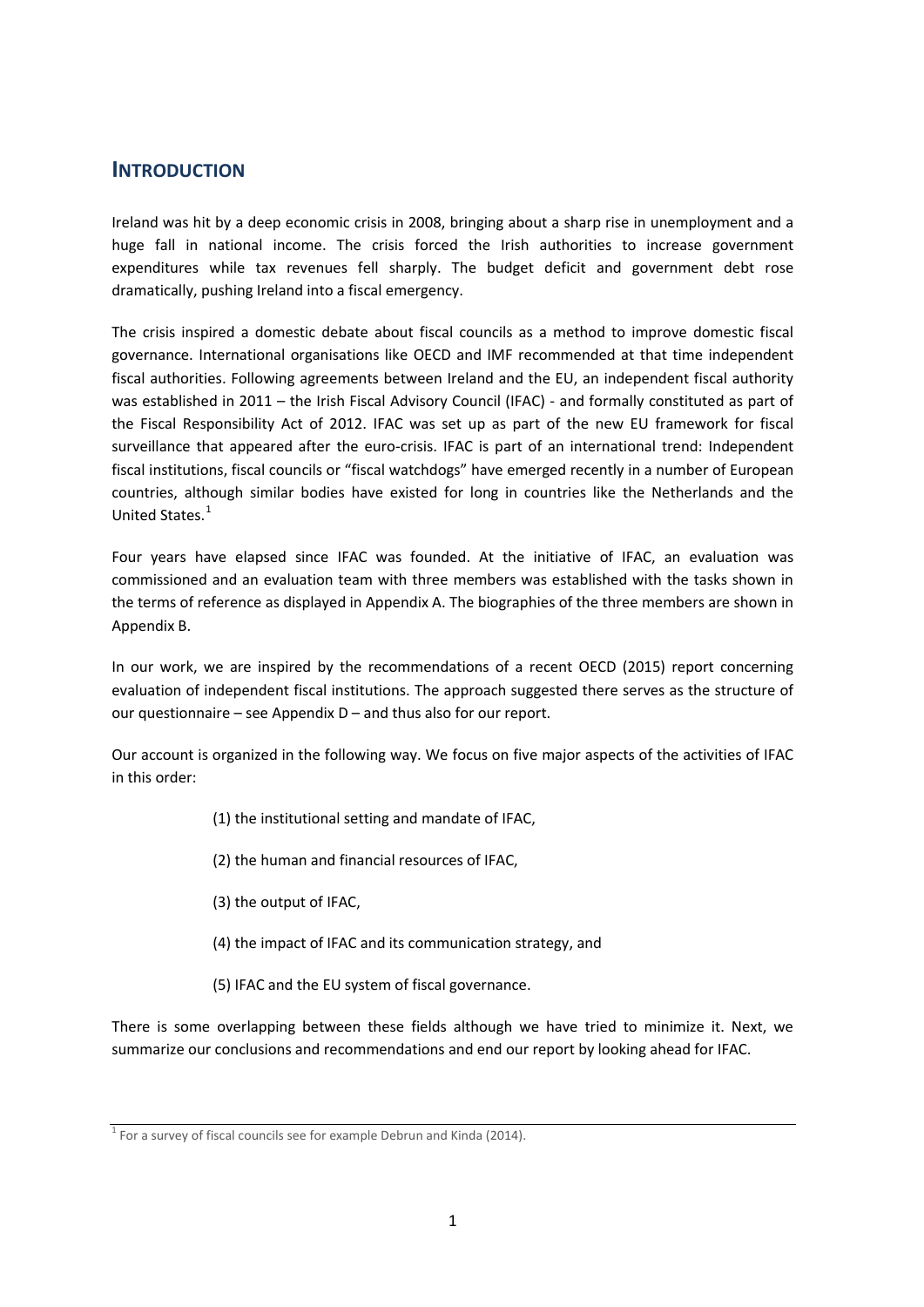## INTRODUCTION

Ireland was hit by a deep economic crisis in 2008, bringing about a sharp rise in unemployment and a huge fall in national income. The crisis forced the Irish authorities to increase government expenditures while tax revenues fell sharply. The budget deficit and government debt rose dramatically, pushing Ireland into a fiscal emergency.

The crisis inspired a domestic debate about fiscal councils as a method to improve domestic fiscal governance. International organisations like OECD and IMF recommended at that time independent fiscal authorities. Following agreements between Ireland and the EU, an independent fiscal authority was established in 2011 – the Irish Fiscal Advisory Council (IFAC) - and formally constituted as part of the Fiscal Responsibility Act of 2012. IFAC was set up as part of the new EU framework for fiscal surveillance that appeared after the euro-crisis. IFAC is part of an international trend: Independent fiscal institutions, fiscal councils or "fiscal watchdogs" have emerged recently in a number of European countries, although similar bodies have existed for long in countries like the Netherlands and the United States.[1]

Four years have elapsed since IFAC was founded. At the initiative of IFAC, an evaluation was commissioned and an evaluation team with three members was established with the tasks shown in the terms of reference as displayed in Appendix A. The biographies of the three members are shown in Appendix B.

In our work, we are inspired by the recommendations of a recent OECD (2015) report concerning evaluation of independent fiscal institutions. The approach suggested there serves as the structure of our questionnaire – see Appendix D – and thus also for our report.

Our account is organized in the following way. We focus on five major aspects of the activities of IFAC in this order:

(1) the institutional setting and mandate of IFAC,

(2) the human and financial resources of IFAC,

(3) the output of IFAC,

(4) the impact of IFAC and its communication strategy, and

(5) IFAC and the EU system of fiscal governance.

There is some overlapping between these fields although we have tried to minimize it. Next, we summarize our conclusions and recommendations and end our report by looking ahead for IFAC.

[1] For a survey of fiscal councils see for example Debrun and Kinda (2014).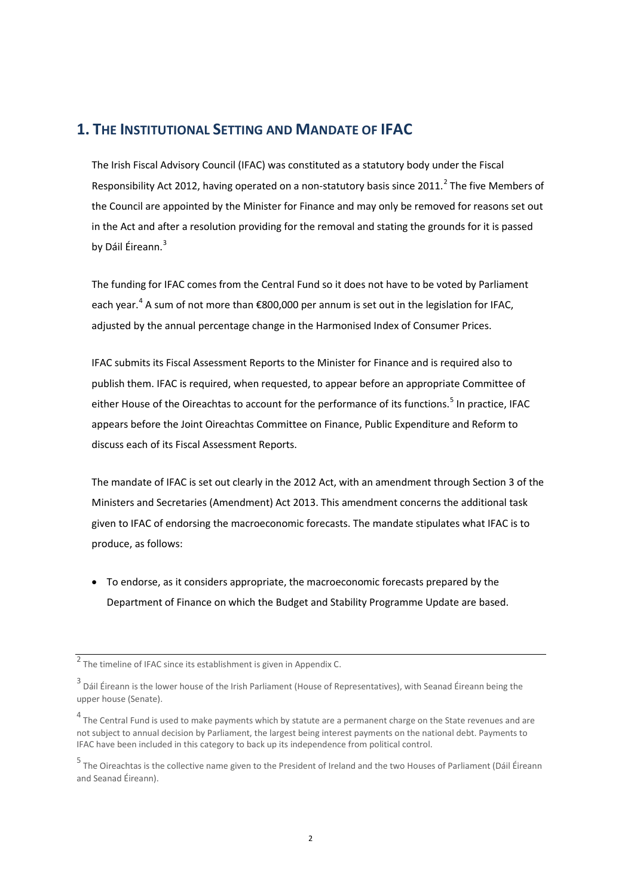## 1. The Institutional Setting and Mandate of IFAC

The Irish Fiscal Advisory Council (IFAC) was constituted as a statutory body under the Fiscal Responsibility Act 2012, having operated on a non-statutory basis since 2011.[2] The five Members of the Council are appointed by the Minister for Finance and may only be removed for reasons set out in the Act and after a resolution providing for the removal and stating the grounds for it is passed by Dáil Éireann.[3]

The funding for IFAC comes from the Central Fund so it does not have to be voted by Parliament each year.[4] A sum of not more than €800,000 per annum is set out in the legislation for IFAC, adjusted by the annual percentage change in the Harmonised Index of Consumer Prices.

IFAC submits its Fiscal Assessment Reports to the Minister for Finance and is required also to publish them. IFAC is required, when requested, to appear before an appropriate Committee of either House of the Oireachtas to account for the performance of its functions.[5] In practice, IFAC appears before the Joint Oireachtas Committee on Finance, Public Expenditure and Reform to discuss each of its Fiscal Assessment Reports.

The mandate of IFAC is set out clearly in the 2012 Act, with an amendment through Section 3 of the Ministers and Secretaries (Amendment) Act 2013. This amendment concerns the additional task given to IFAC of endorsing the macroeconomic forecasts. The mandate stipulates what IFAC is to produce, as follows:

- To endorse, as it considers appropriate, the macroeconomic forecasts prepared by the Department of Finance on which the Budget and Stability Programme Update are based.

---

[2] The timeline of IFAC since its establishment is given in Appendix C.

[3] Dáil Éireann is the lower house of the Irish Parliament (House of Representatives), with Seanad Éireann being the upper house (Senate).

[4] The Central Fund is used to make payments which by statute are a permanent charge on the State revenues and are not subject to annual decision by Parliament, the largest being interest payments on the national debt. Payments to IFAC have been included in this category to back up its independence from political control.

[5] The Oireachtas is the collective name given to the President of Ireland and the two Houses of Parliament (Dáil Éireann and Seanad Éireann).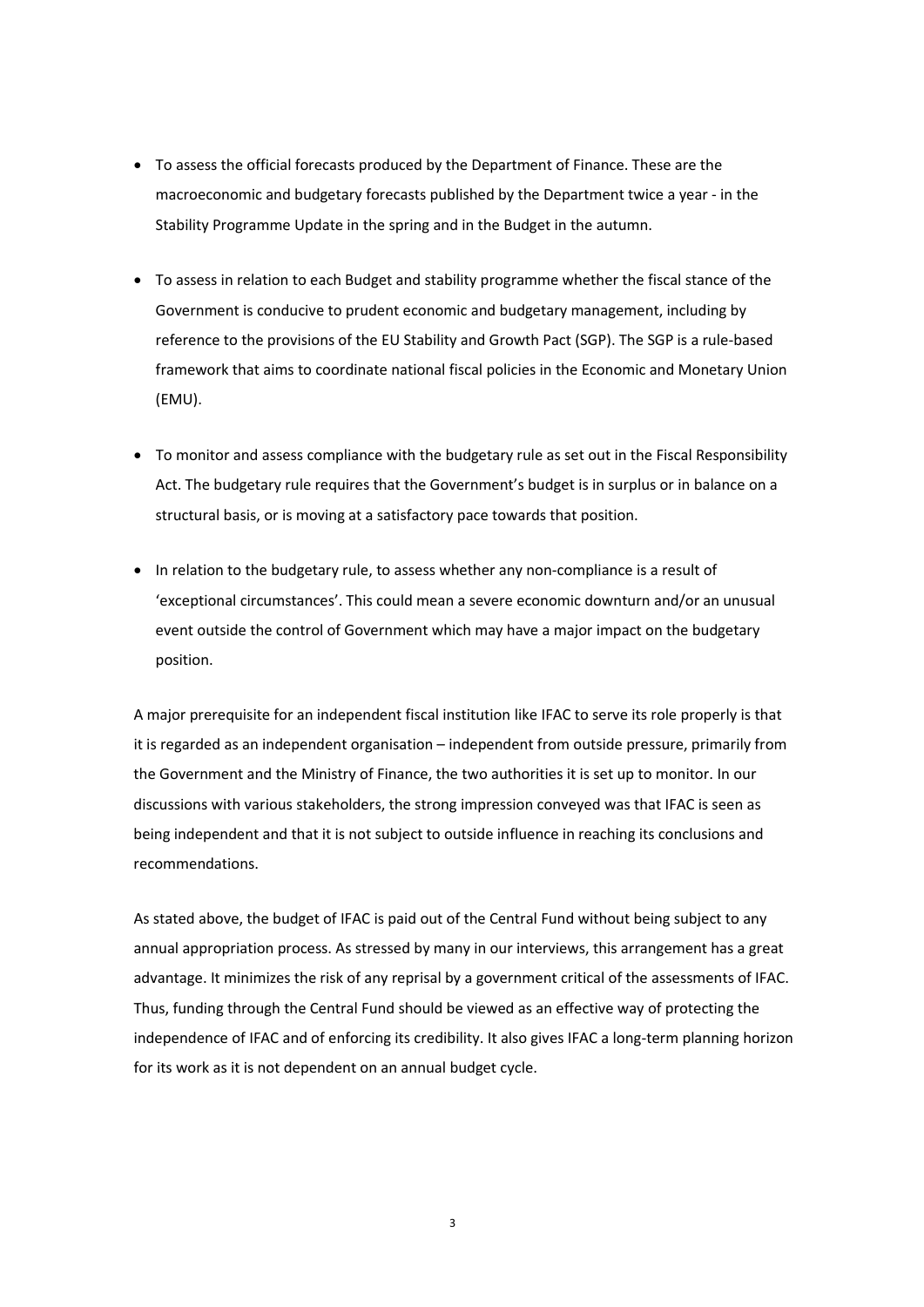- To assess the official forecasts produced by the Department of Finance. These are the macroeconomic and budgetary forecasts published by the Department twice a year - in the Stability Programme Update in the spring and in the Budget in the autumn.

- To assess in relation to each Budget and stability programme whether the fiscal stance of the Government is conducive to prudent economic and budgetary management, including by reference to the provisions of the EU Stability and Growth Pact (SGP). The SGP is a rule-based framework that aims to coordinate national fiscal policies in the Economic and Monetary Union (EMU).

- To monitor and assess compliance with the budgetary rule as set out in the Fiscal Responsibility Act. The budgetary rule requires that the Government's budget is in surplus or in balance on a structural basis, or is moving at a satisfactory pace towards that position.

- In relation to the budgetary rule, to assess whether any non-compliance is a result of 'exceptional circumstances'. This could mean a severe economic downturn and/or an unusual event outside the control of Government which may have a major impact on the budgetary position.

A major prerequisite for an independent fiscal institution like IFAC to serve its role properly is that it is regarded as an independent organisation – independent from outside pressure, primarily from the Government and the Ministry of Finance, the two authorities it is set up to monitor. In our discussions with various stakeholders, the strong impression conveyed was that IFAC is seen as being independent and that it is not subject to outside influence in reaching its conclusions and recommendations.

As stated above, the budget of IFAC is paid out of the Central Fund without being subject to any annual appropriation process. As stressed by many in our interviews, this arrangement has a great advantage. It minimizes the risk of any reprisal by a government critical of the assessments of IFAC. Thus, funding through the Central Fund should be viewed as an effective way of protecting the independence of IFAC and of enforcing its credibility. It also gives IFAC a long-term planning horizon for its work as it is not dependent on an annual budget cycle.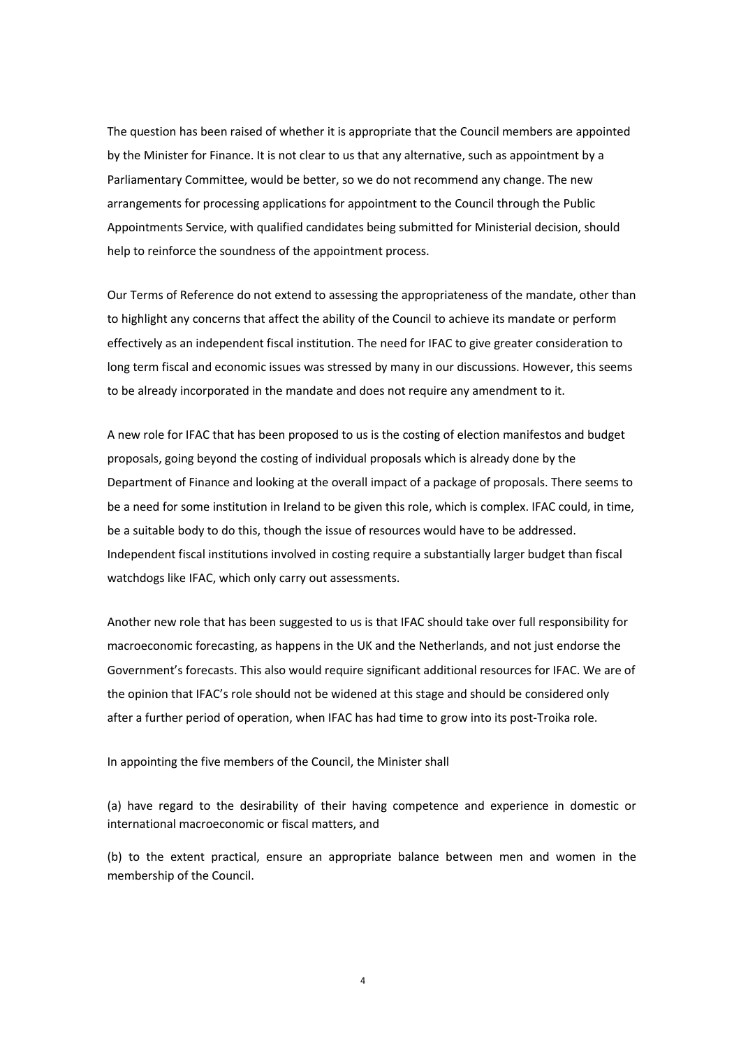The question has been raised of whether it is appropriate that the Council members are appointed by the Minister for Finance. It is not clear to us that any alternative, such as appointment by a Parliamentary Committee, would be better, so we do not recommend any change. The new arrangements for processing applications for appointment to the Council through the Public Appointments Service, with qualified candidates being submitted for Ministerial decision, should help to reinforce the soundness of the appointment process.

Our Terms of Reference do not extend to assessing the appropriateness of the mandate, other than to highlight any concerns that affect the ability of the Council to achieve its mandate or perform effectively as an independent fiscal institution. The need for IFAC to give greater consideration to long term fiscal and economic issues was stressed by many in our discussions. However, this seems to be already incorporated in the mandate and does not require any amendment to it.

A new role for IFAC that has been proposed to us is the costing of election manifestos and budget proposals, going beyond the costing of individual proposals which is already done by the Department of Finance and looking at the overall impact of a package of proposals. There seems to be a need for some institution in Ireland to be given this role, which is complex. IFAC could, in time, be a suitable body to do this, though the issue of resources would have to be addressed. Independent fiscal institutions involved in costing require a substantially larger budget than fiscal watchdogs like IFAC, which only carry out assessments.

Another new role that has been suggested to us is that IFAC should take over full responsibility for macroeconomic forecasting, as happens in the UK and the Netherlands, and not just endorse the Government's forecasts. This also would require significant additional resources for IFAC. We are of the opinion that IFAC's role should not be widened at this stage and should be considered only after a further period of operation, when IFAC has had time to grow into its post-Troika role.

In appointing the five members of the Council, the Minister shall

(a) have regard to the desirability of their having competence and experience in domestic or international macroeconomic or fiscal matters, and

(b) to the extent practical, ensure an appropriate balance between men and women in the membership of the Council.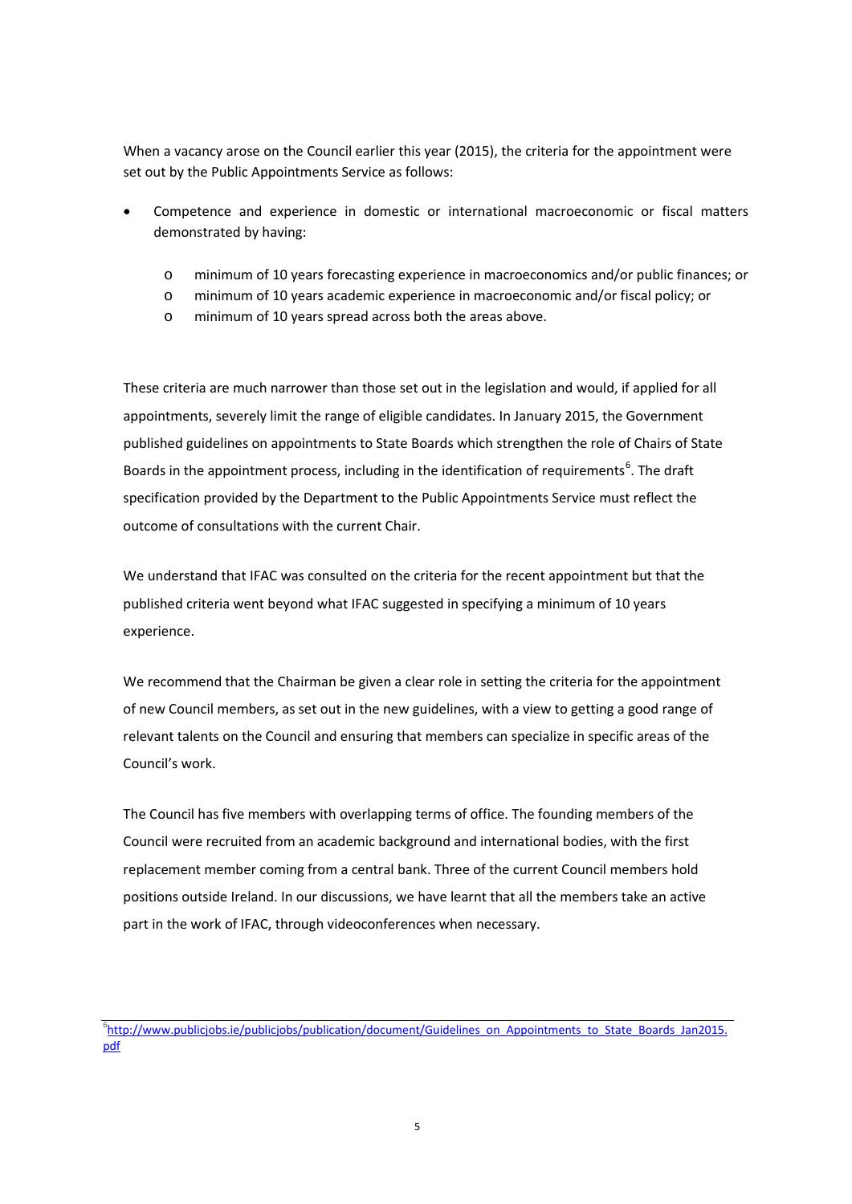When a vacancy arose on the Council earlier this year (2015), the criteria for the appointment were set out by the Public Appointments Service as follows:

- Competence and experience in domestic or international macroeconomic or fiscal matters demonstrated by having:
  - minimum of 10 years forecasting experience in macroeconomics and/or public finances; or
  - minimum of 10 years academic experience in macroeconomic and/or fiscal policy; or
  - minimum of 10 years spread across both the areas above.

These criteria are much narrower than those set out in the legislation and would, if applied for all appointments, severely limit the range of eligible candidates. In January 2015, the Government published guidelines on appointments to State Boards which strengthen the role of Chairs of State Boards in the appointment process, including in the identification of requirements[6]. The draft specification provided by the Department to the Public Appointments Service must reflect the outcome of consultations with the current Chair.

We understand that IFAC was consulted on the criteria for the recent appointment but that the published criteria went beyond what IFAC suggested in specifying a minimum of 10 years experience.

We recommend that the Chairman be given a clear role in setting the criteria for the appointment of new Council members, as set out in the new guidelines, with a view to getting a good range of relevant talents on the Council and ensuring that members can specialize in specific areas of the Council's work.

The Council has five members with overlapping terms of office. The founding members of the Council were recruited from an academic background and international bodies, with the first replacement member coming from a central bank. Three of the current Council members hold positions outside Ireland. In our discussions, we have learnt that all the members take an active part in the work of IFAC, through videoconferences when necessary.

[6] http://www.publicjobs.ie/publicjobs/publication/document/Guidelines_on_Appointments_to_State_Boards_Jan2015.pdf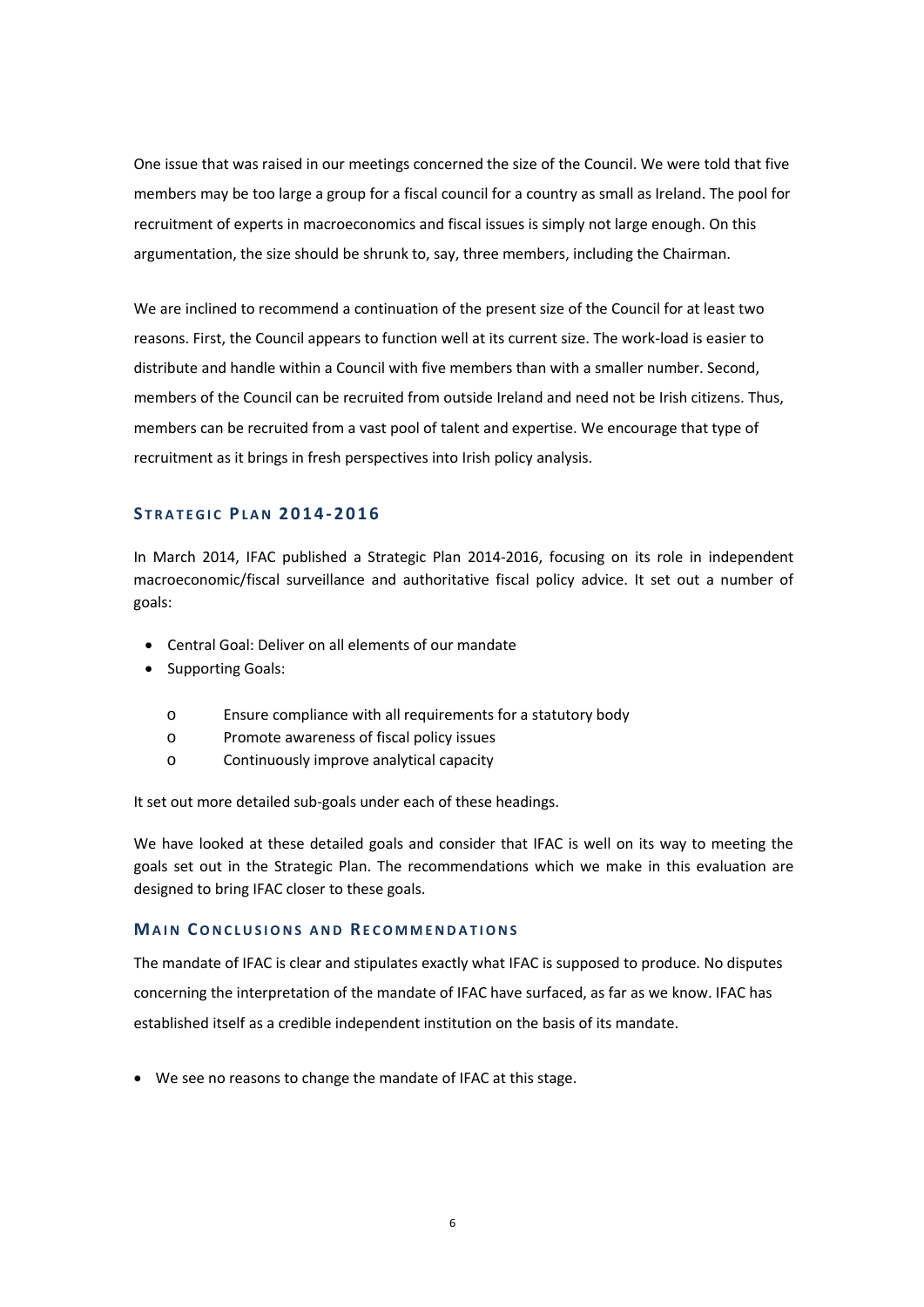One issue that was raised in our meetings concerned the size of the Council. We were told that five members may be too large a group for a fiscal council for a country as small as Ireland. The pool for recruitment of experts in macroeconomics and fiscal issues is simply not large enough. On this argumentation, the size should be shrunk to, say, three members, including the Chairman.

We are inclined to recommend a continuation of the present size of the Council for at least two reasons. First, the Council appears to function well at its current size. The work-load is easier to distribute and handle within a Council with five members than with a smaller number. Second, members of the Council can be recruited from outside Ireland and need not be Irish citizens. Thus, members can be recruited from a vast pool of talent and expertise. We encourage that type of recruitment as it brings in fresh perspectives into Irish policy analysis.

## STRATEGIC PLAN 2014-2016

In March 2014, IFAC published a Strategic Plan 2014-2016, focusing on its role in independent macroeconomic/fiscal surveillance and authoritative fiscal policy advice. It set out a number of goals:

- Central Goal: Deliver on all elements of our mandate
- Supporting Goals:
  - Ensure compliance with all requirements for a statutory body
  - Promote awareness of fiscal policy issues
  - Continuously improve analytical capacity

It set out more detailed sub-goals under each of these headings.

We have looked at these detailed goals and consider that IFAC is well on its way to meeting the goals set out in the Strategic Plan. The recommendations which we make in this evaluation are designed to bring IFAC closer to these goals.

## MAIN CONCLUSIONS AND RECOMMENDATIONS

The mandate of IFAC is clear and stipulates exactly what IFAC is supposed to produce. No disputes concerning the interpretation of the mandate of IFAC have surfaced, as far as we know. IFAC has established itself as a credible independent institution on the basis of its mandate.

- We see no reasons to change the mandate of IFAC at this stage.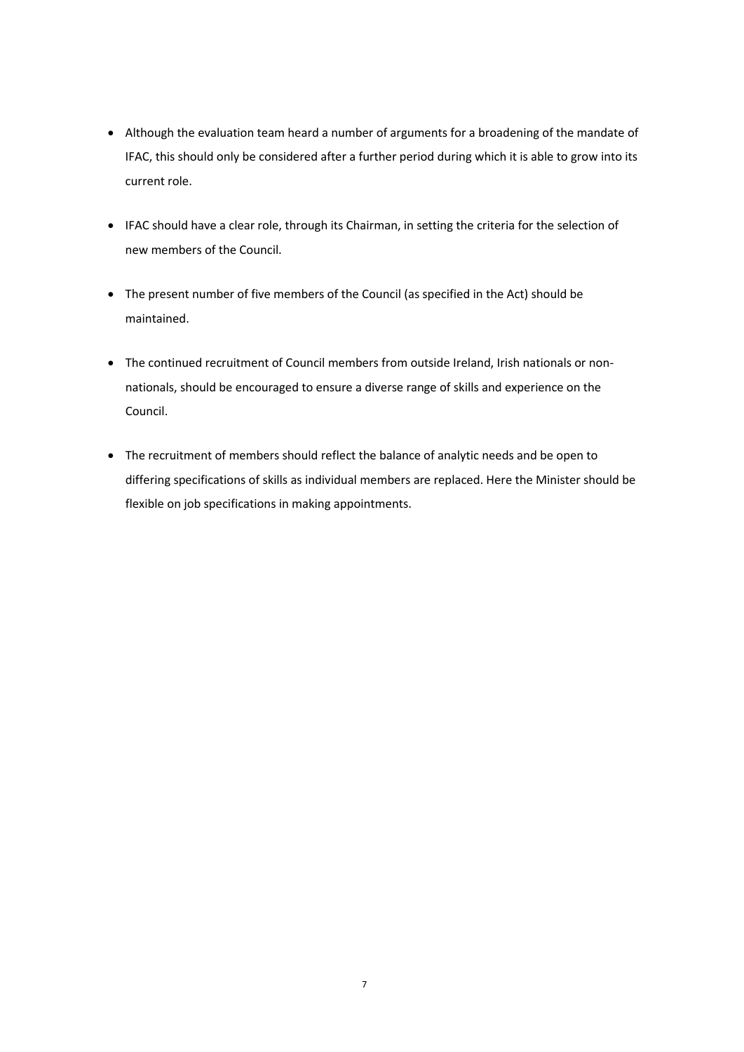- Although the evaluation team heard a number of arguments for a broadening of the mandate of IFAC, this should only be considered after a further period during which it is able to grow into its current role.

- IFAC should have a clear role, through its Chairman, in setting the criteria for the selection of new members of the Council.

- The present number of five members of the Council (as specified in the Act) should be maintained.

- The continued recruitment of Council members from outside Ireland, Irish nationals or non-nationals, should be encouraged to ensure a diverse range of skills and experience on the Council.

- The recruitment of members should reflect the balance of analytic needs and be open to differing specifications of skills as individual members are replaced. Here the Minister should be flexible on job specifications in making appointments.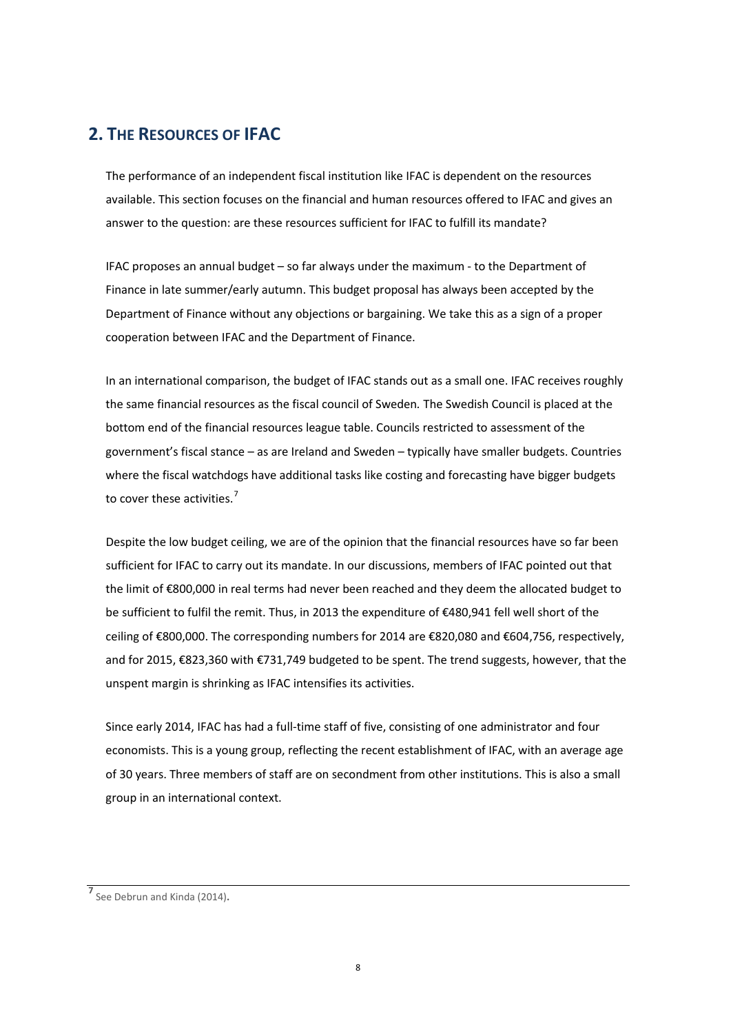## 2. The Resources of IFAC

The performance of an independent fiscal institution like IFAC is dependent on the resources available. This section focuses on the financial and human resources offered to IFAC and gives an answer to the question: are these resources sufficient for IFAC to fulfill its mandate?

IFAC proposes an annual budget – so far always under the maximum - to the Department of Finance in late summer/early autumn. This budget proposal has always been accepted by the Department of Finance without any objections or bargaining. We take this as a sign of a proper cooperation between IFAC and the Department of Finance.

In an international comparison, the budget of IFAC stands out as a small one. IFAC receives roughly the same financial resources as the fiscal council of Sweden. The Swedish Council is placed at the bottom end of the financial resources league table. Councils restricted to assessment of the government's fiscal stance – as are Ireland and Sweden – typically have smaller budgets. Countries where the fiscal watchdogs have additional tasks like costing and forecasting have bigger budgets to cover these activities.[7]

Despite the low budget ceiling, we are of the opinion that the financial resources have so far been sufficient for IFAC to carry out its mandate. In our discussions, members of IFAC pointed out that the limit of €800,000 in real terms had never been reached and they deem the allocated budget to be sufficient to fulfil the remit. Thus, in 2013 the expenditure of €480,941 fell well short of the ceiling of €800,000. The corresponding numbers for 2014 are €820,080 and €604,756, respectively, and for 2015, €823,360 with €731,749 budgeted to be spent. The trend suggests, however, that the unspent margin is shrinking as IFAC intensifies its activities.

Since early 2014, IFAC has had a full-time staff of five, consisting of one administrator and four economists. This is a young group, reflecting the recent establishment of IFAC, with an average age of 30 years. Three members of staff are on secondment from other institutions. This is also a small group in an international context.

---

[7] See Debrun and Kinda (2014).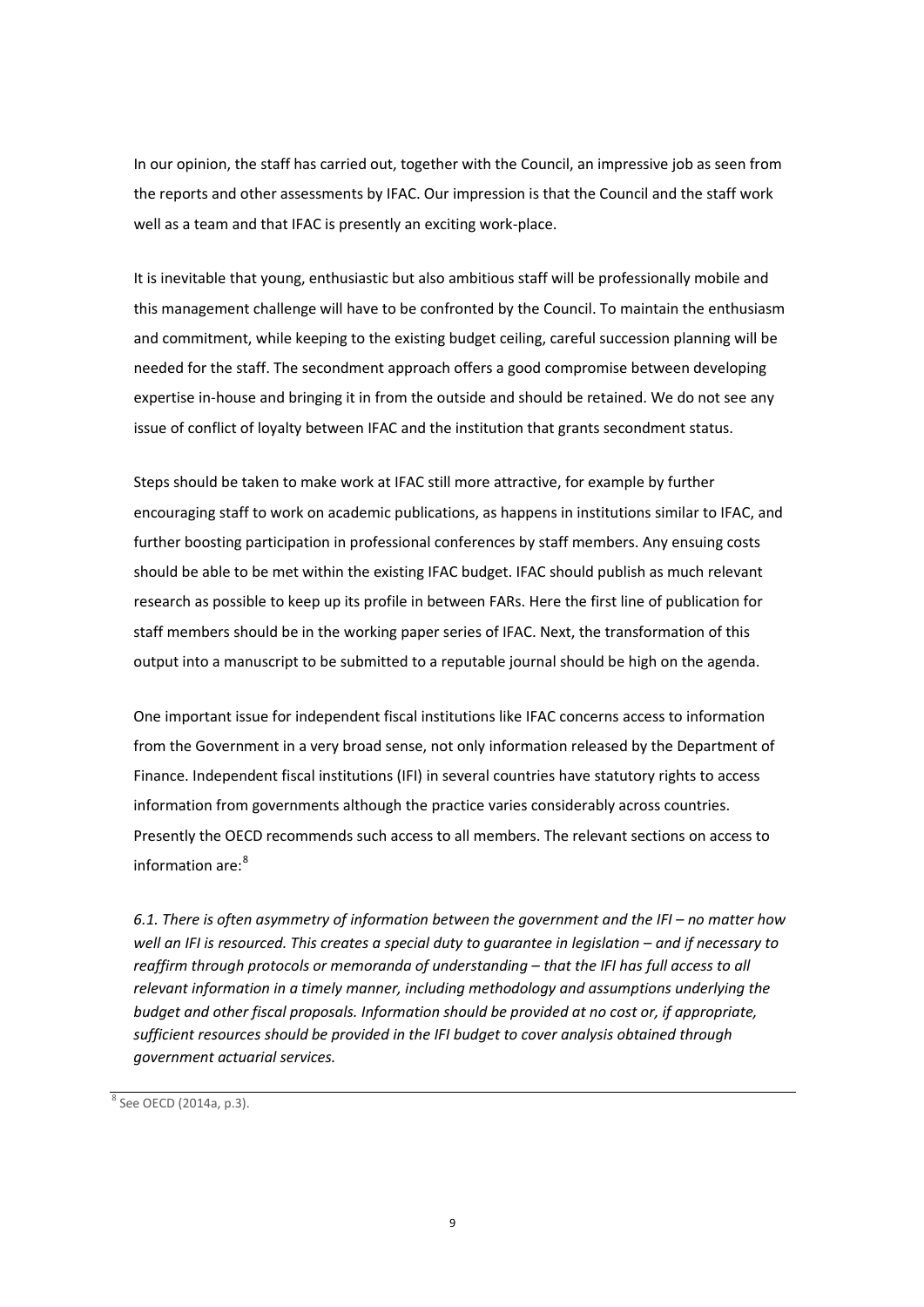In our opinion, the staff has carried out, together with the Council, an impressive job as seen from the reports and other assessments by IFAC. Our impression is that the Council and the staff work well as a team and that IFAC is presently an exciting work-place.

It is inevitable that young, enthusiastic but also ambitious staff will be professionally mobile and this management challenge will have to be confronted by the Council. To maintain the enthusiasm and commitment, while keeping to the existing budget ceiling, careful succession planning will be needed for the staff. The secondment approach offers a good compromise between developing expertise in-house and bringing it in from the outside and should be retained. We do not see any issue of conflict of loyalty between IFAC and the institution that grants secondment status.

Steps should be taken to make work at IFAC still more attractive, for example by further encouraging staff to work on academic publications, as happens in institutions similar to IFAC, and further boosting participation in professional conferences by staff members. Any ensuing costs should be able to be met within the existing IFAC budget. IFAC should publish as much relevant research as possible to keep up its profile in between FARs. Here the first line of publication for staff members should be in the working paper series of IFAC. Next, the transformation of this output into a manuscript to be submitted to a reputable journal should be high on the agenda.

One important issue for independent fiscal institutions like IFAC concerns access to information from the Government in a very broad sense, not only information released by the Department of Finance. Independent fiscal institutions (IFI) in several countries have statutory rights to access information from governments although the practice varies considerably across countries. Presently the OECD recommends such access to all members. The relevant sections on access to information are:[8]

*6.1. There is often asymmetry of information between the government and the IFI – no matter how well an IFI is resourced. This creates a special duty to guarantee in legislation – and if necessary to reaffirm through protocols or memoranda of understanding – that the IFI has full access to all relevant information in a timely manner, including methodology and assumptions underlying the budget and other fiscal proposals. Information should be provided at no cost or, if appropriate, sufficient resources should be provided in the IFI budget to cover analysis obtained through government actuarial services.*

[8] See OECD (2014a, p.3).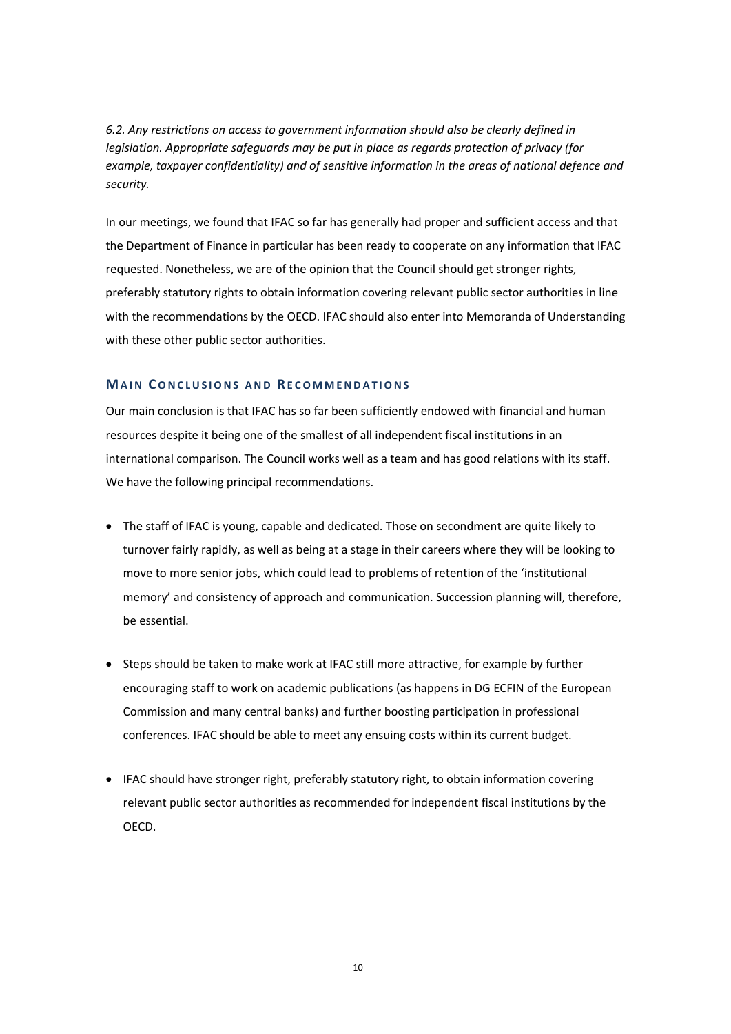*6.2. Any restrictions on access to government information should also be clearly defined in legislation. Appropriate safeguards may be put in place as regards protection of privacy (for example, taxpayer confidentiality) and of sensitive information in the areas of national defence and security.*

In our meetings, we found that IFAC so far has generally had proper and sufficient access and that the Department of Finance in particular has been ready to cooperate on any information that IFAC requested. Nonetheless, we are of the opinion that the Council should get stronger rights, preferably statutory rights to obtain information covering relevant public sector authorities in line with the recommendations by the OECD. IFAC should also enter into Memoranda of Understanding with these other public sector authorities.

### MAIN CONCLUSIONS AND RECOMMENDATIONS

Our main conclusion is that IFAC has so far been sufficiently endowed with financial and human resources despite it being one of the smallest of all independent fiscal institutions in an international comparison. The Council works well as a team and has good relations with its staff. We have the following principal recommendations.

- The staff of IFAC is young, capable and dedicated. Those on secondment are quite likely to turnover fairly rapidly, as well as being at a stage in their careers where they will be looking to move to more senior jobs, which could lead to problems of retention of the 'institutional memory' and consistency of approach and communication. Succession planning will, therefore, be essential.

- Steps should be taken to make work at IFAC still more attractive, for example by further encouraging staff to work on academic publications (as happens in DG ECFIN of the European Commission and many central banks) and further boosting participation in professional conferences. IFAC should be able to meet any ensuing costs within its current budget.

- IFAC should have stronger right, preferably statutory right, to obtain information covering relevant public sector authorities as recommended for independent fiscal institutions by the OECD.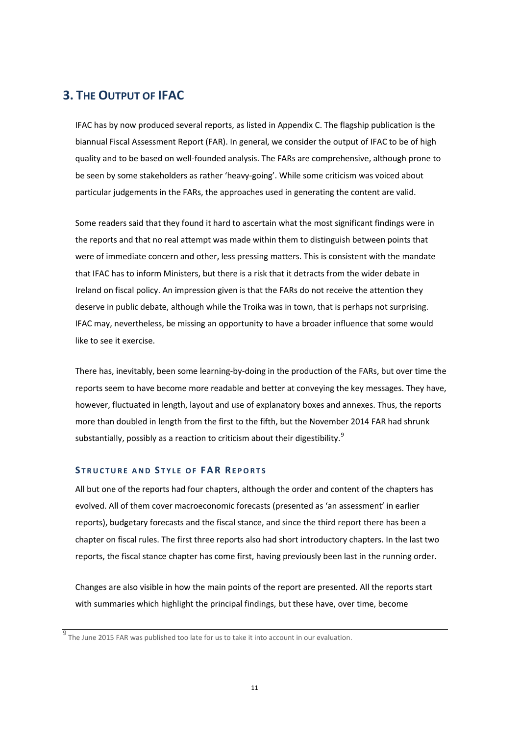## 3. The Output of IFAC

IFAC has by now produced several reports, as listed in Appendix C. The flagship publication is the biannual Fiscal Assessment Report (FAR). In general, we consider the output of IFAC to be of high quality and to be based on well-founded analysis. The FARs are comprehensive, although prone to be seen by some stakeholders as rather 'heavy-going'. While some criticism was voiced about particular judgements in the FARs, the approaches used in generating the content are valid.

Some readers said that they found it hard to ascertain what the most significant findings were in the reports and that no real attempt was made within them to distinguish between points that were of immediate concern and other, less pressing matters. This is consistent with the mandate that IFAC has to inform Ministers, but there is a risk that it detracts from the wider debate in Ireland on fiscal policy. An impression given is that the FARs do not receive the attention they deserve in public debate, although while the Troika was in town, that is perhaps not surprising. IFAC may, nevertheless, be missing an opportunity to have a broader influence that some would like to see it exercise.

There has, inevitably, been some learning-by-doing in the production of the FARs, but over time the reports seem to have become more readable and better at conveying the key messages. They have, however, fluctuated in length, layout and use of explanatory boxes and annexes. Thus, the reports more than doubled in length from the first to the fifth, but the November 2014 FAR had shrunk substantially, possibly as a reaction to criticism about their digestibility.[9]

### Structure and Style of FAR Reports

All but one of the reports had four chapters, although the order and content of the chapters has evolved. All of them cover macroeconomic forecasts (presented as 'an assessment' in earlier reports), budgetary forecasts and the fiscal stance, and since the third report there has been a chapter on fiscal rules. The first three reports also had short introductory chapters. In the last two reports, the fiscal stance chapter has come first, having previously been last in the running order.

Changes are also visible in how the main points of the report are presented. All the reports start with summaries which highlight the principal findings, but these have, over time, become

[9] The June 2015 FAR was published too late for us to take it into account in our evaluation.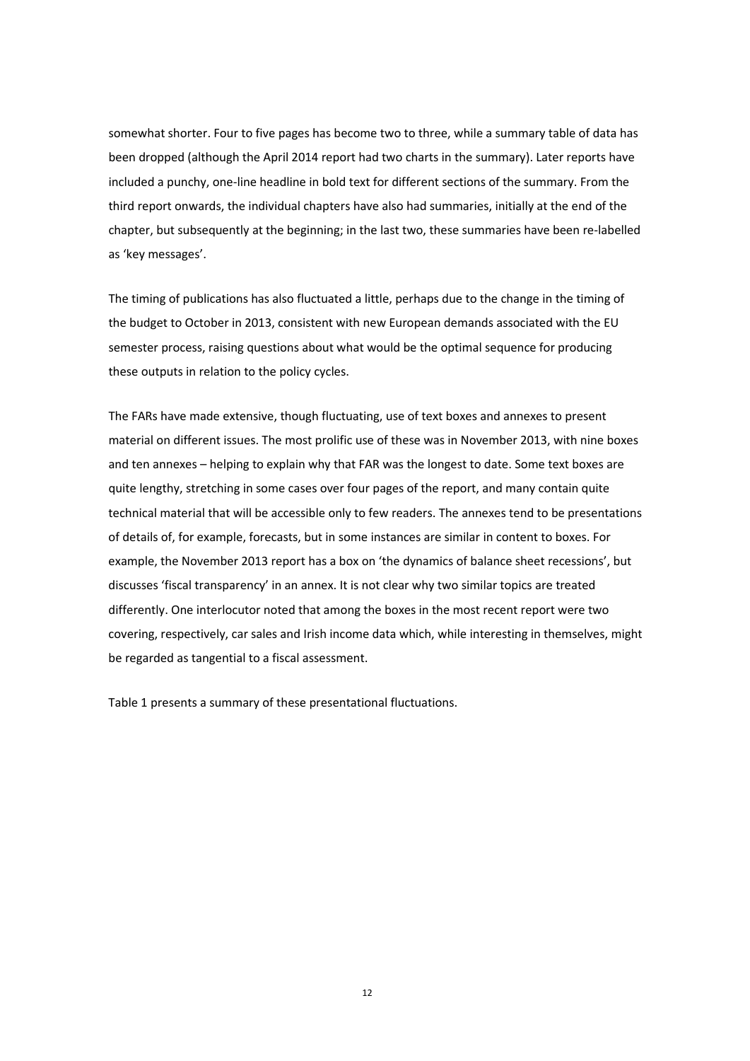somewhat shorter. Four to five pages has become two to three, while a summary table of data has been dropped (although the April 2014 report had two charts in the summary). Later reports have included a punchy, one-line headline in bold text for different sections of the summary. From the third report onwards, the individual chapters have also had summaries, initially at the end of the chapter, but subsequently at the beginning; in the last two, these summaries have been re-labelled as 'key messages'.

The timing of publications has also fluctuated a little, perhaps due to the change in the timing of the budget to October in 2013, consistent with new European demands associated with the EU semester process, raising questions about what would be the optimal sequence for producing these outputs in relation to the policy cycles.

The FARs have made extensive, though fluctuating, use of text boxes and annexes to present material on different issues. The most prolific use of these was in November 2013, with nine boxes and ten annexes – helping to explain why that FAR was the longest to date. Some text boxes are quite lengthy, stretching in some cases over four pages of the report, and many contain quite technical material that will be accessible only to few readers. The annexes tend to be presentations of details of, for example, forecasts, but in some instances are similar in content to boxes. For example, the November 2013 report has a box on 'the dynamics of balance sheet recessions', but discusses 'fiscal transparency' in an annex. It is not clear why two similar topics are treated differently. One interlocutor noted that among the boxes in the most recent report were two covering, respectively, car sales and Irish income data which, while interesting in themselves, might be regarded as tangential to a fiscal assessment.

Table 1 presents a summary of these presentational fluctuations.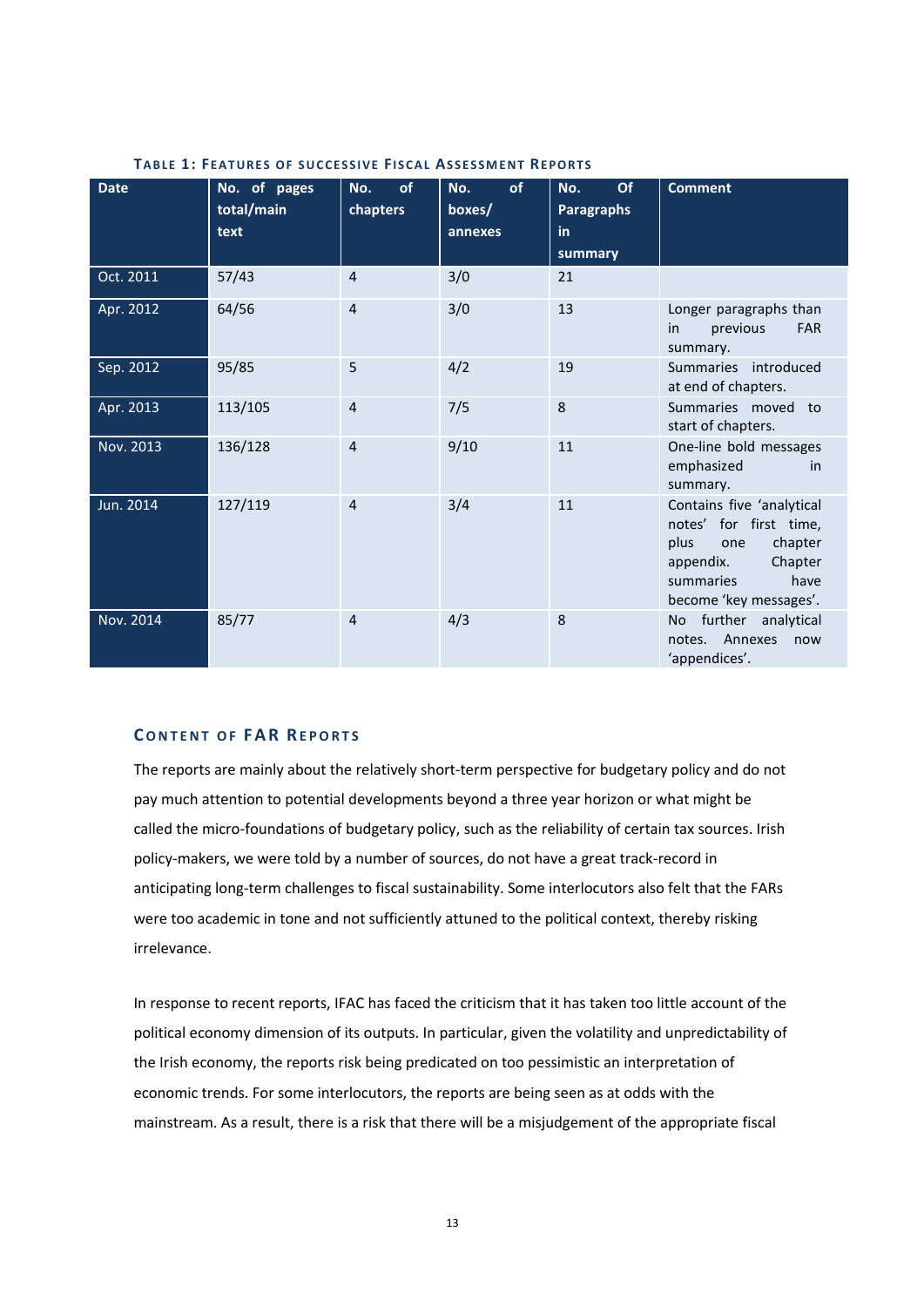**TABLE 1: FEATURES OF SUCCESSIVE FISCAL ASSESSMENT REPORTS**

| Date | No. of pages total/main text | No. of chapters | No. of boxes/ annexes | No. Of Paragraphs in summary | Comment |
|---|---|---|---|---|---|
| Oct. 2011 | 57/43 | 4 | 3/0 | 21 | |
| Apr. 2012 | 64/56 | 4 | 3/0 | 13 | Longer paragraphs than in previous FAR summary. |
| Sep. 2012 | 95/85 | 5 | 4/2 | 19 | Summaries introduced at end of chapters. |
| Apr. 2013 | 113/105 | 4 | 7/5 | 8 | Summaries moved to start of chapters. |
| Nov. 2013 | 136/128 | 4 | 9/10 | 11 | One-line bold messages emphasized in summary. |
| Jun. 2014 | 127/119 | 4 | 3/4 | 11 | Contains five 'analytical notes' for first time, plus one chapter appendix. Chapter summaries have become 'key messages'. |
| Nov. 2014 | 85/77 | 4 | 4/3 | 8 | No further analytical notes. Annexes now 'appendices'. |

## CONTENT OF FAR REPORTS

The reports are mainly about the relatively short-term perspective for budgetary policy and do not pay much attention to potential developments beyond a three year horizon or what might be called the micro-foundations of budgetary policy, such as the reliability of certain tax sources. Irish policy-makers, we were told by a number of sources, do not have a great track-record in anticipating long-term challenges to fiscal sustainability. Some interlocutors also felt that the FARs were too academic in tone and not sufficiently attuned to the political context, thereby risking irrelevance.

In response to recent reports, IFAC has faced the criticism that it has taken too little account of the political economy dimension of its outputs. In particular, given the volatility and unpredictability of the Irish economy, the reports risk being predicated on too pessimistic an interpretation of economic trends. For some interlocutors, the reports are being seen as at odds with the mainstream. As a result, there is a risk that there will be a misjudgement of the appropriate fiscal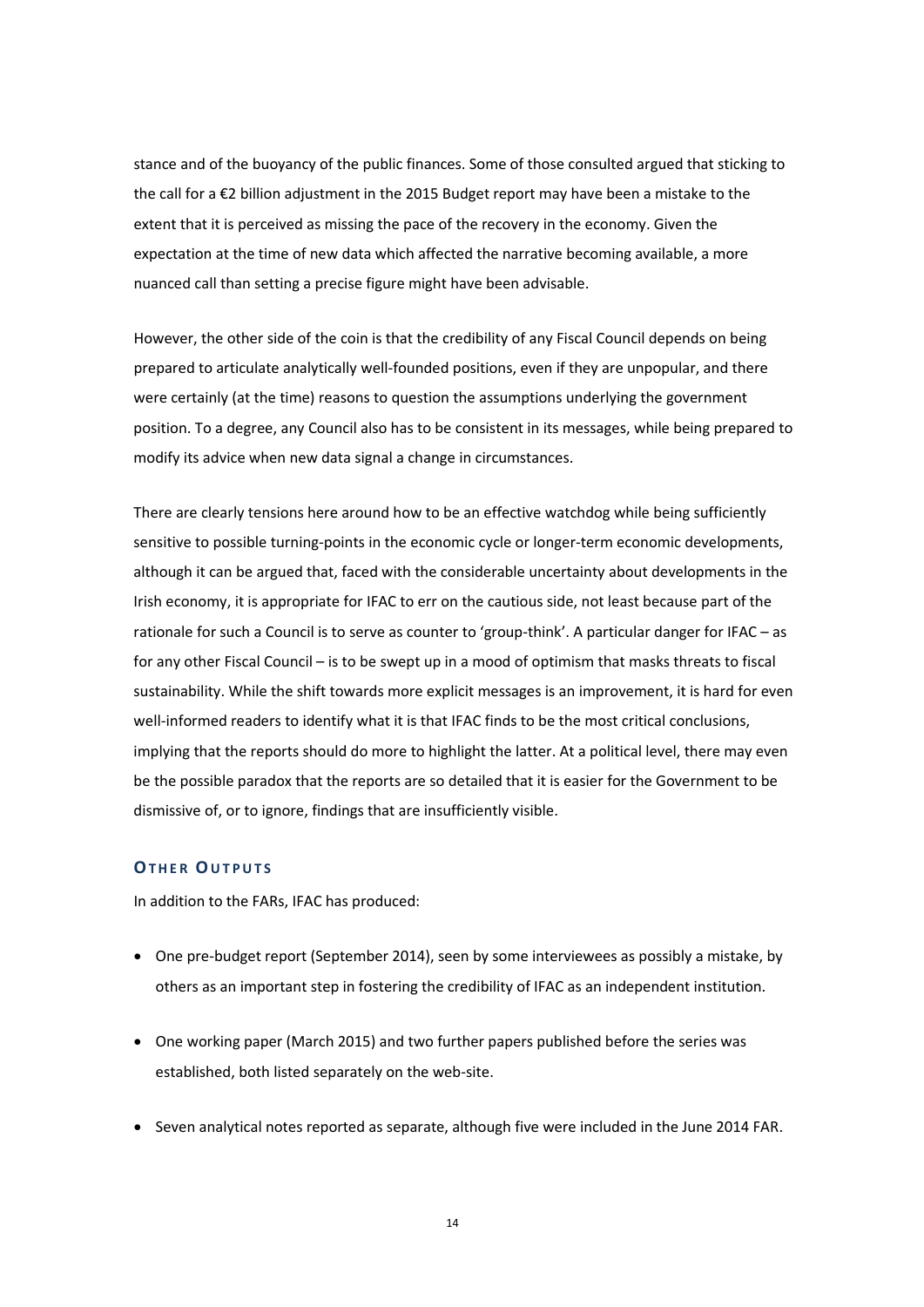stance and of the buoyancy of the public finances. Some of those consulted argued that sticking to the call for a €2 billion adjustment in the 2015 Budget report may have been a mistake to the extent that it is perceived as missing the pace of the recovery in the economy. Given the expectation at the time of new data which affected the narrative becoming available, a more nuanced call than setting a precise figure might have been advisable.

However, the other side of the coin is that the credibility of any Fiscal Council depends on being prepared to articulate analytically well-founded positions, even if they are unpopular, and there were certainly (at the time) reasons to question the assumptions underlying the government position. To a degree, any Council also has to be consistent in its messages, while being prepared to modify its advice when new data signal a change in circumstances.

There are clearly tensions here around how to be an effective watchdog while being sufficiently sensitive to possible turning-points in the economic cycle or longer-term economic developments, although it can be argued that, faced with the considerable uncertainty about developments in the Irish economy, it is appropriate for IFAC to err on the cautious side, not least because part of the rationale for such a Council is to serve as counter to 'group-think'. A particular danger for IFAC – as for any other Fiscal Council – is to be swept up in a mood of optimism that masks threats to fiscal sustainability. While the shift towards more explicit messages is an improvement, it is hard for even well-informed readers to identify what it is that IFAC finds to be the most critical conclusions, implying that the reports should do more to highlight the latter. At a political level, there may even be the possible paradox that the reports are so detailed that it is easier for the Government to be dismissive of, or to ignore, findings that are insufficiently visible.

### Other Outputs

In addition to the FARs, IFAC has produced:

- One pre-budget report (September 2014), seen by some interviewees as possibly a mistake, by others as an important step in fostering the credibility of IFAC as an independent institution.
- One working paper (March 2015) and two further papers published before the series was established, both listed separately on the web-site.
- Seven analytical notes reported as separate, although five were included in the June 2014 FAR.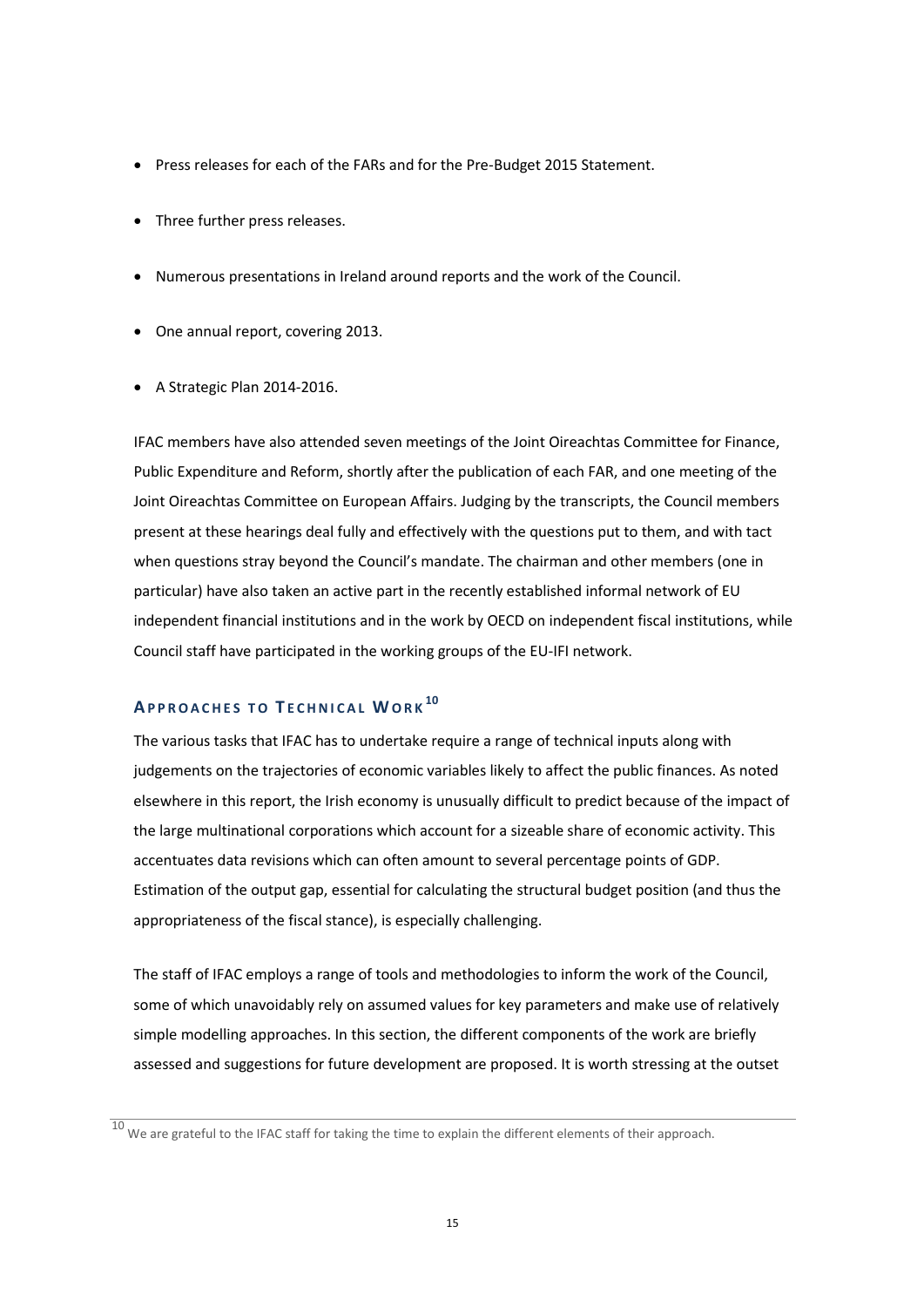- Press releases for each of the FARs and for the Pre-Budget 2015 Statement.
- Three further press releases.
- Numerous presentations in Ireland around reports and the work of the Council.
- One annual report, covering 2013.
- A Strategic Plan 2014-2016.

IFAC members have also attended seven meetings of the Joint Oireachtas Committee for Finance, Public Expenditure and Reform, shortly after the publication of each FAR, and one meeting of the Joint Oireachtas Committee on European Affairs. Judging by the transcripts, the Council members present at these hearings deal fully and effectively with the questions put to them, and with tact when questions stray beyond the Council's mandate. The chairman and other members (one in particular) have also taken an active part in the recently established informal network of EU independent financial institutions and in the work by OECD on independent fiscal institutions, while Council staff have participated in the working groups of the EU-IFI network.

## Approaches to Technical Work[10]

The various tasks that IFAC has to undertake require a range of technical inputs along with judgements on the trajectories of economic variables likely to affect the public finances. As noted elsewhere in this report, the Irish economy is unusually difficult to predict because of the impact of the large multinational corporations which account for a sizeable share of economic activity. This accentuates data revisions which can often amount to several percentage points of GDP. Estimation of the output gap, essential for calculating the structural budget position (and thus the appropriateness of the fiscal stance), is especially challenging.

The staff of IFAC employs a range of tools and methodologies to inform the work of the Council, some of which unavoidably rely on assumed values for key parameters and make use of relatively simple modelling approaches. In this section, the different components of the work are briefly assessed and suggestions for future development are proposed. It is worth stressing at the outset

[10] We are grateful to the IFAC staff for taking the time to explain the different elements of their approach.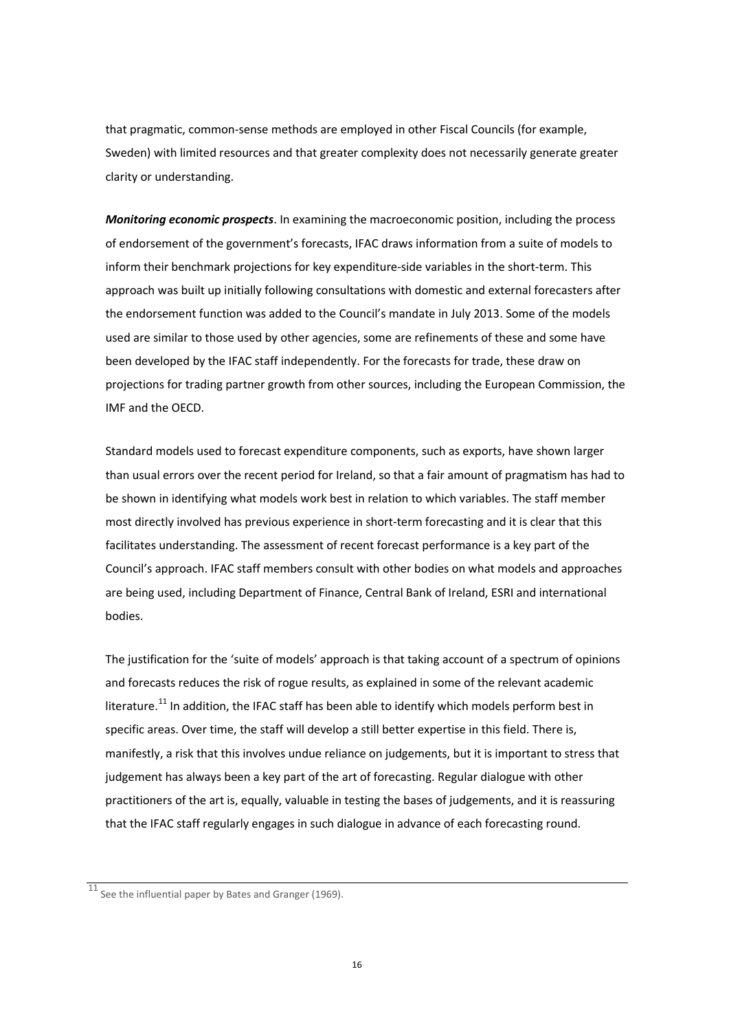that pragmatic, common-sense methods are employed in other Fiscal Councils (for example, Sweden) with limited resources and that greater complexity does not necessarily generate greater clarity or understanding.

***Monitoring economic prospects***. In examining the macroeconomic position, including the process of endorsement of the government's forecasts, IFAC draws information from a suite of models to inform their benchmark projections for key expenditure-side variables in the short-term. This approach was built up initially following consultations with domestic and external forecasters after the endorsement function was added to the Council's mandate in July 2013. Some of the models used are similar to those used by other agencies, some are refinements of these and some have been developed by the IFAC staff independently. For the forecasts for trade, these draw on projections for trading partner growth from other sources, including the European Commission, the IMF and the OECD.

Standard models used to forecast expenditure components, such as exports, have shown larger than usual errors over the recent period for Ireland, so that a fair amount of pragmatism has had to be shown in identifying what models work best in relation to which variables. The staff member most directly involved has previous experience in short-term forecasting and it is clear that this facilitates understanding. The assessment of recent forecast performance is a key part of the Council's approach. IFAC staff members consult with other bodies on what models and approaches are being used, including Department of Finance, Central Bank of Ireland, ESRI and international bodies.

The justification for the 'suite of models' approach is that taking account of a spectrum of opinions and forecasts reduces the risk of rogue results, as explained in some of the relevant academic literature.[11] In addition, the IFAC staff has been able to identify which models perform best in specific areas. Over time, the staff will develop a still better expertise in this field. There is, manifestly, a risk that this involves undue reliance on judgements, but it is important to stress that judgement has always been a key part of the art of forecasting. Regular dialogue with other practitioners of the art is, equally, valuable in testing the bases of judgements, and it is reassuring that the IFAC staff regularly engages in such dialogue in advance of each forecasting round.

[11] See the influential paper by Bates and Granger (1969).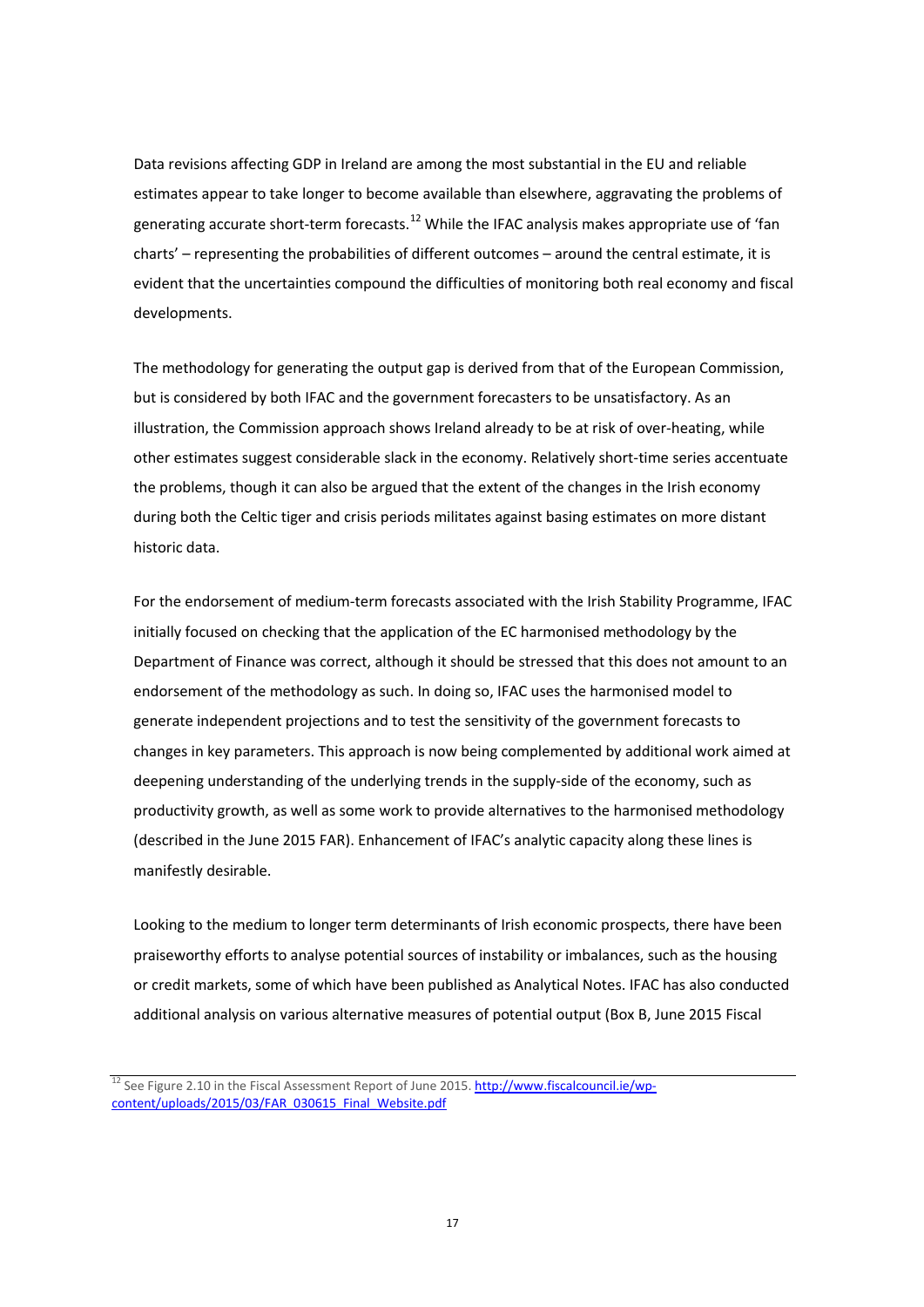Data revisions affecting GDP in Ireland are among the most substantial in the EU and reliable estimates appear to take longer to become available than elsewhere, aggravating the problems of generating accurate short-term forecasts.[12] While the IFAC analysis makes appropriate use of 'fan charts' – representing the probabilities of different outcomes – around the central estimate, it is evident that the uncertainties compound the difficulties of monitoring both real economy and fiscal developments.

The methodology for generating the output gap is derived from that of the European Commission, but is considered by both IFAC and the government forecasters to be unsatisfactory. As an illustration, the Commission approach shows Ireland already to be at risk of over-heating, while other estimates suggest considerable slack in the economy. Relatively short-time series accentuate the problems, though it can also be argued that the extent of the changes in the Irish economy during both the Celtic tiger and crisis periods militates against basing estimates on more distant historic data.

For the endorsement of medium-term forecasts associated with the Irish Stability Programme, IFAC initially focused on checking that the application of the EC harmonised methodology by the Department of Finance was correct, although it should be stressed that this does not amount to an endorsement of the methodology as such. In doing so, IFAC uses the harmonised model to generate independent projections and to test the sensitivity of the government forecasts to changes in key parameters. This approach is now being complemented by additional work aimed at deepening understanding of the underlying trends in the supply-side of the economy, such as productivity growth, as well as some work to provide alternatives to the harmonised methodology (described in the June 2015 FAR). Enhancement of IFAC's analytic capacity along these lines is manifestly desirable.

Looking to the medium to longer term determinants of Irish economic prospects, there have been praiseworthy efforts to analyse potential sources of instability or imbalances, such as the housing or credit markets, some of which have been published as Analytical Notes. IFAC has also conducted additional analysis on various alternative measures of potential output (Box B, June 2015 Fiscal

[12] See Figure 2.10 in the Fiscal Assessment Report of June 2015. http://www.fiscalcouncil.ie/wp-content/uploads/2015/03/FAR_030615_Final_Website.pdf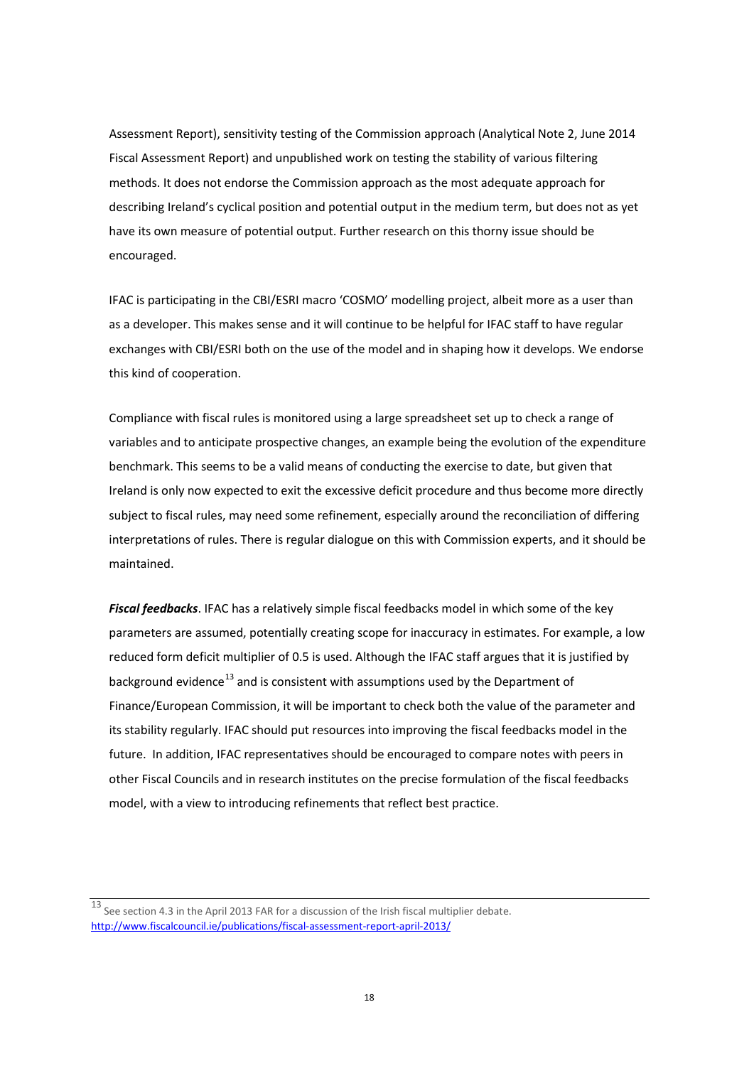Assessment Report), sensitivity testing of the Commission approach (Analytical Note 2, June 2014 Fiscal Assessment Report) and unpublished work on testing the stability of various filtering methods. It does not endorse the Commission approach as the most adequate approach for describing Ireland's cyclical position and potential output in the medium term, but does not as yet have its own measure of potential output. Further research on this thorny issue should be encouraged.

IFAC is participating in the CBI/ESRI macro 'COSMO' modelling project, albeit more as a user than as a developer. This makes sense and it will continue to be helpful for IFAC staff to have regular exchanges with CBI/ESRI both on the use of the model and in shaping how it develops. We endorse this kind of cooperation.

Compliance with fiscal rules is monitored using a large spreadsheet set up to check a range of variables and to anticipate prospective changes, an example being the evolution of the expenditure benchmark. This seems to be a valid means of conducting the exercise to date, but given that Ireland is only now expected to exit the excessive deficit procedure and thus become more directly subject to fiscal rules, may need some refinement, especially around the reconciliation of differing interpretations of rules. There is regular dialogue on this with Commission experts, and it should be maintained.

***Fiscal feedbacks***. IFAC has a relatively simple fiscal feedbacks model in which some of the key parameters are assumed, potentially creating scope for inaccuracy in estimates. For example, a low reduced form deficit multiplier of 0.5 is used. Although the IFAC staff argues that it is justified by background evidence[13] and is consistent with assumptions used by the Department of Finance/European Commission, it will be important to check both the value of the parameter and its stability regularly. IFAC should put resources into improving the fiscal feedbacks model in the future. In addition, IFAC representatives should be encouraged to compare notes with peers in other Fiscal Councils and in research institutes on the precise formulation of the fiscal feedbacks model, with a view to introducing refinements that reflect best practice.

---

[13] See section 4.3 in the April 2013 FAR for a discussion of the Irish fiscal multiplier debate. http://www.fiscalcouncil.ie/publications/fiscal-assessment-report-april-2013/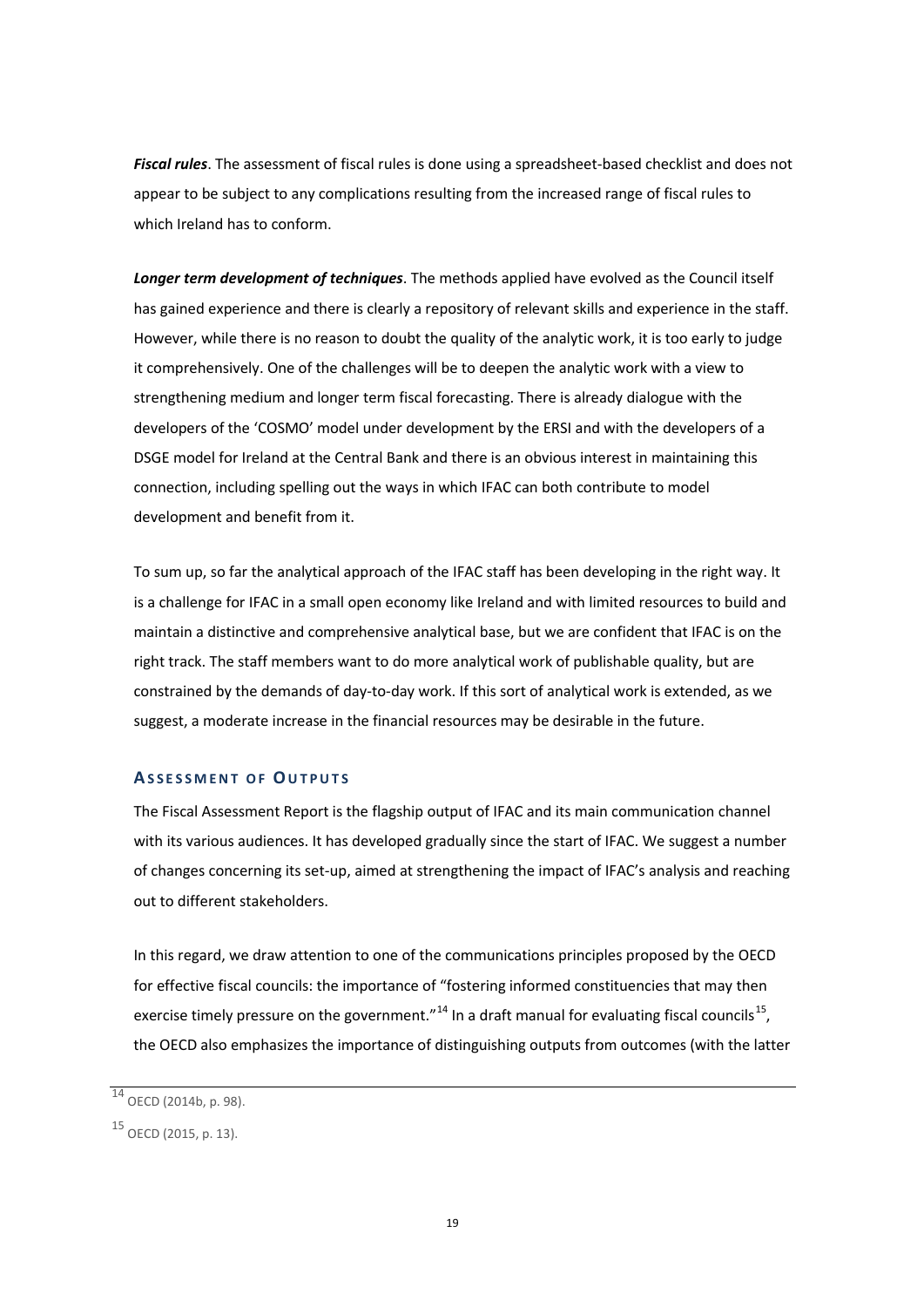***Fiscal rules***. The assessment of fiscal rules is done using a spreadsheet-based checklist and does not appear to be subject to any complications resulting from the increased range of fiscal rules to which Ireland has to conform.

***Longer term development of techniques***. The methods applied have evolved as the Council itself has gained experience and there is clearly a repository of relevant skills and experience in the staff. However, while there is no reason to doubt the quality of the analytic work, it is too early to judge it comprehensively. One of the challenges will be to deepen the analytic work with a view to strengthening medium and longer term fiscal forecasting. There is already dialogue with the developers of the 'COSMO' model under development by the ERSI and with the developers of a DSGE model for Ireland at the Central Bank and there is an obvious interest in maintaining this connection, including spelling out the ways in which IFAC can both contribute to model development and benefit from it.

To sum up, so far the analytical approach of the IFAC staff has been developing in the right way. It is a challenge for IFAC in a small open economy like Ireland and with limited resources to build and maintain a distinctive and comprehensive analytical base, but we are confident that IFAC is on the right track. The staff members want to do more analytical work of publishable quality, but are constrained by the demands of day-to-day work. If this sort of analytical work is extended, as we suggest, a moderate increase in the financial resources may be desirable in the future.

## ASSESSMENT OF OUTPUTS

The Fiscal Assessment Report is the flagship output of IFAC and its main communication channel with its various audiences. It has developed gradually since the start of IFAC. We suggest a number of changes concerning its set-up, aimed at strengthening the impact of IFAC's analysis and reaching out to different stakeholders.

In this regard, we draw attention to one of the communications principles proposed by the OECD for effective fiscal councils: the importance of "fostering informed constituencies that may then exercise timely pressure on the government."[14] In a draft manual for evaluating fiscal councils[15], the OECD also emphasizes the importance of distinguishing outputs from outcomes (with the latter

[14] OECD (2014b, p. 98).

[15] OECD (2015, p. 13).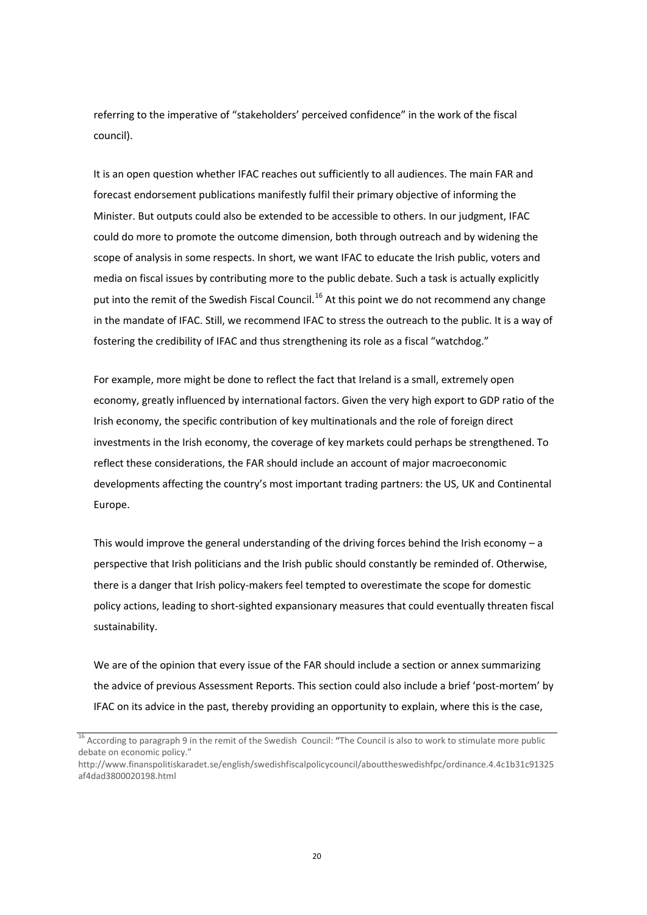referring to the imperative of "stakeholders' perceived confidence" in the work of the fiscal council).

It is an open question whether IFAC reaches out sufficiently to all audiences. The main FAR and forecast endorsement publications manifestly fulfil their primary objective of informing the Minister. But outputs could also be extended to be accessible to others. In our judgment, IFAC could do more to promote the outcome dimension, both through outreach and by widening the scope of analysis in some respects. In short, we want IFAC to educate the Irish public, voters and media on fiscal issues by contributing more to the public debate. Such a task is actually explicitly put into the remit of the Swedish Fiscal Council.[16] At this point we do not recommend any change in the mandate of IFAC. Still, we recommend IFAC to stress the outreach to the public. It is a way of fostering the credibility of IFAC and thus strengthening its role as a fiscal "watchdog."

For example, more might be done to reflect the fact that Ireland is a small, extremely open economy, greatly influenced by international factors. Given the very high export to GDP ratio of the Irish economy, the specific contribution of key multinationals and the role of foreign direct investments in the Irish economy, the coverage of key markets could perhaps be strengthened. To reflect these considerations, the FAR should include an account of major macroeconomic developments affecting the country's most important trading partners: the US, UK and Continental Europe.

This would improve the general understanding of the driving forces behind the Irish economy – a perspective that Irish politicians and the Irish public should constantly be reminded of. Otherwise, there is a danger that Irish policy-makers feel tempted to overestimate the scope for domestic policy actions, leading to short-sighted expansionary measures that could eventually threaten fiscal sustainability.

We are of the opinion that every issue of the FAR should include a section or annex summarizing the advice of previous Assessment Reports. This section could also include a brief 'post-mortem' by IFAC on its advice in the past, thereby providing an opportunity to explain, where this is the case,

---

[16] According to paragraph 9 in the remit of the Swedish Council: "The Council is also to work to stimulate more public debate on economic policy."
http://www.finanspolitiskaradet.se/english/swedishfiscalpolicycouncil/abouttheswedishfpc/ordinance.4.4c1b31c91325af4dad3800020198.html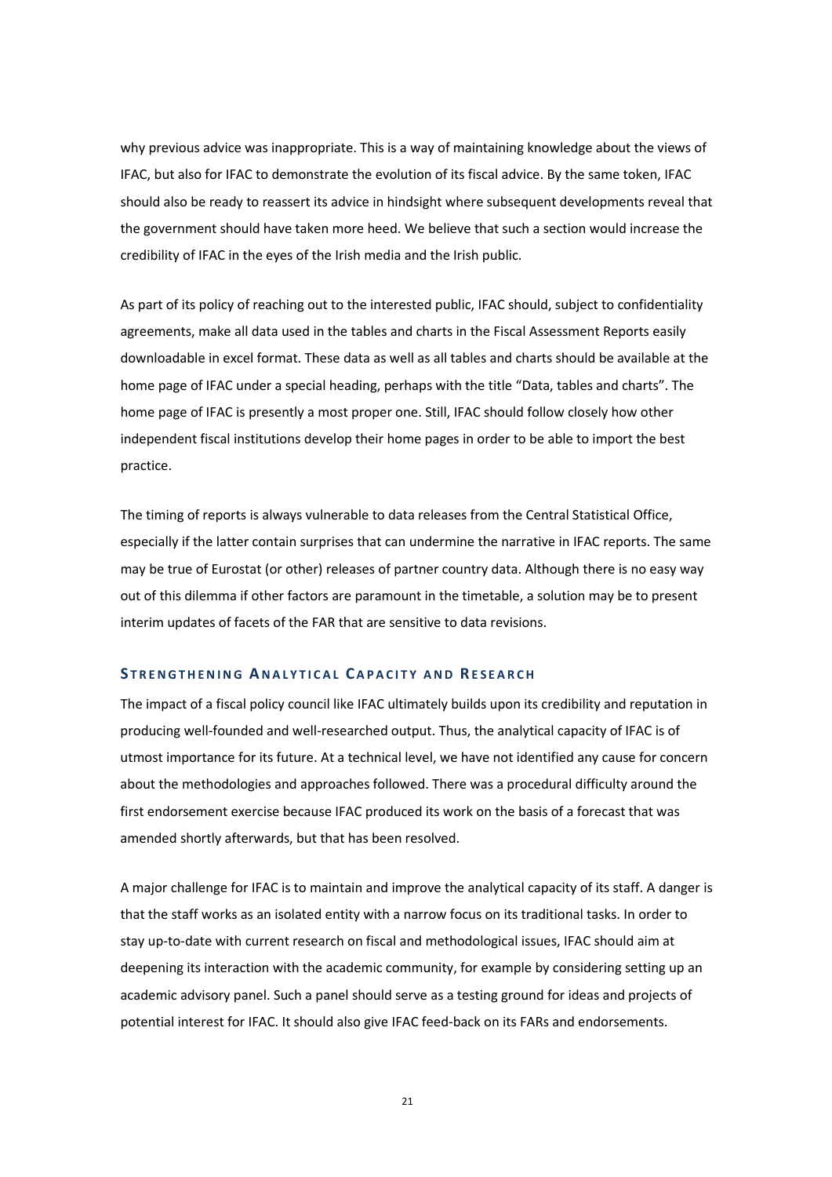why previous advice was inappropriate. This is a way of maintaining knowledge about the views of IFAC, but also for IFAC to demonstrate the evolution of its fiscal advice. By the same token, IFAC should also be ready to reassert its advice in hindsight where subsequent developments reveal that the government should have taken more heed. We believe that such a section would increase the credibility of IFAC in the eyes of the Irish media and the Irish public.

As part of its policy of reaching out to the interested public, IFAC should, subject to confidentiality agreements, make all data used in the tables and charts in the Fiscal Assessment Reports easily downloadable in excel format. These data as well as all tables and charts should be available at the home page of IFAC under a special heading, perhaps with the title "Data, tables and charts". The home page of IFAC is presently a most proper one. Still, IFAC should follow closely how other independent fiscal institutions develop their home pages in order to be able to import the best practice.

The timing of reports is always vulnerable to data releases from the Central Statistical Office, especially if the latter contain surprises that can undermine the narrative in IFAC reports. The same may be true of Eurostat (or other) releases of partner country data. Although there is no easy way out of this dilemma if other factors are paramount in the timetable, a solution may be to present interim updates of facets of the FAR that are sensitive to data revisions.

### STRENGTHENING ANALYTICAL CAPACITY AND RESEARCH

The impact of a fiscal policy council like IFAC ultimately builds upon its credibility and reputation in producing well-founded and well-researched output. Thus, the analytical capacity of IFAC is of utmost importance for its future. At a technical level, we have not identified any cause for concern about the methodologies and approaches followed. There was a procedural difficulty around the first endorsement exercise because IFAC produced its work on the basis of a forecast that was amended shortly afterwards, but that has been resolved.

A major challenge for IFAC is to maintain and improve the analytical capacity of its staff. A danger is that the staff works as an isolated entity with a narrow focus on its traditional tasks. In order to stay up-to-date with current research on fiscal and methodological issues, IFAC should aim at deepening its interaction with the academic community, for example by considering setting up an academic advisory panel. Such a panel should serve as a testing ground for ideas and projects of potential interest for IFAC. It should also give IFAC feed-back on its FARs and endorsements.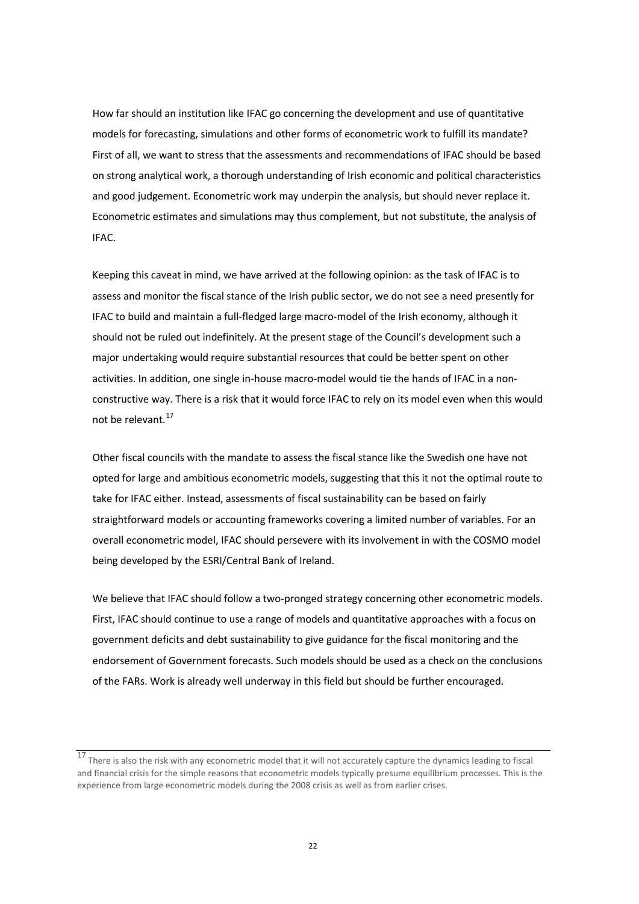How far should an institution like IFAC go concerning the development and use of quantitative models for forecasting, simulations and other forms of econometric work to fulfill its mandate? First of all, we want to stress that the assessments and recommendations of IFAC should be based on strong analytical work, a thorough understanding of Irish economic and political characteristics and good judgement. Econometric work may underpin the analysis, but should never replace it. Econometric estimates and simulations may thus complement, but not substitute, the analysis of IFAC.

Keeping this caveat in mind, we have arrived at the following opinion: as the task of IFAC is to assess and monitor the fiscal stance of the Irish public sector, we do not see a need presently for IFAC to build and maintain a full-fledged large macro-model of the Irish economy, although it should not be ruled out indefinitely. At the present stage of the Council's development such a major undertaking would require substantial resources that could be better spent on other activities. In addition, one single in-house macro-model would tie the hands of IFAC in a non-constructive way. There is a risk that it would force IFAC to rely on its model even when this would not be relevant.[17]

Other fiscal councils with the mandate to assess the fiscal stance like the Swedish one have not opted for large and ambitious econometric models, suggesting that this it not the optimal route to take for IFAC either. Instead, assessments of fiscal sustainability can be based on fairly straightforward models or accounting frameworks covering a limited number of variables. For an overall econometric model, IFAC should persevere with its involvement in with the COSMO model being developed by the ESRI/Central Bank of Ireland.

We believe that IFAC should follow a two-pronged strategy concerning other econometric models. First, IFAC should continue to use a range of models and quantitative approaches with a focus on government deficits and debt sustainability to give guidance for the fiscal monitoring and the endorsement of Government forecasts. Such models should be used as a check on the conclusions of the FARs. Work is already well underway in this field but should be further encouraged.

---

[17] There is also the risk with any econometric model that it will not accurately capture the dynamics leading to fiscal and financial crisis for the simple reasons that econometric models typically presume equilibrium processes. This is the experience from large econometric models during the 2008 crisis as well as from earlier crises.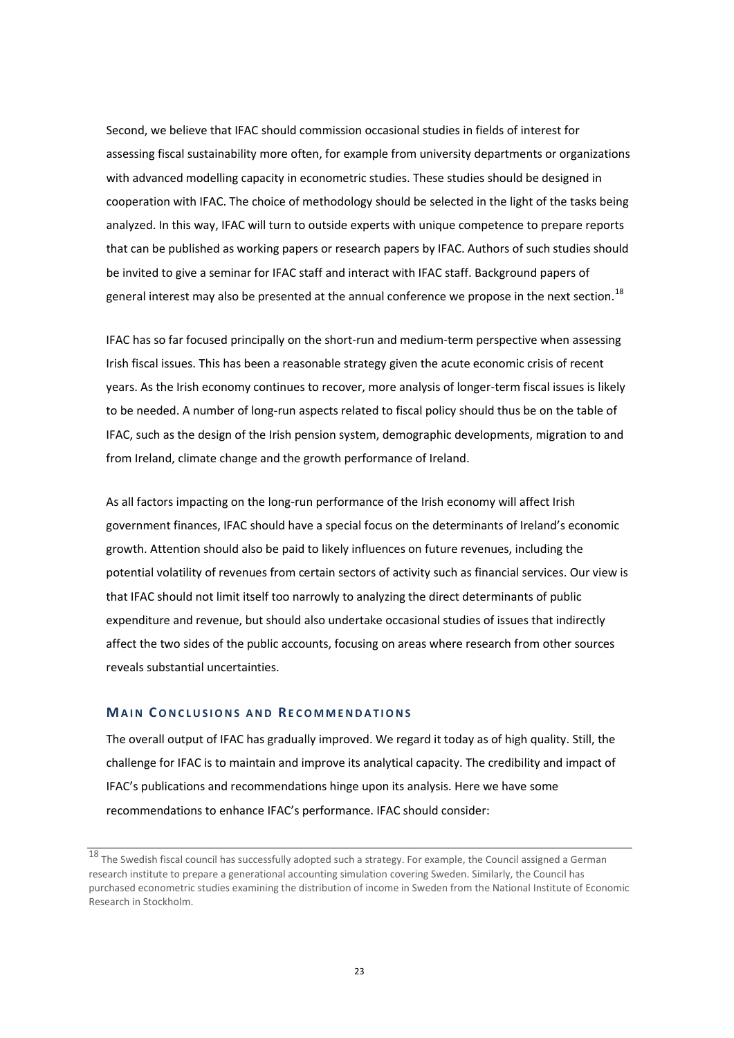Second, we believe that IFAC should commission occasional studies in fields of interest for assessing fiscal sustainability more often, for example from university departments or organizations with advanced modelling capacity in econometric studies. These studies should be designed in cooperation with IFAC. The choice of methodology should be selected in the light of the tasks being analyzed. In this way, IFAC will turn to outside experts with unique competence to prepare reports that can be published as working papers or research papers by IFAC. Authors of such studies should be invited to give a seminar for IFAC staff and interact with IFAC staff. Background papers of general interest may also be presented at the annual conference we propose in the next section.[18]

IFAC has so far focused principally on the short-run and medium-term perspective when assessing Irish fiscal issues. This has been a reasonable strategy given the acute economic crisis of recent years. As the Irish economy continues to recover, more analysis of longer-term fiscal issues is likely to be needed. A number of long-run aspects related to fiscal policy should thus be on the table of IFAC, such as the design of the Irish pension system, demographic developments, migration to and from Ireland, climate change and the growth performance of Ireland.

As all factors impacting on the long-run performance of the Irish economy will affect Irish government finances, IFAC should have a special focus on the determinants of Ireland's economic growth. Attention should also be paid to likely influences on future revenues, including the potential volatility of revenues from certain sectors of activity such as financial services. Our view is that IFAC should not limit itself too narrowly to analyzing the direct determinants of public expenditure and revenue, but should also undertake occasional studies of issues that indirectly affect the two sides of the public accounts, focusing on areas where research from other sources reveals substantial uncertainties.

## MAIN CONCLUSIONS AND RECOMMENDATIONS

The overall output of IFAC has gradually improved. We regard it today as of high quality. Still, the challenge for IFAC is to maintain and improve its analytical capacity. The credibility and impact of IFAC's publications and recommendations hinge upon its analysis. Here we have some recommendations to enhance IFAC's performance. IFAC should consider:

[18] The Swedish fiscal council has successfully adopted such a strategy. For example, the Council assigned a German research institute to prepare a generational accounting simulation covering Sweden. Similarly, the Council has purchased econometric studies examining the distribution of income in Sweden from the National Institute of Economic Research in Stockholm.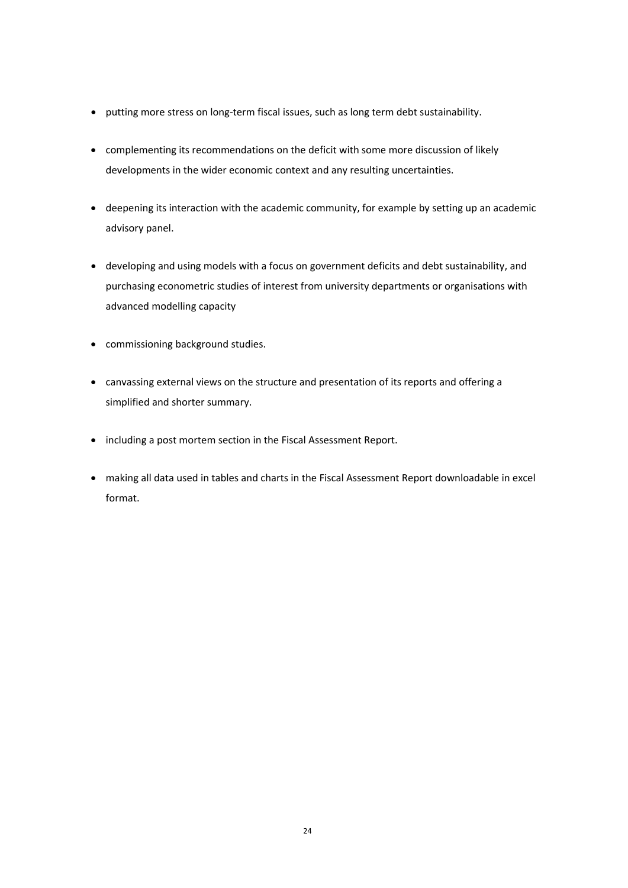- putting more stress on long-term fiscal issues, such as long term debt sustainability.
- complementing its recommendations on the deficit with some more discussion of likely developments in the wider economic context and any resulting uncertainties.
- deepening its interaction with the academic community, for example by setting up an academic advisory panel.
- developing and using models with a focus on government deficits and debt sustainability, and purchasing econometric studies of interest from university departments or organisations with advanced modelling capacity
- commissioning background studies.
- canvassing external views on the structure and presentation of its reports and offering a simplified and shorter summary.
- including a post mortem section in the Fiscal Assessment Report.
- making all data used in tables and charts in the Fiscal Assessment Report downloadable in excel format.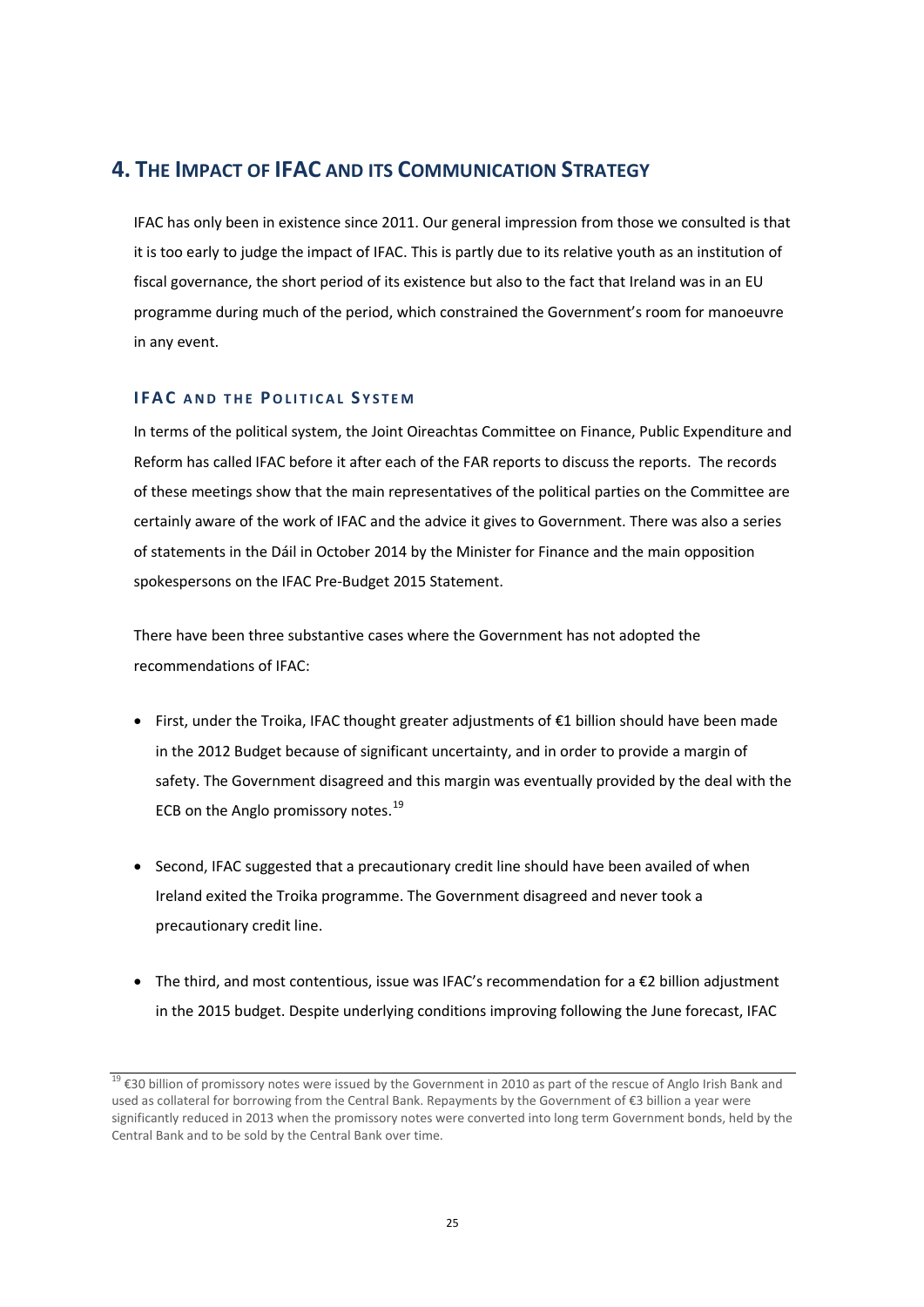## 4. The Impact of IFAC and its Communication Strategy

IFAC has only been in existence since 2011. Our general impression from those we consulted is that it is too early to judge the impact of IFAC. This is partly due to its relative youth as an institution of fiscal governance, the short period of its existence but also to the fact that Ireland was in an EU programme during much of the period, which constrained the Government's room for manoeuvre in any event.

### IFAC and the Political System

In terms of the political system, the Joint Oireachtas Committee on Finance, Public Expenditure and Reform has called IFAC before it after each of the FAR reports to discuss the reports. The records of these meetings show that the main representatives of the political parties on the Committee are certainly aware of the work of IFAC and the advice it gives to Government. There was also a series of statements in the Dáil in October 2014 by the Minister for Finance and the main opposition spokespersons on the IFAC Pre-Budget 2015 Statement.

There have been three substantive cases where the Government has not adopted the recommendations of IFAC:

- First, under the Troika, IFAC thought greater adjustments of €1 billion should have been made in the 2012 Budget because of significant uncertainty, and in order to provide a margin of safety. The Government disagreed and this margin was eventually provided by the deal with the ECB on the Anglo promissory notes.[19]

- Second, IFAC suggested that a precautionary credit line should have been availed of when Ireland exited the Troika programme. The Government disagreed and never took a precautionary credit line.

- The third, and most contentious, issue was IFAC's recommendation for a €2 billion adjustment in the 2015 budget. Despite underlying conditions improving following the June forecast, IFAC

[19] €30 billion of promissory notes were issued by the Government in 2010 as part of the rescue of Anglo Irish Bank and used as collateral for borrowing from the Central Bank. Repayments by the Government of €3 billion a year were significantly reduced in 2013 when the promissory notes were converted into long term Government bonds, held by the Central Bank and to be sold by the Central Bank over time.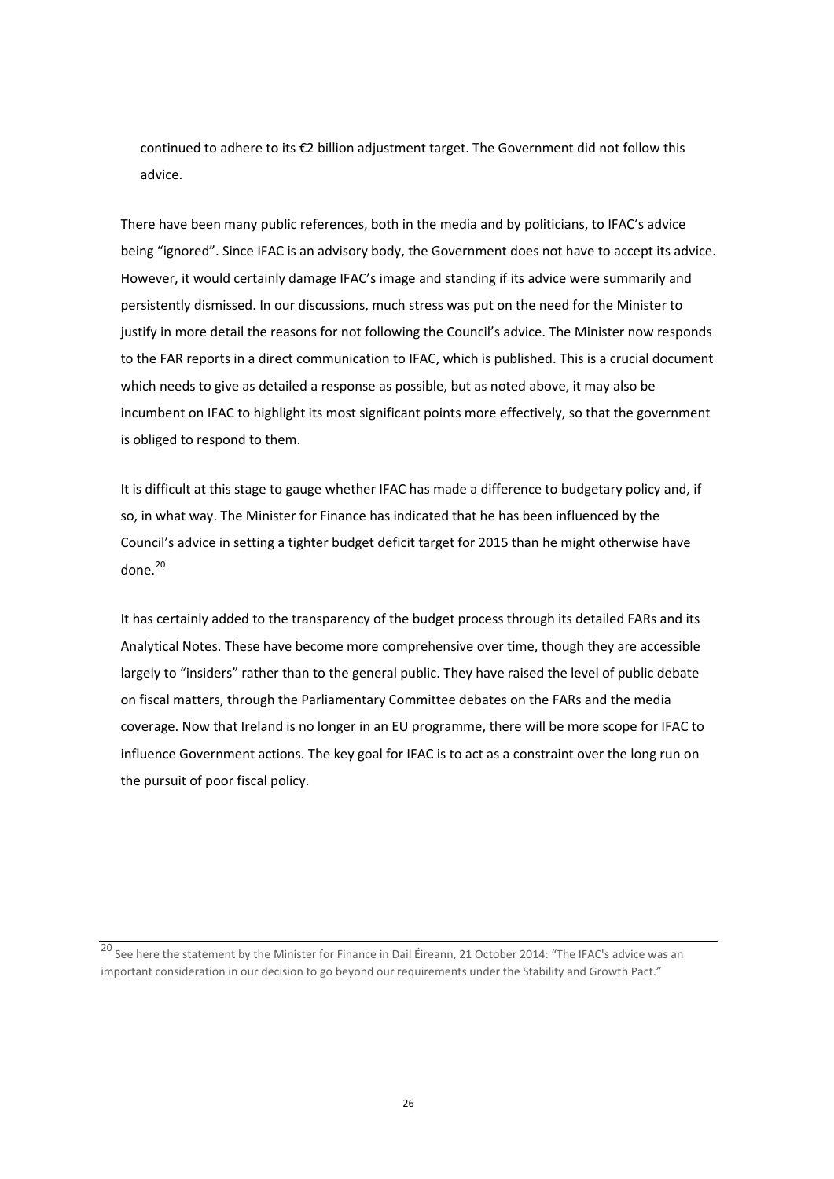continued to adhere to its €2 billion adjustment target. The Government did not follow this advice.

There have been many public references, both in the media and by politicians, to IFAC's advice being "ignored". Since IFAC is an advisory body, the Government does not have to accept its advice. However, it would certainly damage IFAC's image and standing if its advice were summarily and persistently dismissed. In our discussions, much stress was put on the need for the Minister to justify in more detail the reasons for not following the Council's advice. The Minister now responds to the FAR reports in a direct communication to IFAC, which is published. This is a crucial document which needs to give as detailed a response as possible, but as noted above, it may also be incumbent on IFAC to highlight its most significant points more effectively, so that the government is obliged to respond to them.

It is difficult at this stage to gauge whether IFAC has made a difference to budgetary policy and, if so, in what way. The Minister for Finance has indicated that he has been influenced by the Council's advice in setting a tighter budget deficit target for 2015 than he might otherwise have done.[20]

It has certainly added to the transparency of the budget process through its detailed FARs and its Analytical Notes. These have become more comprehensive over time, though they are accessible largely to "insiders" rather than to the general public. They have raised the level of public debate on fiscal matters, through the Parliamentary Committee debates on the FARs and the media coverage. Now that Ireland is no longer in an EU programme, there will be more scope for IFAC to influence Government actions. The key goal for IFAC is to act as a constraint over the long run on the pursuit of poor fiscal policy.

---

[20] See here the statement by the Minister for Finance in Dail Éireann, 21 October 2014: "The IFAC's advice was an important consideration in our decision to go beyond our requirements under the Stability and Growth Pact."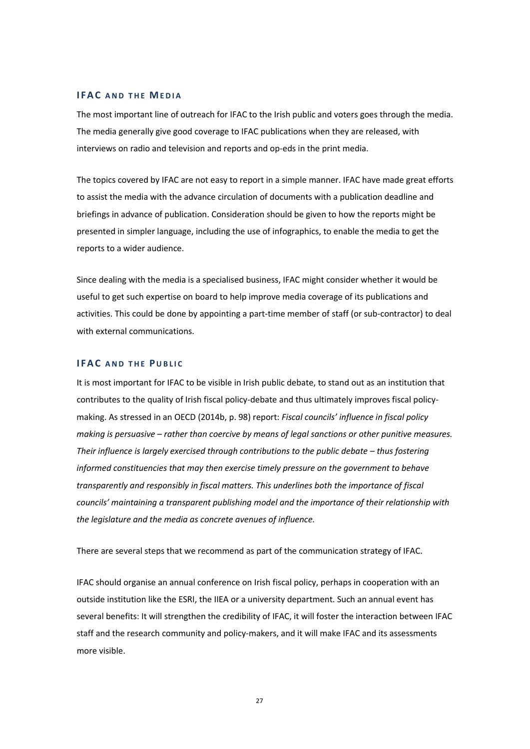## IFAC and the Media

The most important line of outreach for IFAC to the Irish public and voters goes through the media. The media generally give good coverage to IFAC publications when they are released, with interviews on radio and television and reports and op-eds in the print media.

The topics covered by IFAC are not easy to report in a simple manner. IFAC have made great efforts to assist the media with the advance circulation of documents with a publication deadline and briefings in advance of publication. Consideration should be given to how the reports might be presented in simpler language, including the use of infographics, to enable the media to get the reports to a wider audience.

Since dealing with the media is a specialised business, IFAC might consider whether it would be useful to get such expertise on board to help improve media coverage of its publications and activities. This could be done by appointing a part-time member of staff (or sub-contractor) to deal with external communications.

## IFAC and the Public

It is most important for IFAC to be visible in Irish public debate, to stand out as an institution that contributes to the quality of Irish fiscal policy-debate and thus ultimately improves fiscal policy-making. As stressed in an OECD (2014b, p. 98) report: *Fiscal councils' influence in fiscal policy making is persuasive – rather than coercive by means of legal sanctions or other punitive measures. Their influence is largely exercised through contributions to the public debate – thus fostering informed constituencies that may then exercise timely pressure on the government to behave transparently and responsibly in fiscal matters. This underlines both the importance of fiscal councils' maintaining a transparent publishing model and the importance of their relationship with the legislature and the media as concrete avenues of influence.*

There are several steps that we recommend as part of the communication strategy of IFAC.

IFAC should organise an annual conference on Irish fiscal policy, perhaps in cooperation with an outside institution like the ESRI, the IIEA or a university department. Such an annual event has several benefits: It will strengthen the credibility of IFAC, it will foster the interaction between IFAC staff and the research community and policy-makers, and it will make IFAC and its assessments more visible.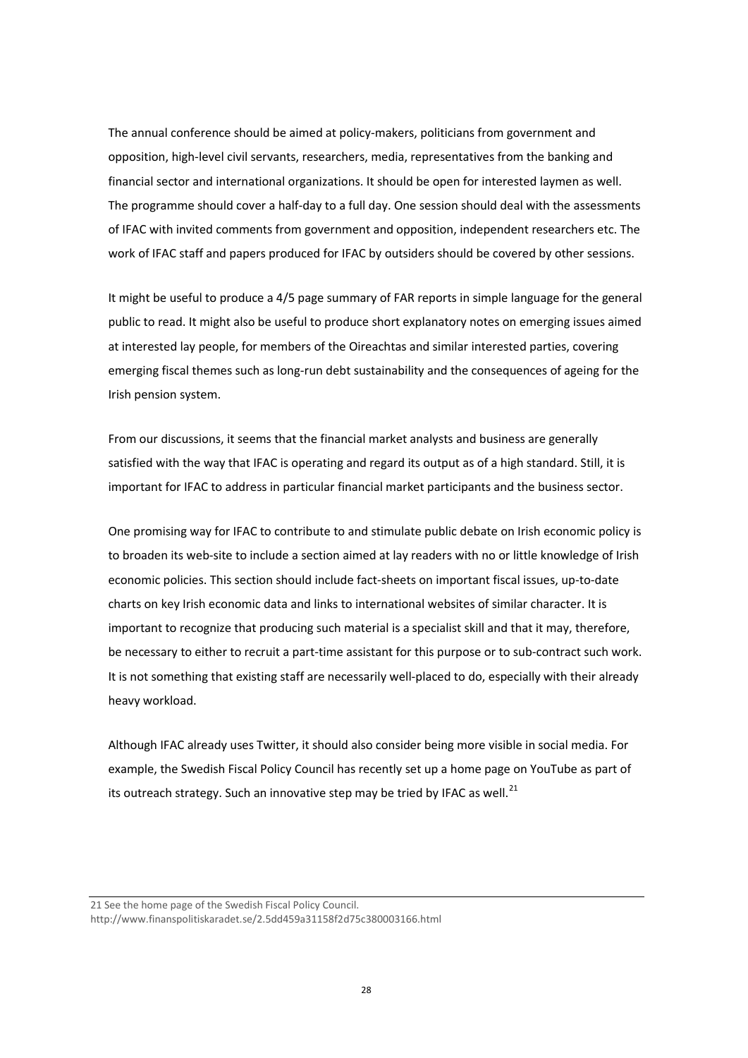The annual conference should be aimed at policy-makers, politicians from government and opposition, high-level civil servants, researchers, media, representatives from the banking and financial sector and international organizations. It should be open for interested laymen as well. The programme should cover a half-day to a full day. One session should deal with the assessments of IFAC with invited comments from government and opposition, independent researchers etc. The work of IFAC staff and papers produced for IFAC by outsiders should be covered by other sessions.

It might be useful to produce a 4/5 page summary of FAR reports in simple language for the general public to read. It might also be useful to produce short explanatory notes on emerging issues aimed at interested lay people, for members of the Oireachtas and similar interested parties, covering emerging fiscal themes such as long-run debt sustainability and the consequences of ageing for the Irish pension system.

From our discussions, it seems that the financial market analysts and business are generally satisfied with the way that IFAC is operating and regard its output as of a high standard. Still, it is important for IFAC to address in particular financial market participants and the business sector.

One promising way for IFAC to contribute to and stimulate public debate on Irish economic policy is to broaden its web-site to include a section aimed at lay readers with no or little knowledge of Irish economic policies. This section should include fact-sheets on important fiscal issues, up-to-date charts on key Irish economic data and links to international websites of similar character. It is important to recognize that producing such material is a specialist skill and that it may, therefore, be necessary to either to recruit a part-time assistant for this purpose or to sub-contract such work. It is not something that existing staff are necessarily well-placed to do, especially with their already heavy workload.

Although IFAC already uses Twitter, it should also consider being more visible in social media. For example, the Swedish Fiscal Policy Council has recently set up a home page on YouTube as part of its outreach strategy. Such an innovative step may be tried by IFAC as well.[21]

---

21 See the home page of the Swedish Fiscal Policy Council. http://www.finanspolitiskaradet.se/2.5dd459a31158f2d75c380003166.html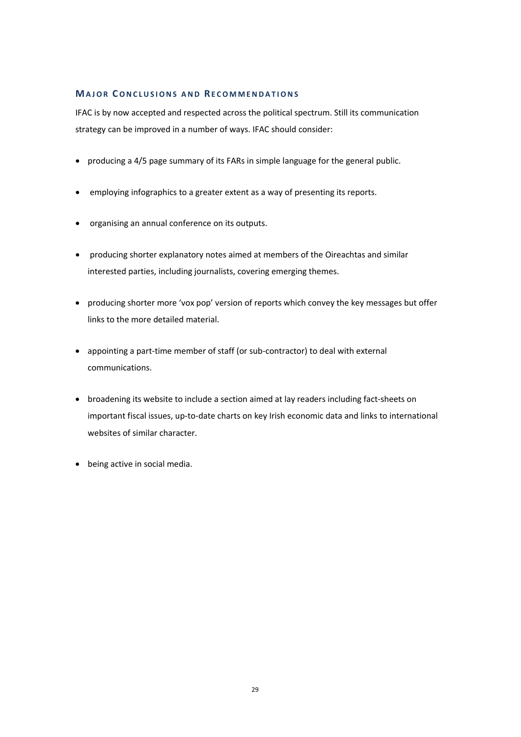## Major Conclusions and Recommendations

IFAC is by now accepted and respected across the political spectrum. Still its communication strategy can be improved in a number of ways. IFAC should consider:

- producing a 4/5 page summary of its FARs in simple language for the general public.
- employing infographics to a greater extent as a way of presenting its reports.
- organising an annual conference on its outputs.
- producing shorter explanatory notes aimed at members of the Oireachtas and similar interested parties, including journalists, covering emerging themes.
- producing shorter more 'vox pop' version of reports which convey the key messages but offer links to the more detailed material.
- appointing a part-time member of staff (or sub-contractor) to deal with external communications.
- broadening its website to include a section aimed at lay readers including fact-sheets on important fiscal issues, up-to-date charts on key Irish economic data and links to international websites of similar character.
- being active in social media.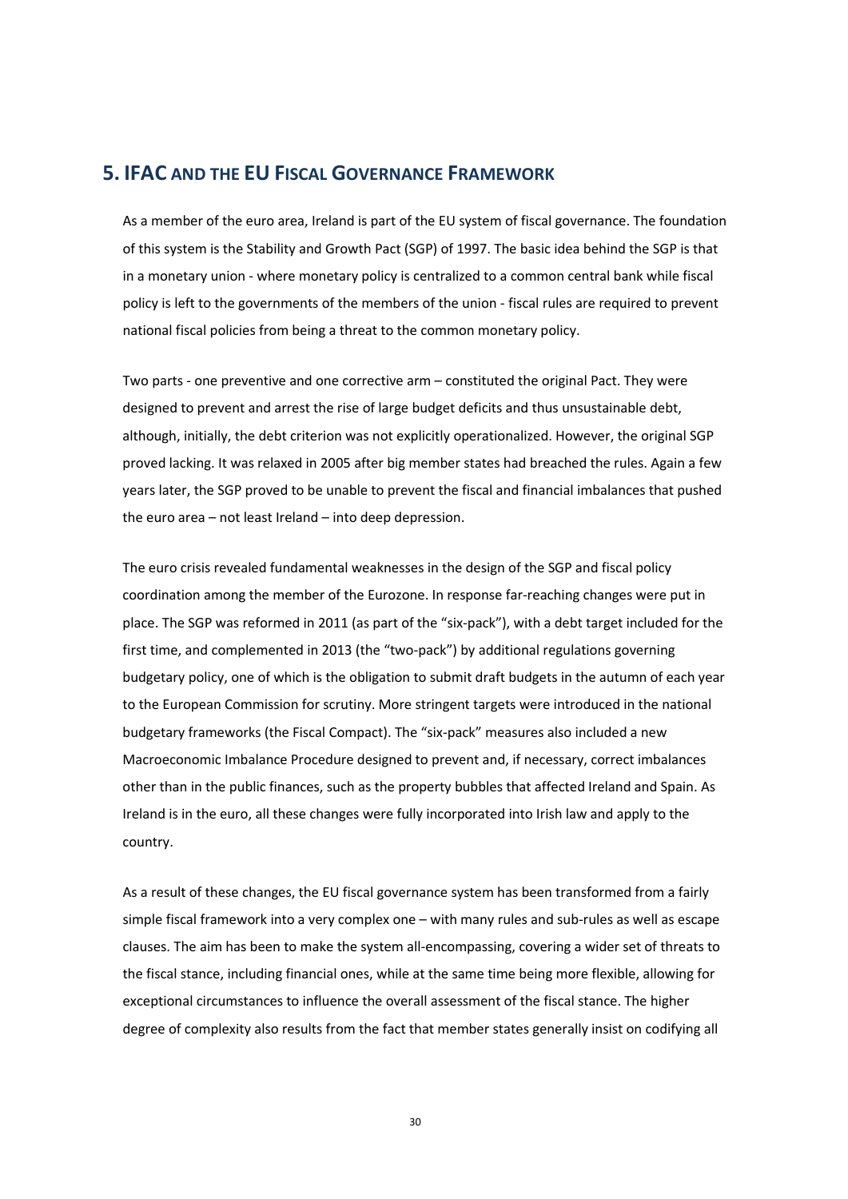## 5. IFAC AND THE EU FISCAL GOVERNANCE FRAMEWORK

As a member of the euro area, Ireland is part of the EU system of fiscal governance. The foundation of this system is the Stability and Growth Pact (SGP) of 1997. The basic idea behind the SGP is that in a monetary union - where monetary policy is centralized to a common central bank while fiscal policy is left to the governments of the members of the union - fiscal rules are required to prevent national fiscal policies from being a threat to the common monetary policy.

Two parts - one preventive and one corrective arm – constituted the original Pact. They were designed to prevent and arrest the rise of large budget deficits and thus unsustainable debt, although, initially, the debt criterion was not explicitly operationalized. However, the original SGP proved lacking. It was relaxed in 2005 after big member states had breached the rules. Again a few years later, the SGP proved to be unable to prevent the fiscal and financial imbalances that pushed the euro area – not least Ireland – into deep depression.

The euro crisis revealed fundamental weaknesses in the design of the SGP and fiscal policy coordination among the member of the Eurozone. In response far-reaching changes were put in place. The SGP was reformed in 2011 (as part of the "six-pack"), with a debt target included for the first time, and complemented in 2013 (the "two-pack") by additional regulations governing budgetary policy, one of which is the obligation to submit draft budgets in the autumn of each year to the European Commission for scrutiny. More stringent targets were introduced in the national budgetary frameworks (the Fiscal Compact). The "six-pack" measures also included a new Macroeconomic Imbalance Procedure designed to prevent and, if necessary, correct imbalances other than in the public finances, such as the property bubbles that affected Ireland and Spain. As Ireland is in the euro, all these changes were fully incorporated into Irish law and apply to the country.

As a result of these changes, the EU fiscal governance system has been transformed from a fairly simple fiscal framework into a very complex one – with many rules and sub-rules as well as escape clauses. The aim has been to make the system all-encompassing, covering a wider set of threats to the fiscal stance, including financial ones, while at the same time being more flexible, allowing for exceptional circumstances to influence the overall assessment of the fiscal stance. The higher degree of complexity also results from the fact that member states generally insist on codifying all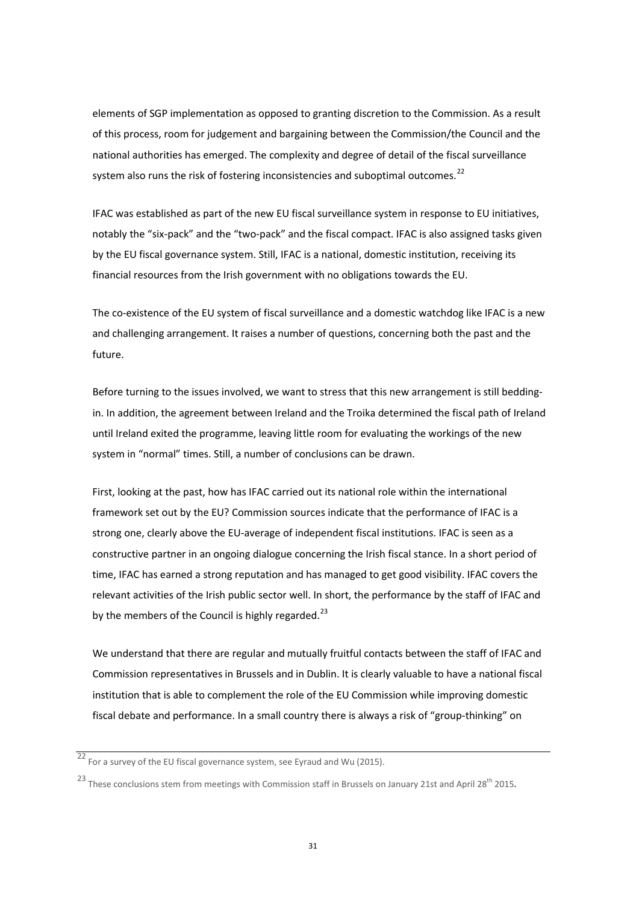elements of SGP implementation as opposed to granting discretion to the Commission. As a result of this process, room for judgement and bargaining between the Commission/the Council and the national authorities has emerged. The complexity and degree of detail of the fiscal surveillance system also runs the risk of fostering inconsistencies and suboptimal outcomes.[22]

IFAC was established as part of the new EU fiscal surveillance system in response to EU initiatives, notably the "six-pack" and the "two-pack" and the fiscal compact. IFAC is also assigned tasks given by the EU fiscal governance system. Still, IFAC is a national, domestic institution, receiving its financial resources from the Irish government with no obligations towards the EU.

The co-existence of the EU system of fiscal surveillance and a domestic watchdog like IFAC is a new and challenging arrangement. It raises a number of questions, concerning both the past and the future.

Before turning to the issues involved, we want to stress that this new arrangement is still bedding-in. In addition, the agreement between Ireland and the Troika determined the fiscal path of Ireland until Ireland exited the programme, leaving little room for evaluating the workings of the new system in "normal" times. Still, a number of conclusions can be drawn.

First, looking at the past, how has IFAC carried out its national role within the international framework set out by the EU? Commission sources indicate that the performance of IFAC is a strong one, clearly above the EU-average of independent fiscal institutions. IFAC is seen as a constructive partner in an ongoing dialogue concerning the Irish fiscal stance. In a short period of time, IFAC has earned a strong reputation and has managed to get good visibility. IFAC covers the relevant activities of the Irish public sector well. In short, the performance by the staff of IFAC and by the members of the Council is highly regarded.[23]

We understand that there are regular and mutually fruitful contacts between the staff of IFAC and Commission representatives in Brussels and in Dublin. It is clearly valuable to have a national fiscal institution that is able to complement the role of the EU Commission while improving domestic fiscal debate and performance. In a small country there is always a risk of "group-thinking" on

---

[22] For a survey of the EU fiscal governance system, see Eyraud and Wu (2015).

[23] These conclusions stem from meetings with Commission staff in Brussels on January 21st and April 28th 2015.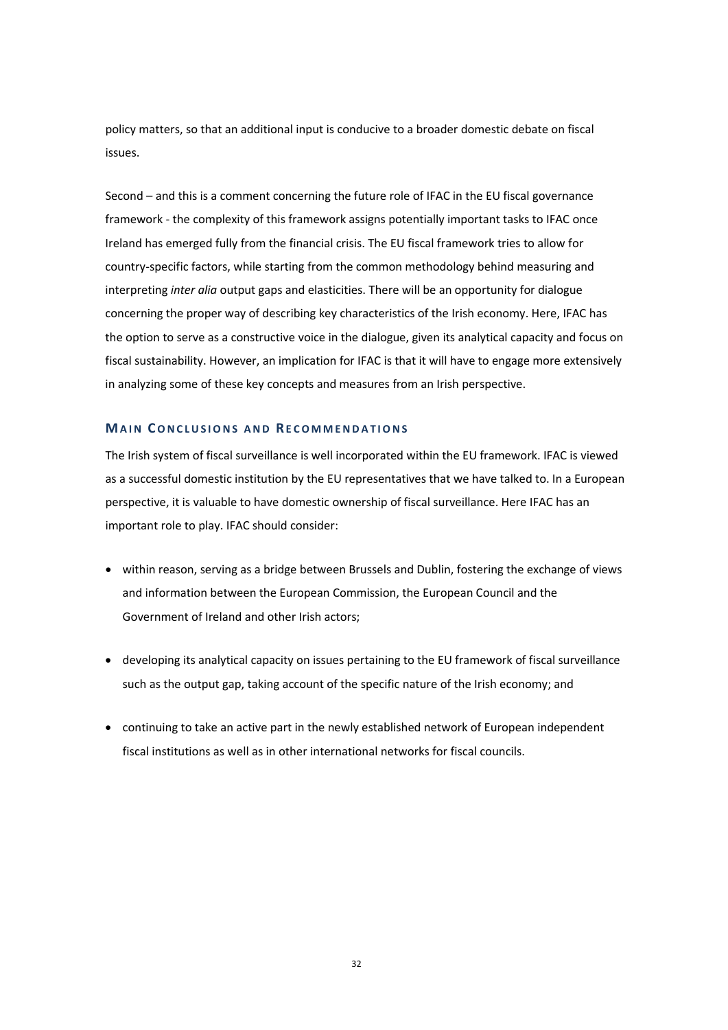policy matters, so that an additional input is conducive to a broader domestic debate on fiscal issues.

Second – and this is a comment concerning the future role of IFAC in the EU fiscal governance framework - the complexity of this framework assigns potentially important tasks to IFAC once Ireland has emerged fully from the financial crisis. The EU fiscal framework tries to allow for country-specific factors, while starting from the common methodology behind measuring and interpreting *inter alia* output gaps and elasticities. There will be an opportunity for dialogue concerning the proper way of describing key characteristics of the Irish economy. Here, IFAC has the option to serve as a constructive voice in the dialogue, given its analytical capacity and focus on fiscal sustainability. However, an implication for IFAC is that it will have to engage more extensively in analyzing some of these key concepts and measures from an Irish perspective.

### MAIN CONCLUSIONS AND RECOMMENDATIONS

The Irish system of fiscal surveillance is well incorporated within the EU framework. IFAC is viewed as a successful domestic institution by the EU representatives that we have talked to. In a European perspective, it is valuable to have domestic ownership of fiscal surveillance. Here IFAC has an important role to play. IFAC should consider:

- within reason, serving as a bridge between Brussels and Dublin, fostering the exchange of views and information between the European Commission, the European Council and the Government of Ireland and other Irish actors;
- developing its analytical capacity on issues pertaining to the EU framework of fiscal surveillance such as the output gap, taking account of the specific nature of the Irish economy; and
- continuing to take an active part in the newly established network of European independent fiscal institutions as well as in other international networks for fiscal councils.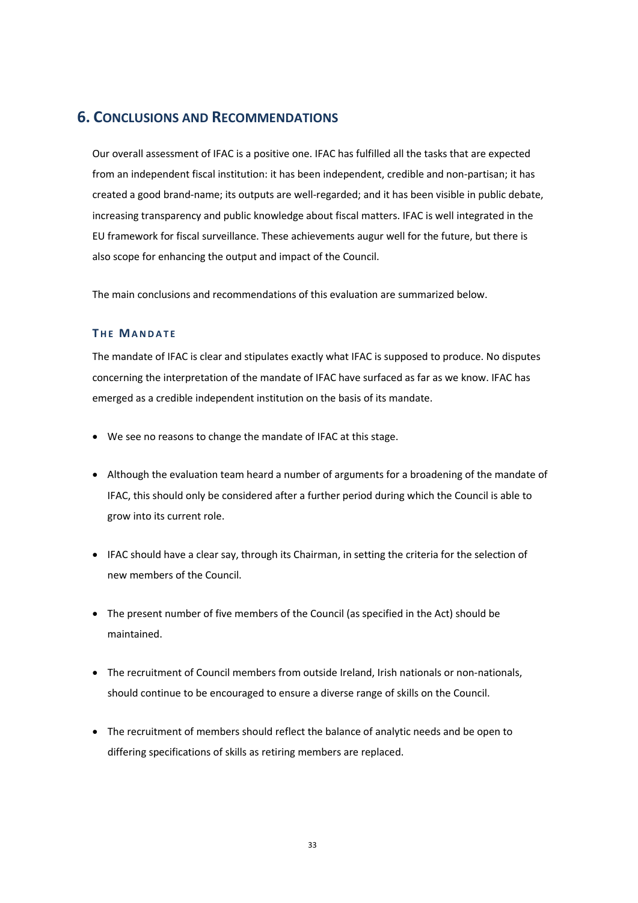# 6. Conclusions and Recommendations

Our overall assessment of IFAC is a positive one. IFAC has fulfilled all the tasks that are expected from an independent fiscal institution: it has been independent, credible and non-partisan; it has created a good brand-name; its outputs are well-regarded; and it has been visible in public debate, increasing transparency and public knowledge about fiscal matters. IFAC is well integrated in the EU framework for fiscal surveillance. These achievements augur well for the future, but there is also scope for enhancing the output and impact of the Council.

The main conclusions and recommendations of this evaluation are summarized below.

### The Mandate

The mandate of IFAC is clear and stipulates exactly what IFAC is supposed to produce. No disputes concerning the interpretation of the mandate of IFAC have surfaced as far as we know. IFAC has emerged as a credible independent institution on the basis of its mandate.

- We see no reasons to change the mandate of IFAC at this stage.
- Although the evaluation team heard a number of arguments for a broadening of the mandate of IFAC, this should only be considered after a further period during which the Council is able to grow into its current role.
- IFAC should have a clear say, through its Chairman, in setting the criteria for the selection of new members of the Council.
- The present number of five members of the Council (as specified in the Act) should be maintained.
- The recruitment of Council members from outside Ireland, Irish nationals or non-nationals, should continue to be encouraged to ensure a diverse range of skills on the Council.
- The recruitment of members should reflect the balance of analytic needs and be open to differing specifications of skills as retiring members are replaced.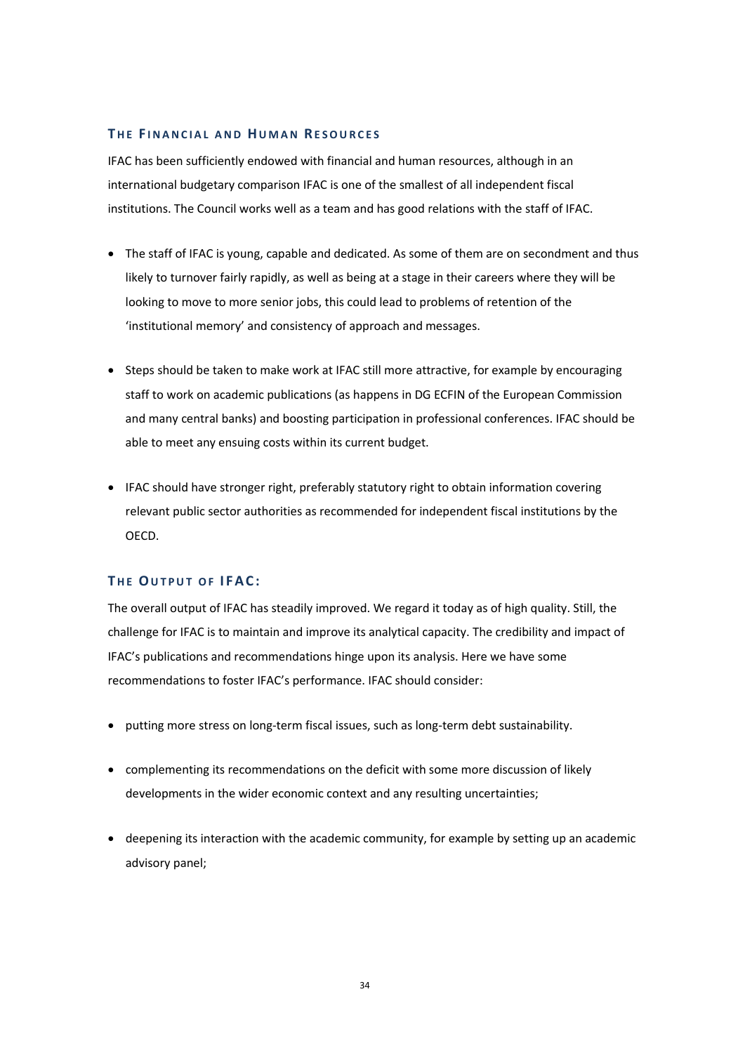### The Financial and Human Resources

IFAC has been sufficiently endowed with financial and human resources, although in an international budgetary comparison IFAC is one of the smallest of all independent fiscal institutions. The Council works well as a team and has good relations with the staff of IFAC.

- The staff of IFAC is young, capable and dedicated. As some of them are on secondment and thus likely to turnover fairly rapidly, as well as being at a stage in their careers where they will be looking to move to more senior jobs, this could lead to problems of retention of the 'institutional memory' and consistency of approach and messages.

- Steps should be taken to make work at IFAC still more attractive, for example by encouraging staff to work on academic publications (as happens in DG ECFIN of the European Commission and many central banks) and boosting participation in professional conferences. IFAC should be able to meet any ensuing costs within its current budget.

- IFAC should have stronger right, preferably statutory right to obtain information covering relevant public sector authorities as recommended for independent fiscal institutions by the OECD.

### The Output of IFAC:

The overall output of IFAC has steadily improved. We regard it today as of high quality. Still, the challenge for IFAC is to maintain and improve its analytical capacity. The credibility and impact of IFAC's publications and recommendations hinge upon its analysis. Here we have some recommendations to foster IFAC's performance. IFAC should consider:

- putting more stress on long-term fiscal issues, such as long-term debt sustainability.

- complementing its recommendations on the deficit with some more discussion of likely developments in the wider economic context and any resulting uncertainties;

- deepening its interaction with the academic community, for example by setting up an academic advisory panel;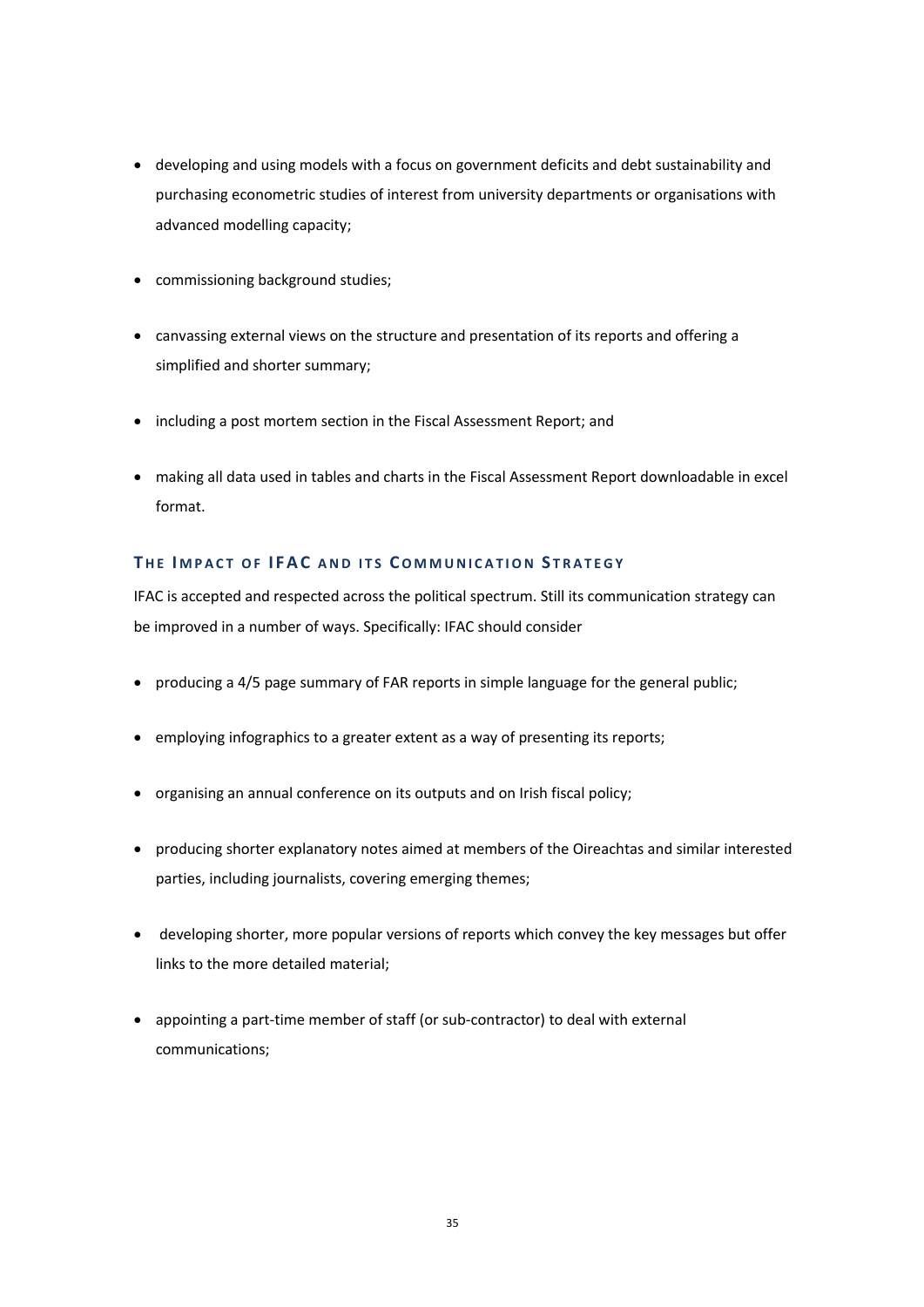- developing and using models with a focus on government deficits and debt sustainability and purchasing econometric studies of interest from university departments or organisations with advanced modelling capacity;
- commissioning background studies;
- canvassing external views on the structure and presentation of its reports and offering a simplified and shorter summary;
- including a post mortem section in the Fiscal Assessment Report; and
- making all data used in tables and charts in the Fiscal Assessment Report downloadable in excel format.

### THE IMPACT OF IFAC AND ITS COMMUNICATION STRATEGY

IFAC is accepted and respected across the political spectrum. Still its communication strategy can be improved in a number of ways. Specifically: IFAC should consider

- producing a 4/5 page summary of FAR reports in simple language for the general public;
- employing infographics to a greater extent as a way of presenting its reports;
- organising an annual conference on its outputs and on Irish fiscal policy;
- producing shorter explanatory notes aimed at members of the Oireachtas and similar interested parties, including journalists, covering emerging themes;
- developing shorter, more popular versions of reports which convey the key messages but offer links to the more detailed material;
- appointing a part-time member of staff (or sub-contractor) to deal with external communications;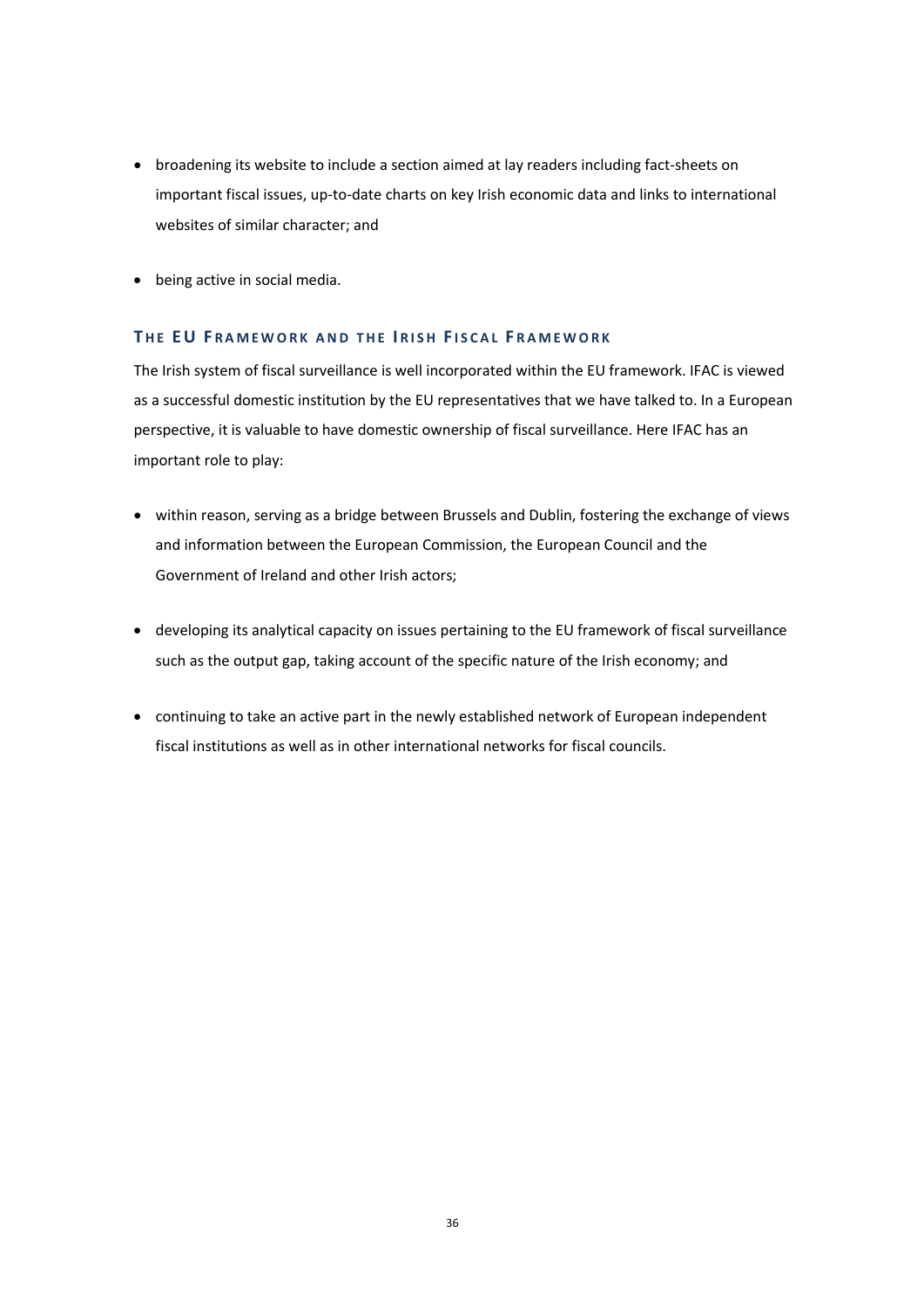- broadening its website to include a section aimed at lay readers including fact-sheets on important fiscal issues, up-to-date charts on key Irish economic data and links to international websites of similar character; and
- being active in social media.

### The EU Framework and the Irish Fiscal Framework

The Irish system of fiscal surveillance is well incorporated within the EU framework. IFAC is viewed as a successful domestic institution by the EU representatives that we have talked to. In a European perspective, it is valuable to have domestic ownership of fiscal surveillance. Here IFAC has an important role to play:

- within reason, serving as a bridge between Brussels and Dublin, fostering the exchange of views and information between the European Commission, the European Council and the Government of Ireland and other Irish actors;
- developing its analytical capacity on issues pertaining to the EU framework of fiscal surveillance such as the output gap, taking account of the specific nature of the Irish economy; and
- continuing to take an active part in the newly established network of European independent fiscal institutions as well as in other international networks for fiscal councils.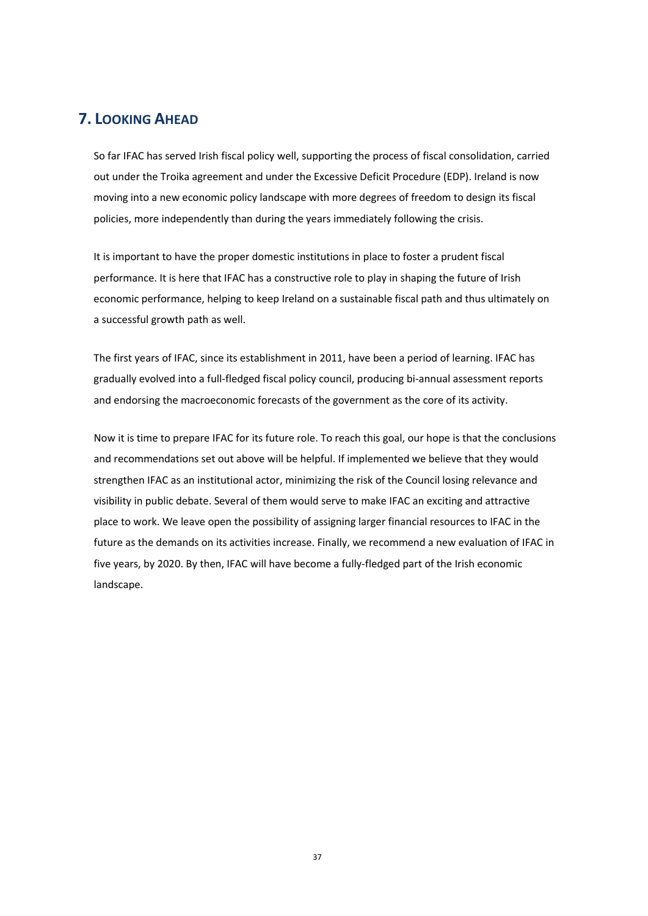## 7. Looking Ahead

So far IFAC has served Irish fiscal policy well, supporting the process of fiscal consolidation, carried out under the Troika agreement and under the Excessive Deficit Procedure (EDP). Ireland is now moving into a new economic policy landscape with more degrees of freedom to design its fiscal policies, more independently than during the years immediately following the crisis.

It is important to have the proper domestic institutions in place to foster a prudent fiscal performance. It is here that IFAC has a constructive role to play in shaping the future of Irish economic performance, helping to keep Ireland on a sustainable fiscal path and thus ultimately on a successful growth path as well.

The first years of IFAC, since its establishment in 2011, have been a period of learning. IFAC has gradually evolved into a full-fledged fiscal policy council, producing bi-annual assessment reports and endorsing the macroeconomic forecasts of the government as the core of its activity.

Now it is time to prepare IFAC for its future role. To reach this goal, our hope is that the conclusions and recommendations set out above will be helpful. If implemented we believe that they would strengthen IFAC as an institutional actor, minimizing the risk of the Council losing relevance and visibility in public debate. Several of them would serve to make IFAC an exciting and attractive place to work. We leave open the possibility of assigning larger financial resources to IFAC in the future as the demands on its activities increase. Finally, we recommend a new evaluation of IFAC in five years, by 2020. By then, IFAC will have become a fully-fledged part of the Irish economic landscape.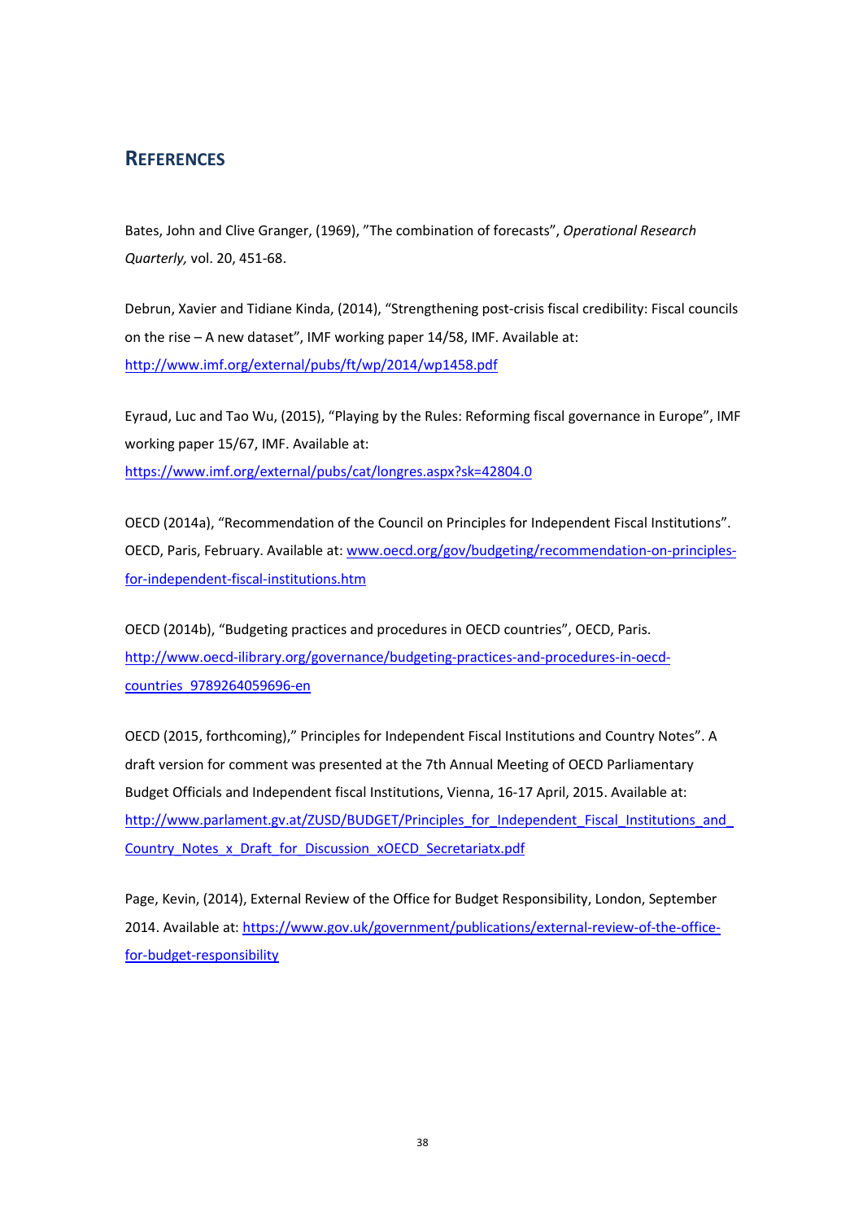## REFERENCES

Bates, John and Clive Granger, (1969), "The combination of forecasts", *Operational Research Quarterly,* vol. 20, 451-68.

Debrun, Xavier and Tidiane Kinda, (2014), "Strengthening post-crisis fiscal credibility: Fiscal councils on the rise – A new dataset", IMF working paper 14/58, IMF. Available at: http://www.imf.org/external/pubs/ft/wp/2014/wp1458.pdf

Eyraud, Luc and Tao Wu, (2015), "Playing by the Rules: Reforming fiscal governance in Europe", IMF working paper 15/67, IMF. Available at: https://www.imf.org/external/pubs/cat/longres.aspx?sk=42804.0

OECD (2014a), "Recommendation of the Council on Principles for Independent Fiscal Institutions". OECD, Paris, February. Available at: www.oecd.org/gov/budgeting/recommendation-on-principles-for-independent-fiscal-institutions.htm

OECD (2014b), "Budgeting practices and procedures in OECD countries", OECD, Paris. http://www.oecd-ilibrary.org/governance/budgeting-practices-and-procedures-in-oecd-countries_9789264059696-en

OECD (2015, forthcoming)," Principles for Independent Fiscal Institutions and Country Notes". A draft version for comment was presented at the 7th Annual Meeting of OECD Parliamentary Budget Officials and Independent fiscal Institutions, Vienna, 16-17 April, 2015. Available at: http://www.parlament.gv.at/ZUSD/BUDGET/Principles_for_Independent_Fiscal_Institutions_and_Country_Notes_x_Draft_for_Discussion_xOECD_Secretariatx.pdf

Page, Kevin, (2014), External Review of the Office for Budget Responsibility, London, September 2014. Available at: https://www.gov.uk/government/publications/external-review-of-the-office-for-budget-responsibility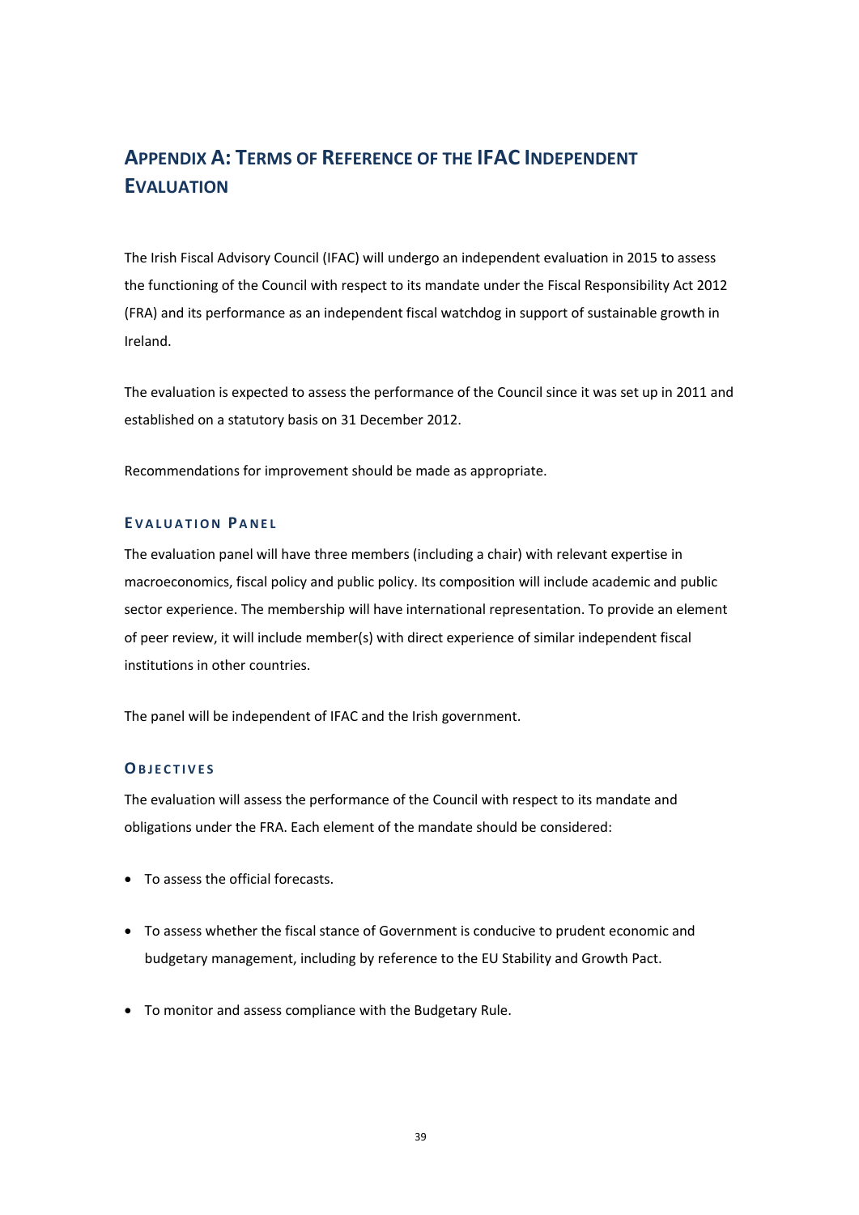# Appendix A: Terms of Reference of the IFAC Independent Evaluation

The Irish Fiscal Advisory Council (IFAC) will undergo an independent evaluation in 2015 to assess the functioning of the Council with respect to its mandate under the Fiscal Responsibility Act 2012 (FRA) and its performance as an independent fiscal watchdog in support of sustainable growth in Ireland.

The evaluation is expected to assess the performance of the Council since it was set up in 2011 and established on a statutory basis on 31 December 2012.

Recommendations for improvement should be made as appropriate.

## Evaluation Panel

The evaluation panel will have three members (including a chair) with relevant expertise in macroeconomics, fiscal policy and public policy. Its composition will include academic and public sector experience. The membership will have international representation. To provide an element of peer review, it will include member(s) with direct experience of similar independent fiscal institutions in other countries.

The panel will be independent of IFAC and the Irish government.

## Objectives

The evaluation will assess the performance of the Council with respect to its mandate and obligations under the FRA. Each element of the mandate should be considered:

- To assess the official forecasts.
- To assess whether the fiscal stance of Government is conducive to prudent economic and budgetary management, including by reference to the EU Stability and Growth Pact.
- To monitor and assess compliance with the Budgetary Rule.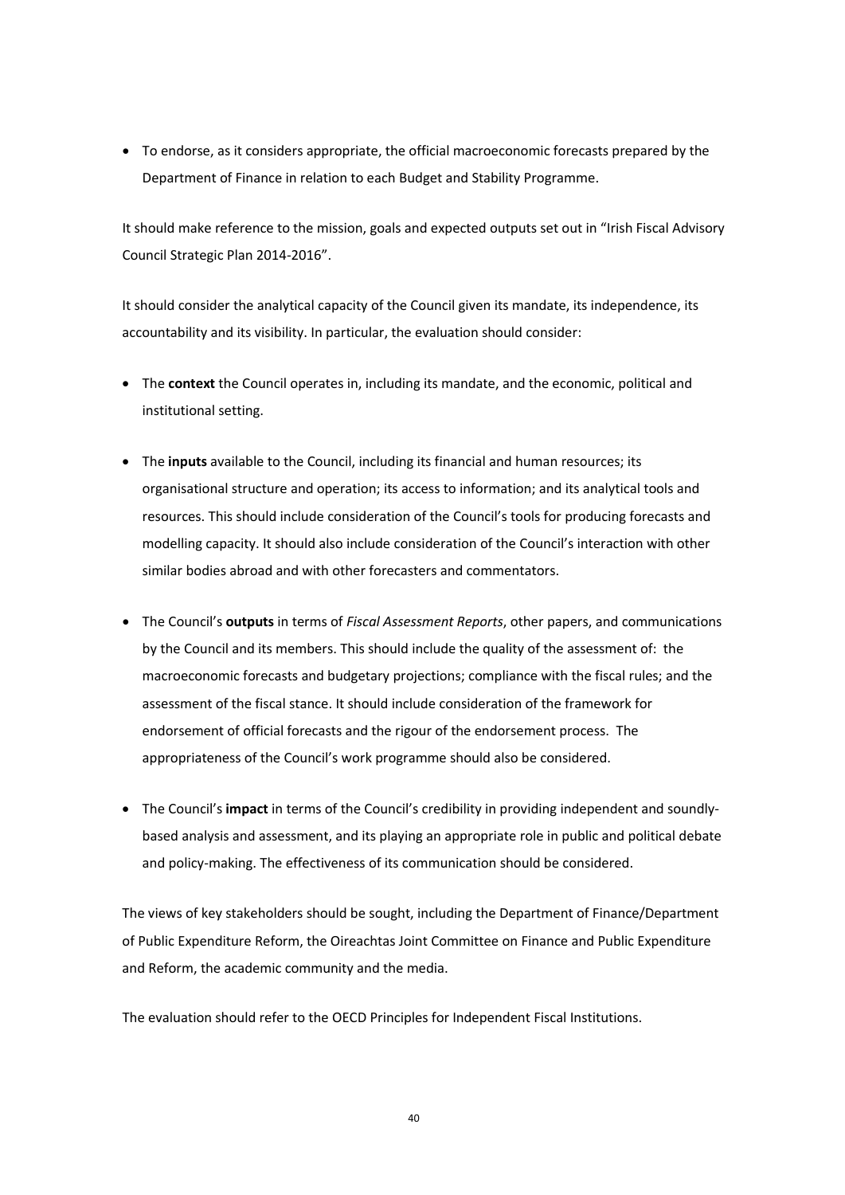- To endorse, as it considers appropriate, the official macroeconomic forecasts prepared by the Department of Finance in relation to each Budget and Stability Programme.

It should make reference to the mission, goals and expected outputs set out in "Irish Fiscal Advisory Council Strategic Plan 2014-2016".

It should consider the analytical capacity of the Council given its mandate, its independence, its accountability and its visibility. In particular, the evaluation should consider:

- The **context** the Council operates in, including its mandate, and the economic, political and institutional setting.
- The **inputs** available to the Council, including its financial and human resources; its organisational structure and operation; its access to information; and its analytical tools and resources. This should include consideration of the Council's tools for producing forecasts and modelling capacity. It should also include consideration of the Council's interaction with other similar bodies abroad and with other forecasters and commentators.
- The Council's **outputs** in terms of *Fiscal Assessment Reports*, other papers, and communications by the Council and its members. This should include the quality of the assessment of: the macroeconomic forecasts and budgetary projections; compliance with the fiscal rules; and the assessment of the fiscal stance. It should include consideration of the framework for endorsement of official forecasts and the rigour of the endorsement process. The appropriateness of the Council's work programme should also be considered.
- The Council's **impact** in terms of the Council's credibility in providing independent and soundly-based analysis and assessment, and its playing an appropriate role in public and political debate and policy-making. The effectiveness of its communication should be considered.

The views of key stakeholders should be sought, including the Department of Finance/Department of Public Expenditure Reform, the Oireachtas Joint Committee on Finance and Public Expenditure and Reform, the academic community and the media.

The evaluation should refer to the OECD Principles for Independent Fiscal Institutions.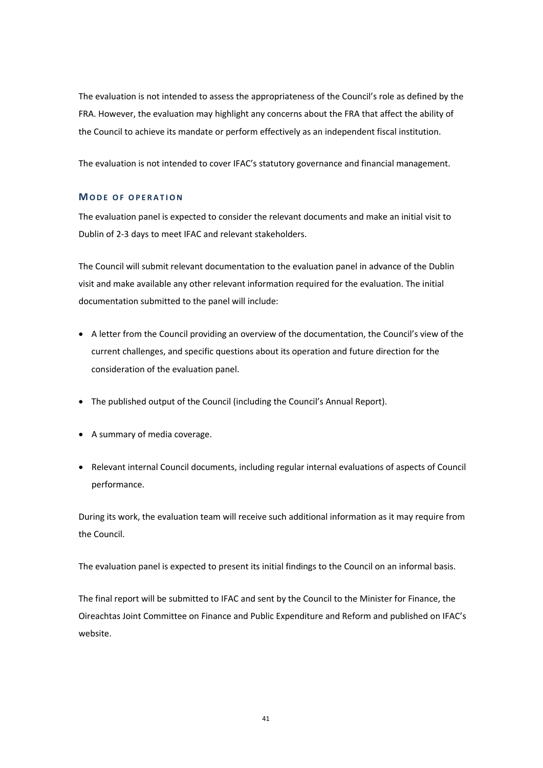The evaluation is not intended to assess the appropriateness of the Council's role as defined by the FRA. However, the evaluation may highlight any concerns about the FRA that affect the ability of the Council to achieve its mandate or perform effectively as an independent fiscal institution.

The evaluation is not intended to cover IFAC's statutory governance and financial management.

### MODE OF OPERATION

The evaluation panel is expected to consider the relevant documents and make an initial visit to Dublin of 2-3 days to meet IFAC and relevant stakeholders.

The Council will submit relevant documentation to the evaluation panel in advance of the Dublin visit and make available any other relevant information required for the evaluation. The initial documentation submitted to the panel will include:

- A letter from the Council providing an overview of the documentation, the Council's view of the current challenges, and specific questions about its operation and future direction for the consideration of the evaluation panel.
- The published output of the Council (including the Council's Annual Report).
- A summary of media coverage.
- Relevant internal Council documents, including regular internal evaluations of aspects of Council performance.

During its work, the evaluation team will receive such additional information as it may require from the Council.

The evaluation panel is expected to present its initial findings to the Council on an informal basis.

The final report will be submitted to IFAC and sent by the Council to the Minister for Finance, the Oireachtas Joint Committee on Finance and Public Expenditure and Reform and published on IFAC's website.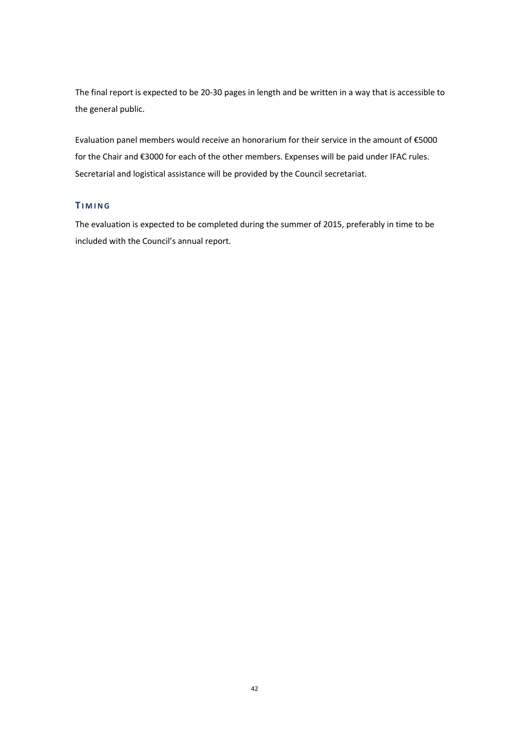The final report is expected to be 20-30 pages in length and be written in a way that is accessible to the general public.

Evaluation panel members would receive an honorarium for their service in the amount of €5000 for the Chair and €3000 for each of the other members. Expenses will be paid under IFAC rules. Secretarial and logistical assistance will be provided by the Council secretariat.

### TIMING

The evaluation is expected to be completed during the summer of 2015, preferably in time to be included with the Council's annual report.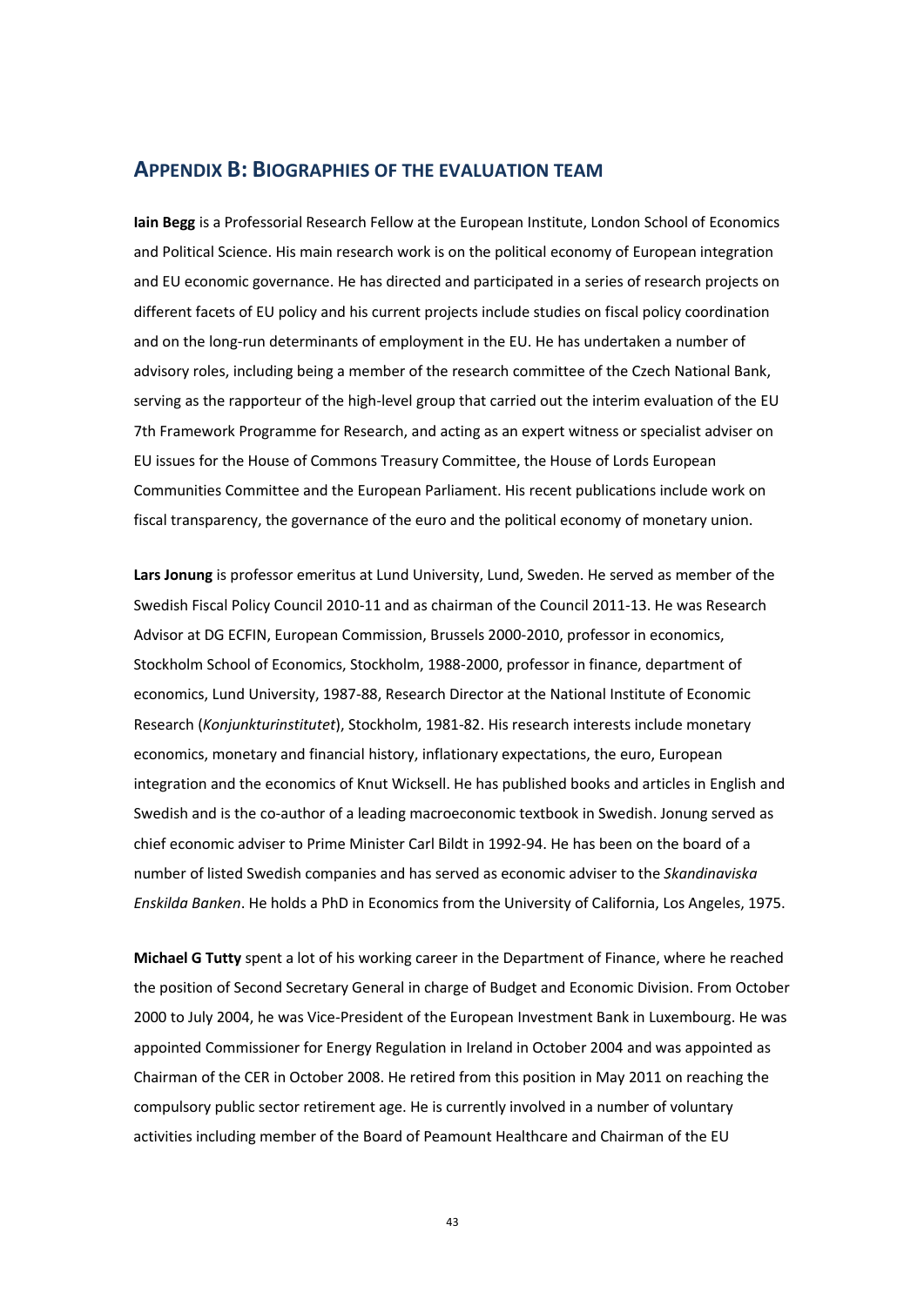## Appendix B: Biographies of the Evaluation Team

**Iain Begg** is a Professorial Research Fellow at the European Institute, London School of Economics and Political Science. His main research work is on the political economy of European integration and EU economic governance. He has directed and participated in a series of research projects on different facets of EU policy and his current projects include studies on fiscal policy coordination and on the long-run determinants of employment in the EU. He has undertaken a number of advisory roles, including being a member of the research committee of the Czech National Bank, serving as the rapporteur of the high-level group that carried out the interim evaluation of the EU 7th Framework Programme for Research, and acting as an expert witness or specialist adviser on EU issues for the House of Commons Treasury Committee, the House of Lords European Communities Committee and the European Parliament. His recent publications include work on fiscal transparency, the governance of the euro and the political economy of monetary union.

**Lars Jonung** is professor emeritus at Lund University, Lund, Sweden. He served as member of the Swedish Fiscal Policy Council 2010-11 and as chairman of the Council 2011-13. He was Research Advisor at DG ECFIN, European Commission, Brussels 2000-2010, professor in economics, Stockholm School of Economics, Stockholm, 1988-2000, professor in finance, department of economics, Lund University, 1987-88, Research Director at the National Institute of Economic Research (*Konjunkturinstitutet*), Stockholm, 1981-82. His research interests include monetary economics, monetary and financial history, inflationary expectations, the euro, European integration and the economics of Knut Wicksell. He has published books and articles in English and Swedish and is the co-author of a leading macroeconomic textbook in Swedish. Jonung served as chief economic adviser to Prime Minister Carl Bildt in 1992-94. He has been on the board of a number of listed Swedish companies and has served as economic adviser to the *Skandinaviska Enskilda Banken*. He holds a PhD in Economics from the University of California, Los Angeles, 1975.

**Michael G Tutty** spent a lot of his working career in the Department of Finance, where he reached the position of Second Secretary General in charge of Budget and Economic Division. From October 2000 to July 2004, he was Vice-President of the European Investment Bank in Luxembourg. He was appointed Commissioner for Energy Regulation in Ireland in October 2004 and was appointed as Chairman of the CER in October 2008. He retired from this position in May 2011 on reaching the compulsory public sector retirement age. He is currently involved in a number of voluntary activities including member of the Board of Peamount Healthcare and Chairman of the EU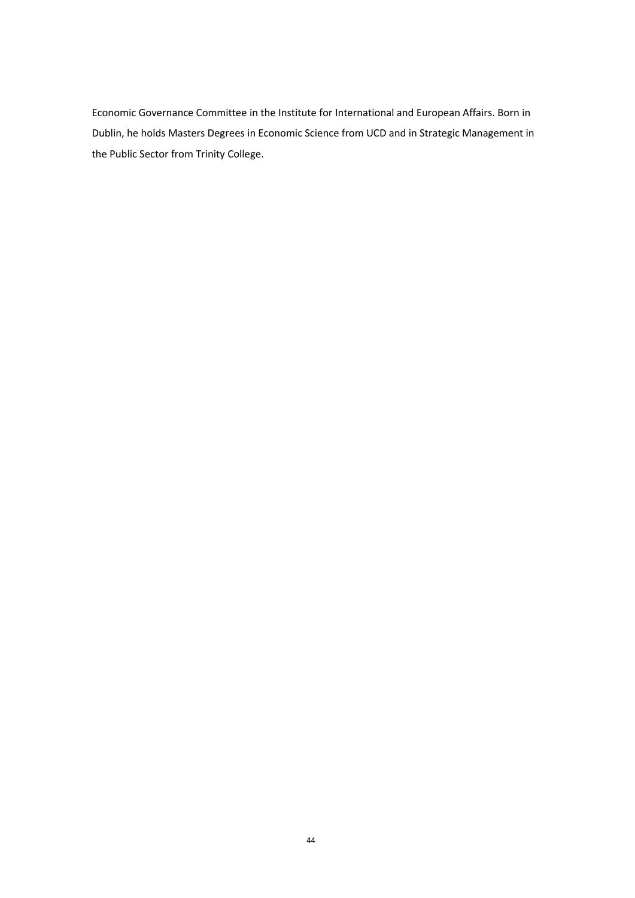Economic Governance Committee in the Institute for International and European Affairs. Born in Dublin, he holds Masters Degrees in Economic Science from UCD and in Strategic Management in the Public Sector from Trinity College.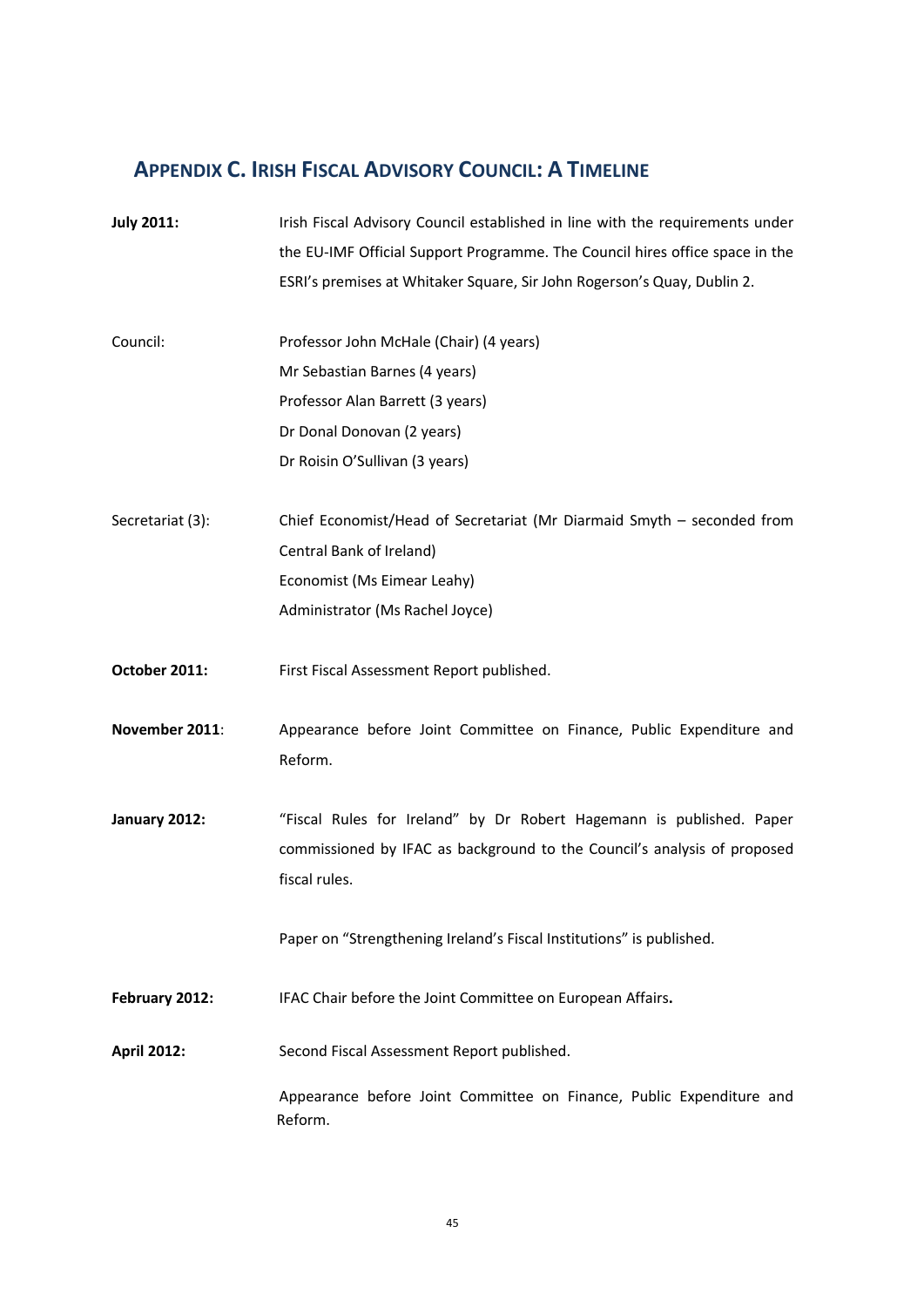## APPENDIX C. IRISH FISCAL ADVISORY COUNCIL: A TIMELINE

**July 2011:** Irish Fiscal Advisory Council established in line with the requirements under the EU-IMF Official Support Programme. The Council hires office space in the ESRI's premises at Whitaker Square, Sir John Rogerson's Quay, Dublin 2.

Council:
- Professor John McHale (Chair) (4 years)
- Mr Sebastian Barnes (4 years)
- Professor Alan Barrett (3 years)
- Dr Donal Donovan (2 years)
- Dr Roisin O'Sullivan (3 years)

Secretariat (3):
- Chief Economist/Head of Secretariat (Mr Diarmaid Smyth – seconded from Central Bank of Ireland)
- Economist (Ms Eimear Leahy)
- Administrator (Ms Rachel Joyce)

**October 2011:** First Fiscal Assessment Report published.

**November 2011**: Appearance before Joint Committee on Finance, Public Expenditure and Reform.

**January 2012:** "Fiscal Rules for Ireland" by Dr Robert Hagemann is published. Paper commissioned by IFAC as background to the Council's analysis of proposed fiscal rules.

Paper on "Strengthening Ireland's Fiscal Institutions" is published.

**February 2012:** IFAC Chair before the Joint Committee on European Affairs**.**

**April 2012:** Second Fiscal Assessment Report published.

Appearance before Joint Committee on Finance, Public Expenditure and Reform.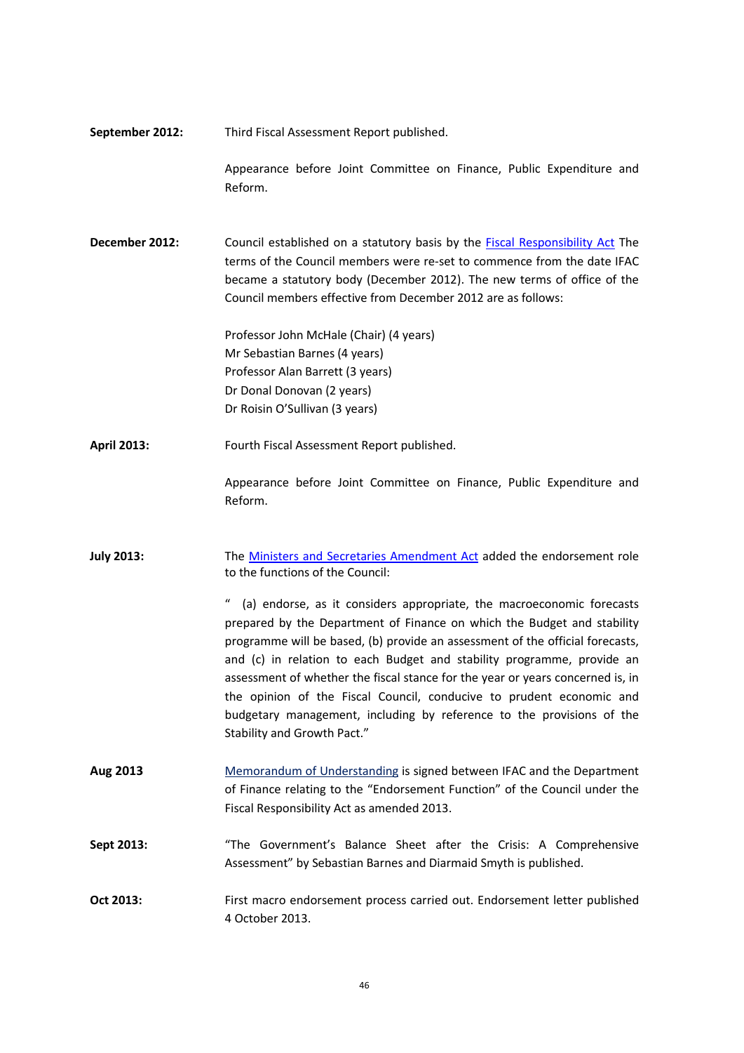**September 2012:** Third Fiscal Assessment Report published.

Appearance before Joint Committee on Finance, Public Expenditure and Reform.

**December 2012:** Council established on a statutory basis by the Fiscal Responsibility Act The terms of the Council members were re-set to commence from the date IFAC became a statutory body (December 2012). The new terms of office of the Council members effective from December 2012 are as follows:

Professor John McHale (Chair) (4 years)
Mr Sebastian Barnes (4 years)
Professor Alan Barrett (3 years)
Dr Donal Donovan (2 years)
Dr Roisin O'Sullivan (3 years)

**April 2013:** Fourth Fiscal Assessment Report published.

Appearance before Joint Committee on Finance, Public Expenditure and Reform.

**July 2013:** The Ministers and Secretaries Amendment Act added the endorsement role to the functions of the Council:

" (a) endorse, as it considers appropriate, the macroeconomic forecasts prepared by the Department of Finance on which the Budget and stability programme will be based, (b) provide an assessment of the official forecasts, and (c) in relation to each Budget and stability programme, provide an assessment of whether the fiscal stance for the year or years concerned is, in the opinion of the Fiscal Council, conducive to prudent economic and budgetary management, including by reference to the provisions of the Stability and Growth Pact."

**Aug 2013** Memorandum of Understanding is signed between IFAC and the Department of Finance relating to the "Endorsement Function" of the Council under the Fiscal Responsibility Act as amended 2013.

**Sept 2013:** "The Government's Balance Sheet after the Crisis: A Comprehensive Assessment" by Sebastian Barnes and Diarmaid Smyth is published.

**Oct 2013:** First macro endorsement process carried out. Endorsement letter published 4 October 2013.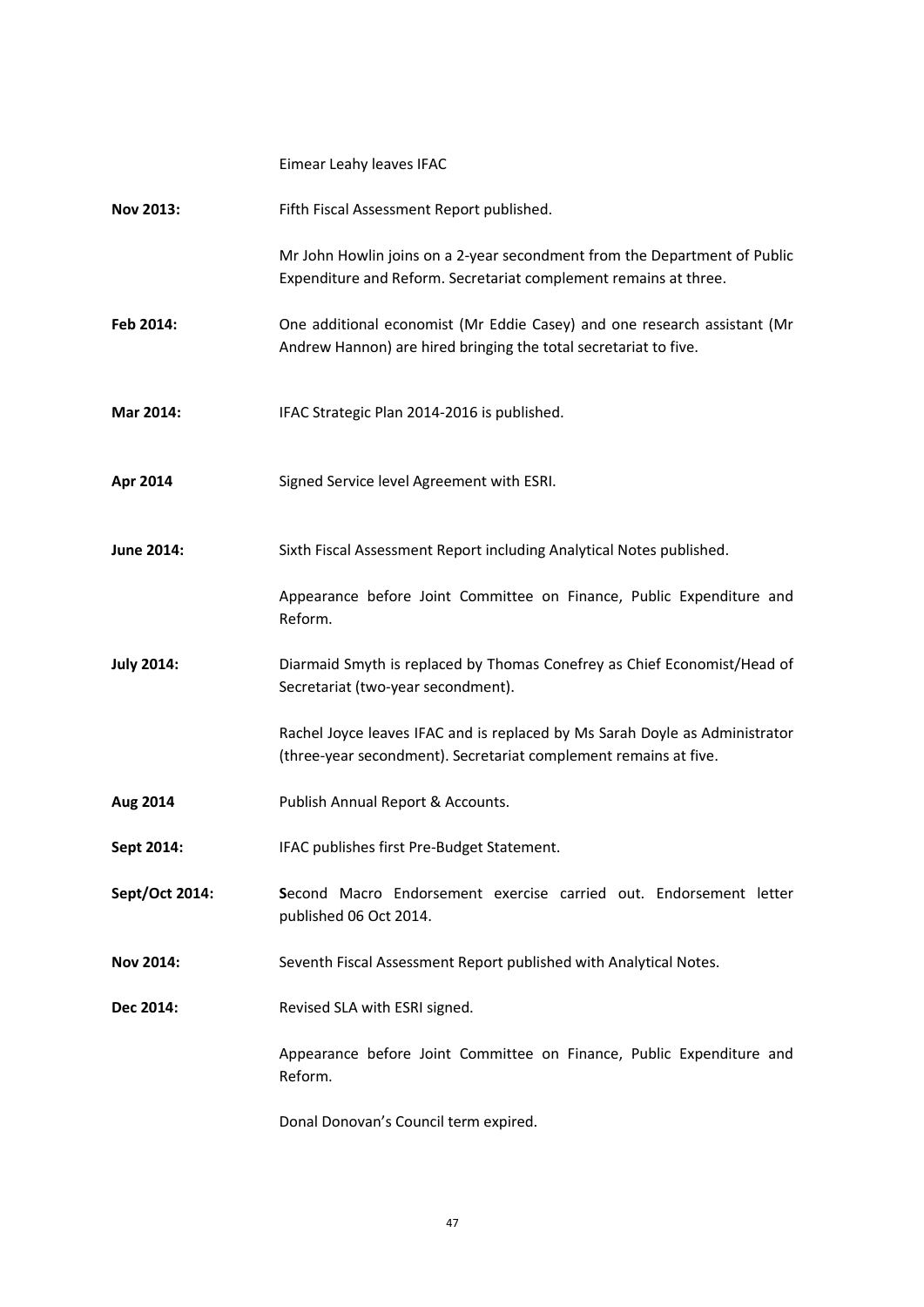Eimear Leahy leaves IFAC

**Nov 2013:** Fifth Fiscal Assessment Report published.

Mr John Howlin joins on a 2-year secondment from the Department of Public Expenditure and Reform. Secretariat complement remains at three.

**Feb 2014:** One additional economist (Mr Eddie Casey) and one research assistant (Mr Andrew Hannon) are hired bringing the total secretariat to five.

**Mar 2014:** IFAC Strategic Plan 2014-2016 is published.

**Apr 2014** Signed Service level Agreement with ESRI.

**June 2014:** Sixth Fiscal Assessment Report including Analytical Notes published.

Appearance before Joint Committee on Finance, Public Expenditure and Reform.

**July 2014:** Diarmaid Smyth is replaced by Thomas Conefrey as Chief Economist/Head of Secretariat (two-year secondment).

Rachel Joyce leaves IFAC and is replaced by Ms Sarah Doyle as Administrator (three-year secondment). Secretariat complement remains at five.

**Aug 2014** Publish Annual Report & Accounts.

**Sept 2014:** IFAC publishes first Pre-Budget Statement.

**Sept/Oct 2014:** **S**econd Macro Endorsement exercise carried out. Endorsement letter published 06 Oct 2014.

**Nov 2014:** Seventh Fiscal Assessment Report published with Analytical Notes.

**Dec 2014:** Revised SLA with ESRI signed.

Appearance before Joint Committee on Finance, Public Expenditure and Reform.

Donal Donovan's Council term expired.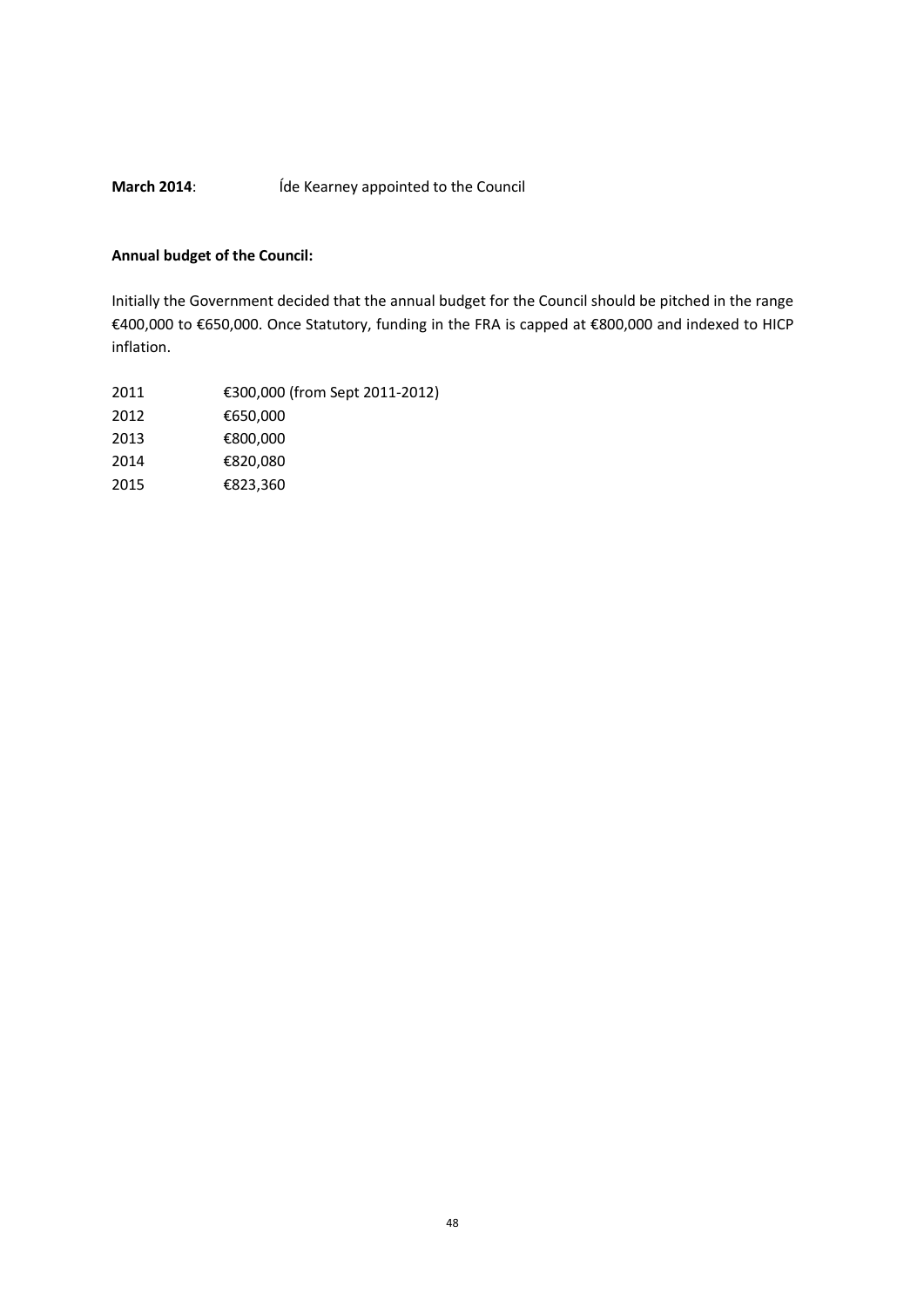**March 2014**: Íde Kearney appointed to the Council

**Annual budget of the Council:**

Initially the Government decided that the annual budget for the Council should be pitched in the range €400,000 to €650,000. Once Statutory, funding in the FRA is capped at €800,000 and indexed to HICP inflation.

| | |
|---|---|
| 2011 | €300,000 (from Sept 2011-2012) |
| 2012 | €650,000 |
| 2013 | €800,000 |
| 2014 | €820,080 |
| 2015 | €823,360 |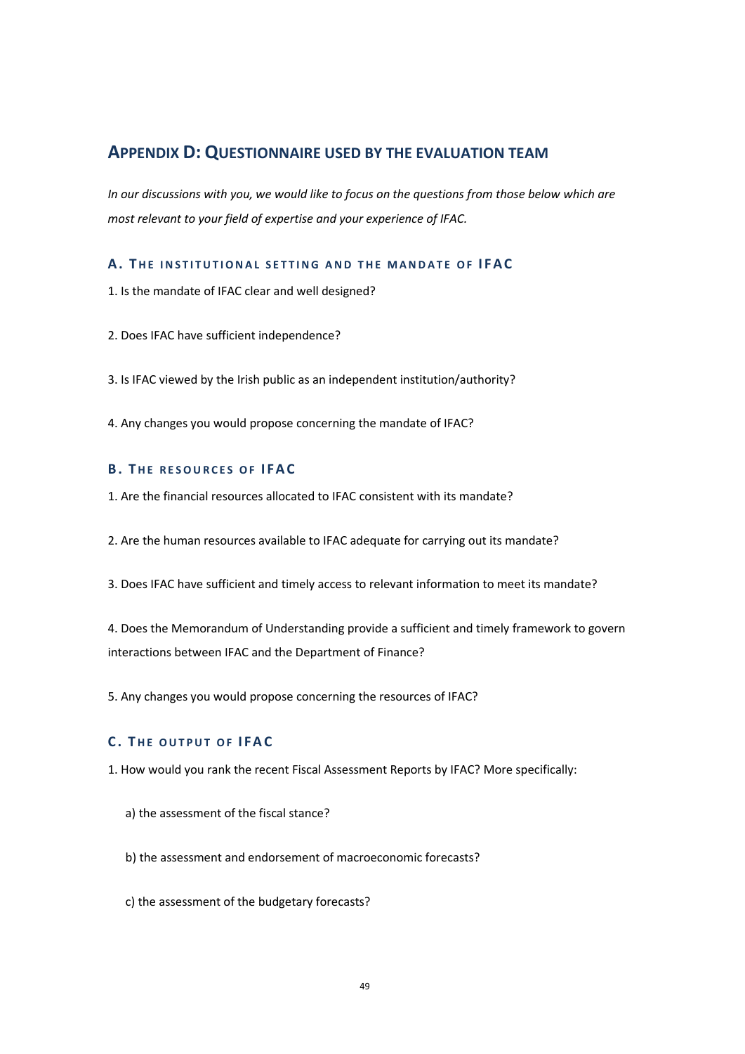## Appendix D: Questionnaire used by the evaluation team

*In our discussions with you, we would like to focus on the questions from those below which are most relevant to your field of expertise and your experience of IFAC.*

### A. The institutional setting and the mandate of IFAC

1. Is the mandate of IFAC clear and well designed?

2. Does IFAC have sufficient independence?

3. Is IFAC viewed by the Irish public as an independent institution/authority?

4. Any changes you would propose concerning the mandate of IFAC?

### B. The resources of IFAC

1. Are the financial resources allocated to IFAC consistent with its mandate?

2. Are the human resources available to IFAC adequate for carrying out its mandate?

3. Does IFAC have sufficient and timely access to relevant information to meet its mandate?

4. Does the Memorandum of Understanding provide a sufficient and timely framework to govern interactions between IFAC and the Department of Finance?

5. Any changes you would propose concerning the resources of IFAC?

### C. The output of IFAC

1. How would you rank the recent Fiscal Assessment Reports by IFAC? More specifically:

   a) the assessment of the fiscal stance?

   b) the assessment and endorsement of macroeconomic forecasts?

   c) the assessment of the budgetary forecasts?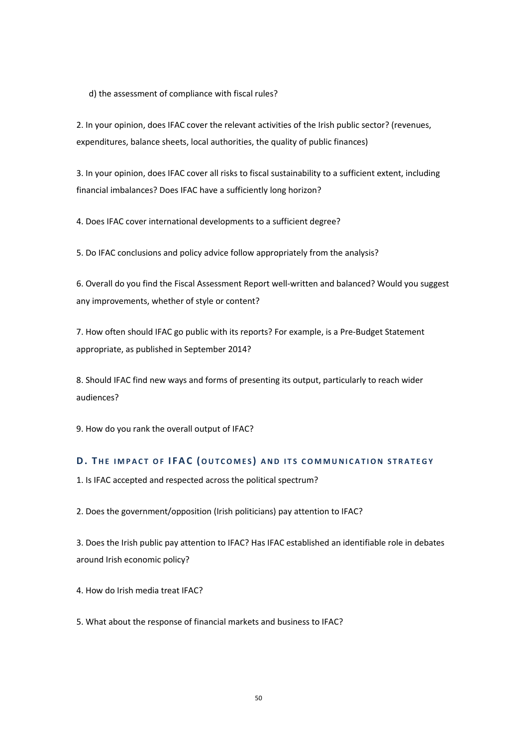d) the assessment of compliance with fiscal rules?

2. In your opinion, does IFAC cover the relevant activities of the Irish public sector? (revenues, expenditures, balance sheets, local authorities, the quality of public finances)

3. In your opinion, does IFAC cover all risks to fiscal sustainability to a sufficient extent, including financial imbalances? Does IFAC have a sufficiently long horizon?

4. Does IFAC cover international developments to a sufficient degree?

5. Do IFAC conclusions and policy advice follow appropriately from the analysis?

6. Overall do you find the Fiscal Assessment Report well-written and balanced? Would you suggest any improvements, whether of style or content?

7. How often should IFAC go public with its reports? For example, is a Pre-Budget Statement appropriate, as published in September 2014?

8. Should IFAC find new ways and forms of presenting its output, particularly to reach wider audiences?

9. How do you rank the overall output of IFAC?

### D. The impact of IFAC (outcomes) and its communication strategy

1. Is IFAC accepted and respected across the political spectrum?

2. Does the government/opposition (Irish politicians) pay attention to IFAC?

3. Does the Irish public pay attention to IFAC? Has IFAC established an identifiable role in debates around Irish economic policy?

4. How do Irish media treat IFAC?

5. What about the response of financial markets and business to IFAC?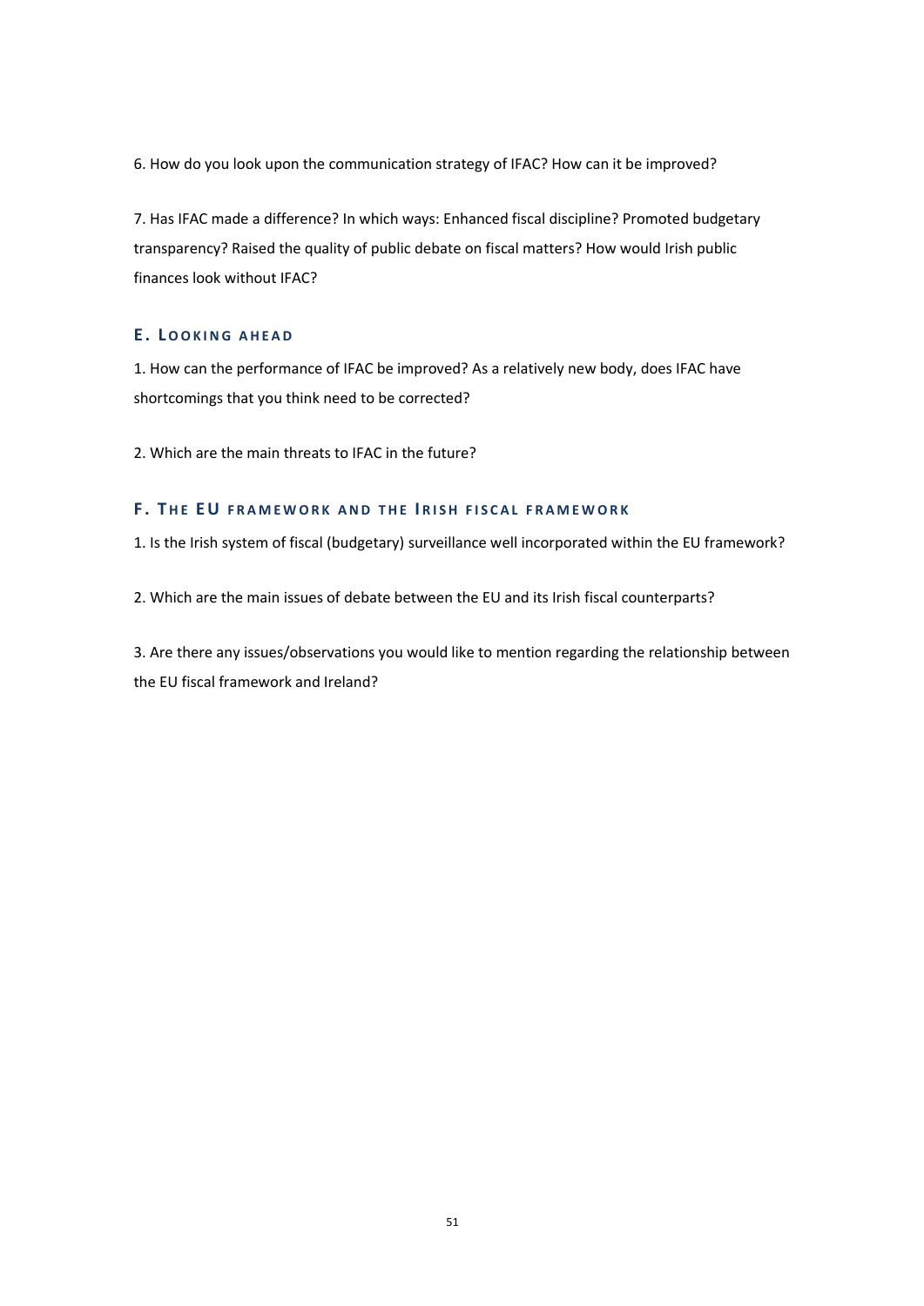6. How do you look upon the communication strategy of IFAC? How can it be improved?

7. Has IFAC made a difference? In which ways: Enhanced fiscal discipline? Promoted budgetary transparency? Raised the quality of public debate on fiscal matters? How would Irish public finances look without IFAC?

### E. Looking ahead

1. How can the performance of IFAC be improved? As a relatively new body, does IFAC have shortcomings that you think need to be corrected?

2. Which are the main threats to IFAC in the future?

### F. The EU framework and the Irish fiscal framework

1. Is the Irish system of fiscal (budgetary) surveillance well incorporated within the EU framework?

2. Which are the main issues of debate between the EU and its Irish fiscal counterparts?

3. Are there any issues/observations you would like to mention regarding the relationship between the EU fiscal framework and Ireland?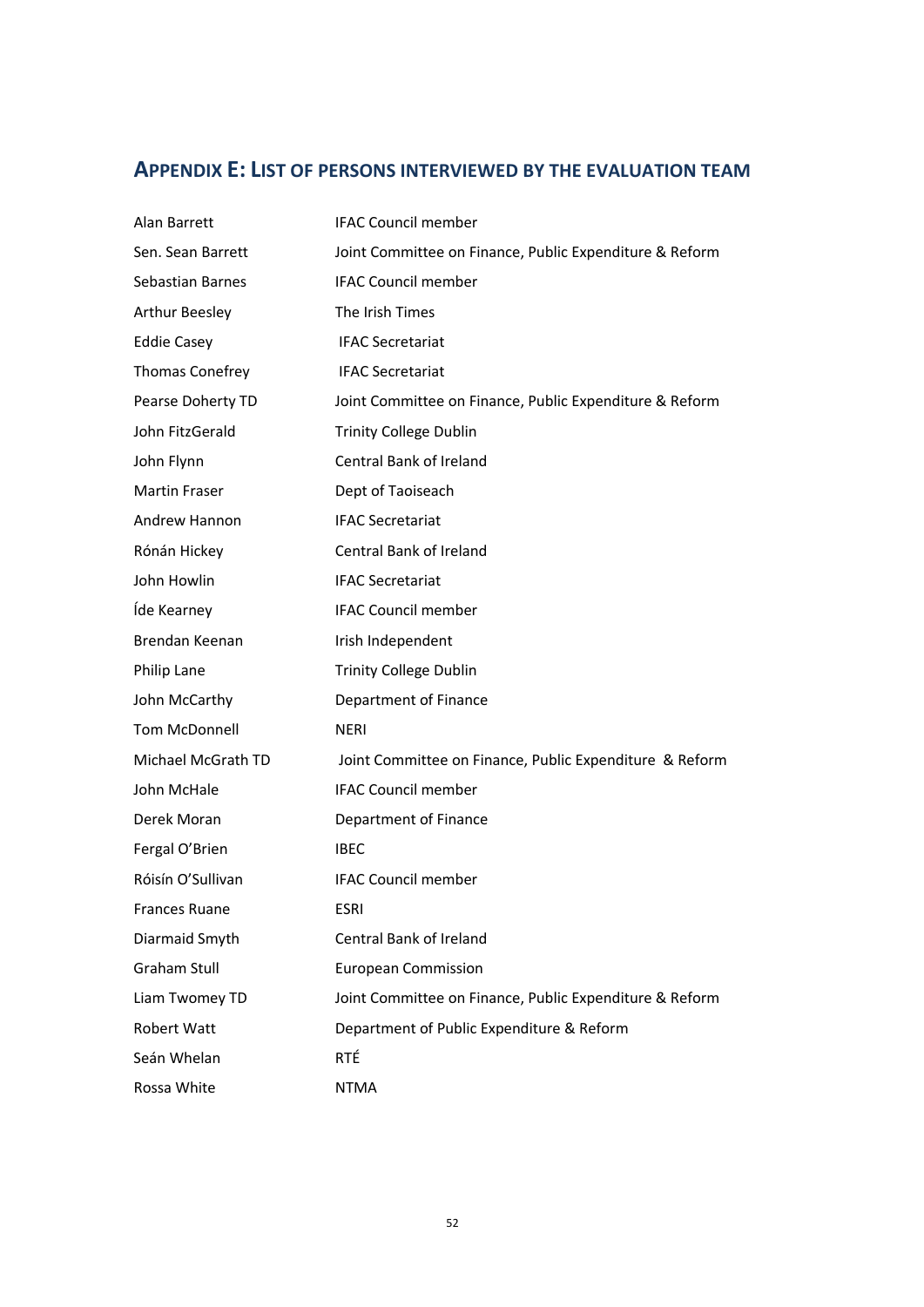## APPENDIX E: LIST OF PERSONS INTERVIEWED BY THE EVALUATION TEAM

| | |
|---|---|
| Alan Barrett | IFAC Council member |
| Sen. Sean Barrett | Joint Committee on Finance, Public Expenditure & Reform |
| Sebastian Barnes | IFAC Council member |
| Arthur Beesley | The Irish Times |
| Eddie Casey | IFAC Secretariat |
| Thomas Conefrey | IFAC Secretariat |
| Pearse Doherty TD | Joint Committee on Finance, Public Expenditure & Reform |
| John FitzGerald | Trinity College Dublin |
| John Flynn | Central Bank of Ireland |
| Martin Fraser | Dept of Taoiseach |
| Andrew Hannon | IFAC Secretariat |
| Rónán Hickey | Central Bank of Ireland |
| John Howlin | IFAC Secretariat |
| Íde Kearney | IFAC Council member |
| Brendan Keenan | Irish Independent |
| Philip Lane | Trinity College Dublin |
| John McCarthy | Department of Finance |
| Tom McDonnell | NERI |
| Michael McGrath TD | Joint Committee on Finance, Public Expenditure & Reform |
| John McHale | IFAC Council member |
| Derek Moran | Department of Finance |
| Fergal O'Brien | IBEC |
| Róisín O'Sullivan | IFAC Council member |
| Frances Ruane | ESRI |
| Diarmaid Smyth | Central Bank of Ireland |
| Graham Stull | European Commission |
| Liam Twomey TD | Joint Committee on Finance, Public Expenditure & Reform |
| Robert Watt | Department of Public Expenditure & Reform |
| Seán Whelan | RTÉ |
| Rossa White | NTMA |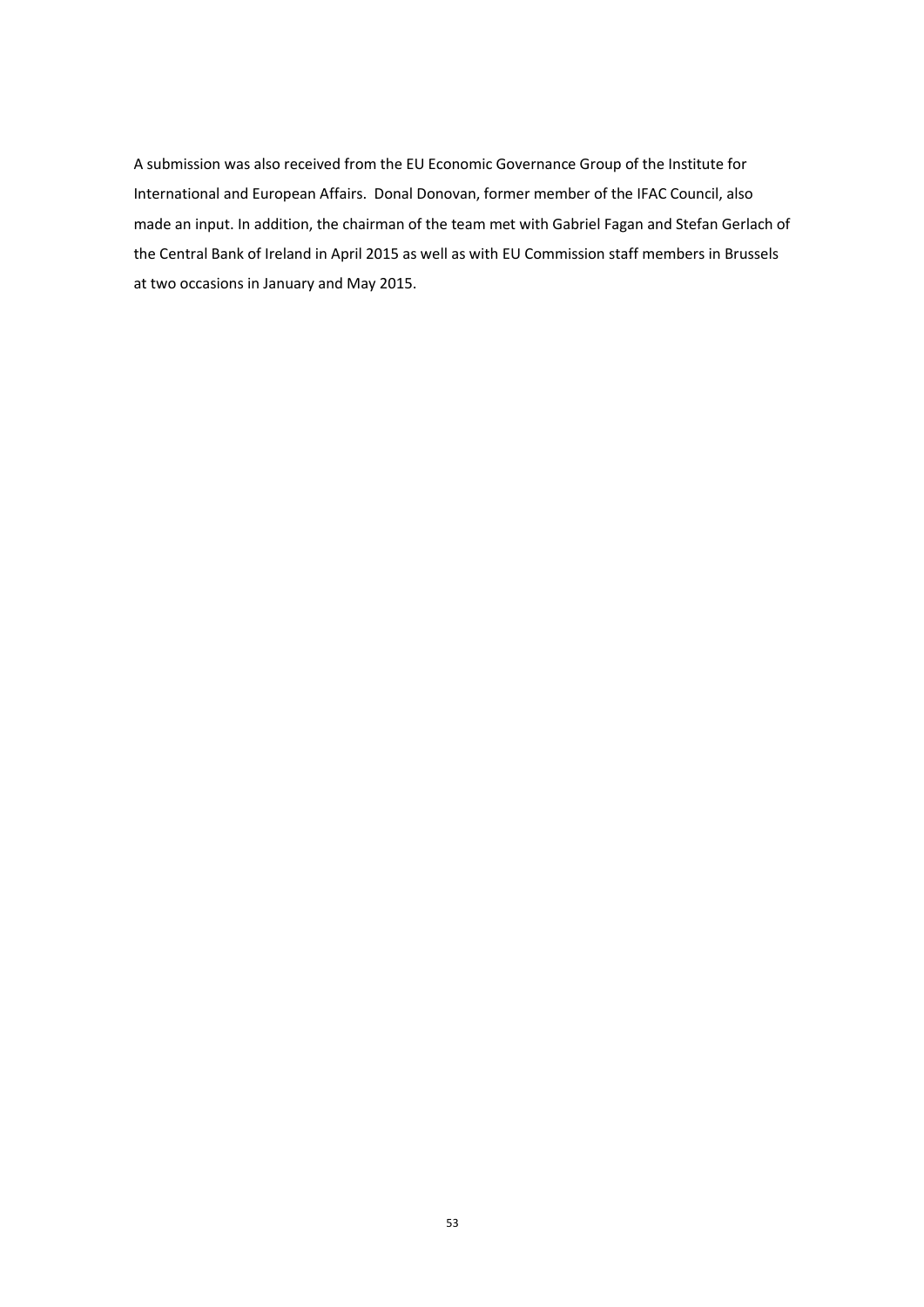A submission was also received from the EU Economic Governance Group of the Institute for International and European Affairs. Donal Donovan, former member of the IFAC Council, also made an input. In addition, the chairman of the team met with Gabriel Fagan and Stefan Gerlach of the Central Bank of Ireland in April 2015 as well as with EU Commission staff members in Brussels at two occasions in January and May 2015.